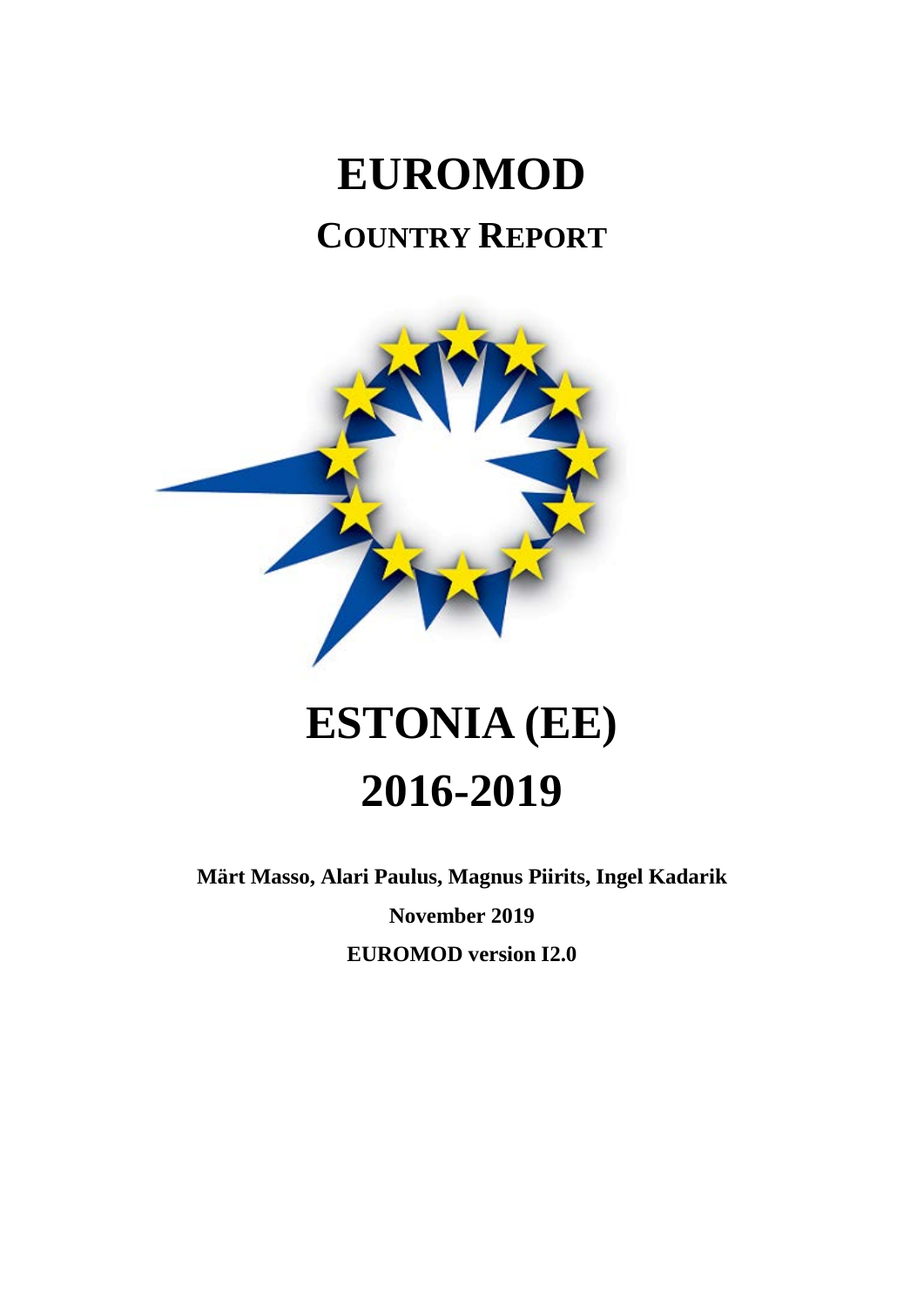# EUROMOD

## COUNTRY REPORT

# ESTONIA (EE)

# 2016-2019

**Märt Masso, Alari Paulus, Magnus Piirits, Ingel Kadarik**

**November 2019**

**EUROMOD version I2.0**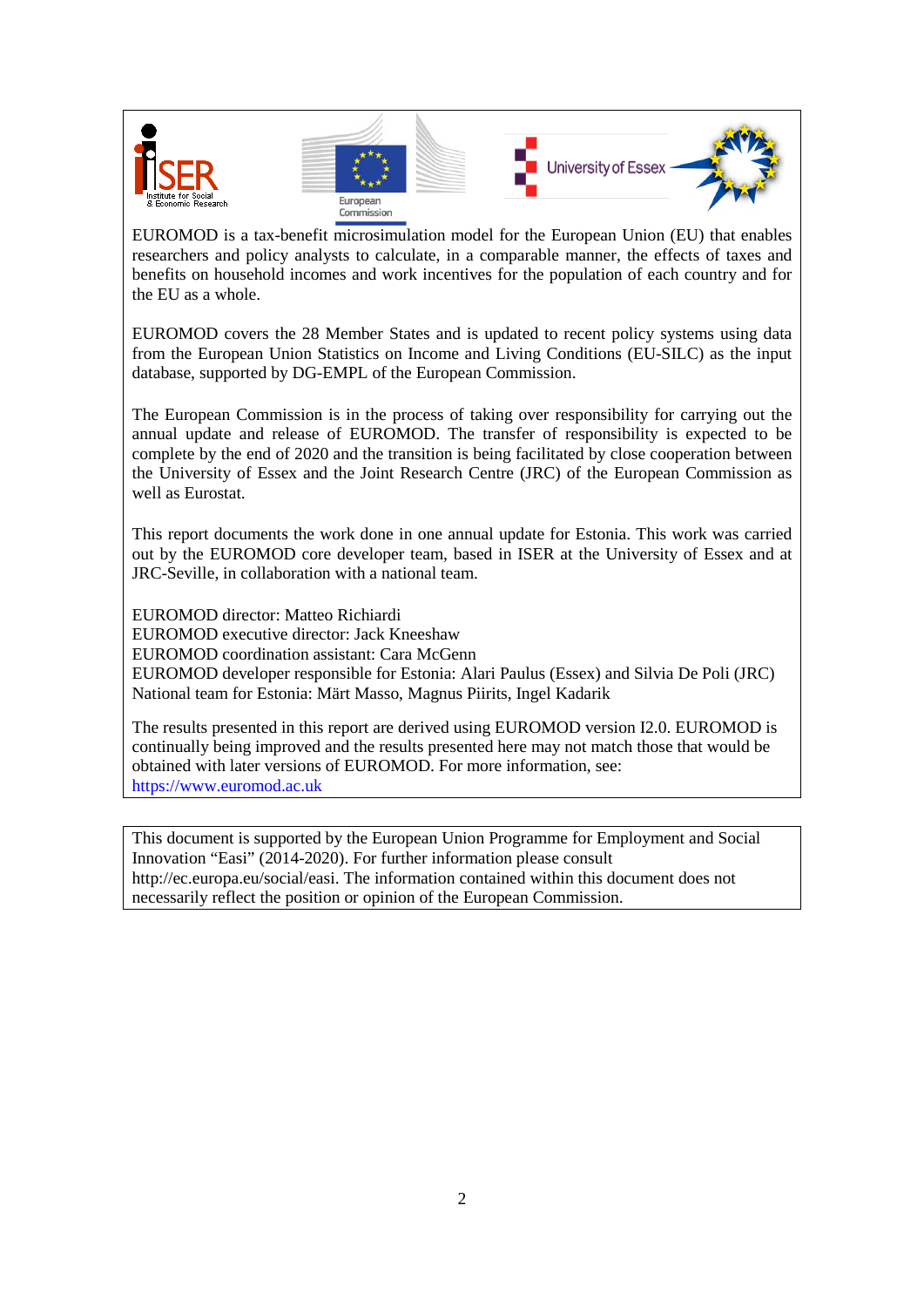EUROMOD is a tax-benefit microsimulation model for the European Union (EU) that enables researchers and policy analysts to calculate, in a comparable manner, the effects of taxes and benefits on household incomes and work incentives for the population of each country and for the EU as a whole.

EUROMOD covers the 28 Member States and is updated to recent policy systems using data from the European Union Statistics on Income and Living Conditions (EU-SILC) as the input database, supported by DG-EMPL of the European Commission.

The European Commission is in the process of taking over responsibility for carrying out the annual update and release of EUROMOD. The transfer of responsibility is expected to be complete by the end of 2020 and the transition is being facilitated by close cooperation between the University of Essex and the Joint Research Centre (JRC) of the European Commission as well as Eurostat.

This report documents the work done in one annual update for Estonia. This work was carried out by the EUROMOD core developer team, based in ISER at the University of Essex and at JRC-Seville, in collaboration with a national team.

EUROMOD director: Matteo Richiardi
EUROMOD executive director: Jack Kneeshaw
EUROMOD coordination assistant: Cara McGenn
EUROMOD developer responsible for Estonia: Alari Paulus (Essex) and Silvia De Poli (JRC)
National team for Estonia: Märt Masso, Magnus Piirits, Ingel Kadarik

The results presented in this report are derived using EUROMOD version I2.0. EUROMOD is continually being improved and the results presented here may not match those that would be obtained with later versions of EUROMOD. For more information, see: https://www.euromod.ac.uk

This document is supported by the European Union Programme for Employment and Social Innovation "Easi" (2014-2020). For further information please consult http://ec.europa.eu/social/easi. The information contained within this document does not necessarily reflect the position or opinion of the European Commission.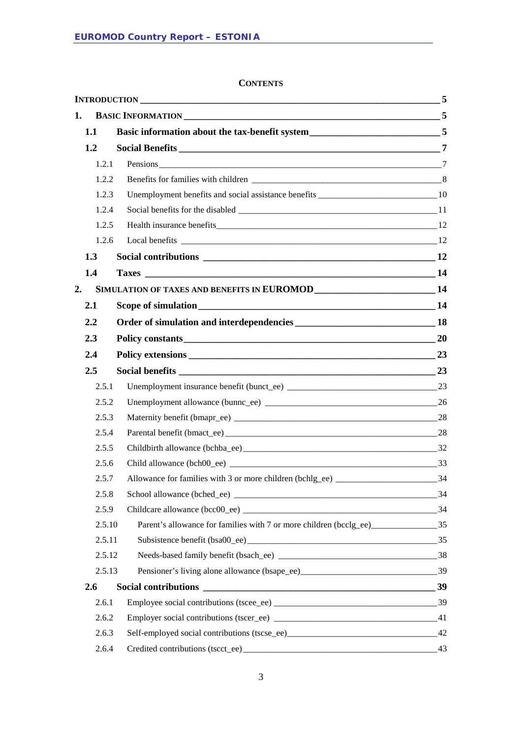## CONTENTS

| | | |
|---|---|---|
| **INTRODUCTION** | | **5** |
| **1.** | **BASIC INFORMATION** | **5** |
| **1.1** | **Basic information about the tax-benefit system** | **5** |
| **1.2** | **Social Benefits** | **7** |
| 1.2.1 | Pensions | 7 |
| 1.2.2 | Benefits for families with children | 8 |
| 1.2.3 | Unemployment benefits and social assistance benefits | 10 |
| 1.2.4 | Social benefits for the disabled | 11 |
| 1.2.5 | Health insurance benefits | 12 |
| 1.2.6 | Local benefits | 12 |
| **1.3** | **Social contributions** | **12** |
| **1.4** | **Taxes** | **14** |
| **2.** | **SIMULATION OF TAXES AND BENEFITS IN EUROMOD** | **14** |
| **2.1** | **Scope of simulation** | **14** |
| **2.2** | **Order of simulation and interdependencies** | **18** |
| **2.3** | **Policy constants** | **20** |
| **2.4** | **Policy extensions** | **23** |
| **2.5** | **Social benefits** | **23** |
| 2.5.1 | Unemployment insurance benefit (bunct_ee) | 23 |
| 2.5.2 | Unemployment allowance (bunnc_ee) | 26 |
| 2.5.3 | Maternity benefit (bmapr_ee) | 28 |
| 2.5.4 | Parental benefit (bmact_ee) | 28 |
| 2.5.5 | Childbirth allowance (bchba_ee) | 32 |
| 2.5.6 | Child allowance (bch00_ee) | 33 |
| 2.5.7 | Allowance for families with 3 or more children (bchlg_ee) | 34 |
| 2.5.8 | School allowance (bched_ee) | 34 |
| 2.5.9 | Childcare allowance (bcc00_ee) | 34 |
| 2.5.10 | Parent's allowance for families with 7 or more children (bcclg_ee) | 35 |
| 2.5.11 | Subsistence benefit (bsa00_ee) | 35 |
| 2.5.12 | Needs-based family benefit (bsach_ee) | 38 |
| 2.5.13 | Pensioner's living alone allowance (bsape_ee) | 39 |
| **2.6** | **Social contributions** | **39** |
| 2.6.1 | Employee social contributions (tscee_ee) | 39 |
| 2.6.2 | Employer social contributions (tscer_ee) | 41 |
| 2.6.3 | Self-employed social contributions (tscse_ee) | 42 |
| 2.6.4 | Credited contributions (tscct_ee) | 43 |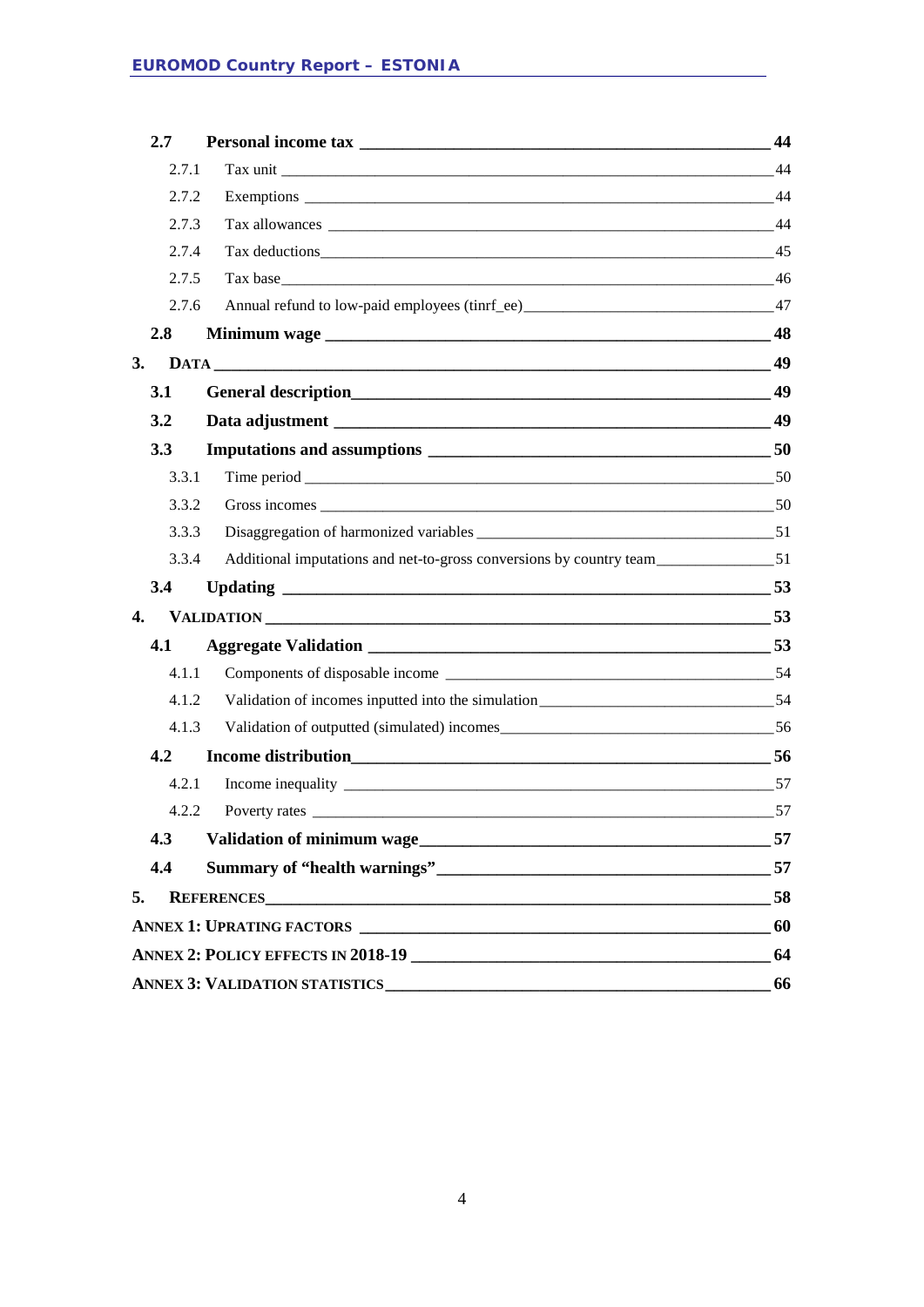**2.7 Personal income tax** 44

- 2.7.1 Tax unit 44
- 2.7.2 Exemptions 44
- 2.7.3 Tax allowances 44
- 2.7.4 Tax deductions 45
- 2.7.5 Tax base 46
- 2.7.6 Annual refund to low-paid employees (tinrf_ee) 47

**2.8 Minimum wage** 48

**3. DATA** 49

**3.1 General description** 49

**3.2 Data adjustment** 49

**3.3 Imputations and assumptions** 50

- 3.3.1 Time period 50
- 3.3.2 Gross incomes 50
- 3.3.3 Disaggregation of harmonized variables 51
- 3.3.4 Additional imputations and net-to-gross conversions by country team 51

**3.4 Updating** 53

**4. VALIDATION** 53

**4.1 Aggregate Validation** 53

- 4.1.1 Components of disposable income 54
- 4.1.2 Validation of incomes inputted into the simulation 54
- 4.1.3 Validation of outputted (simulated) incomes 56

**4.2 Income distribution** 56

- 4.2.1 Income inequality 57
- 4.2.2 Poverty rates 57

**4.3 Validation of minimum wage** 57

**4.4 Summary of "health warnings"** 57

**5. REFERENCES** 58

**ANNEX 1: UPRATING FACTORS** 60

**ANNEX 2: POLICY EFFECTS IN 2018-19** 64

**ANNEX 3: VALIDATION STATISTICS** 66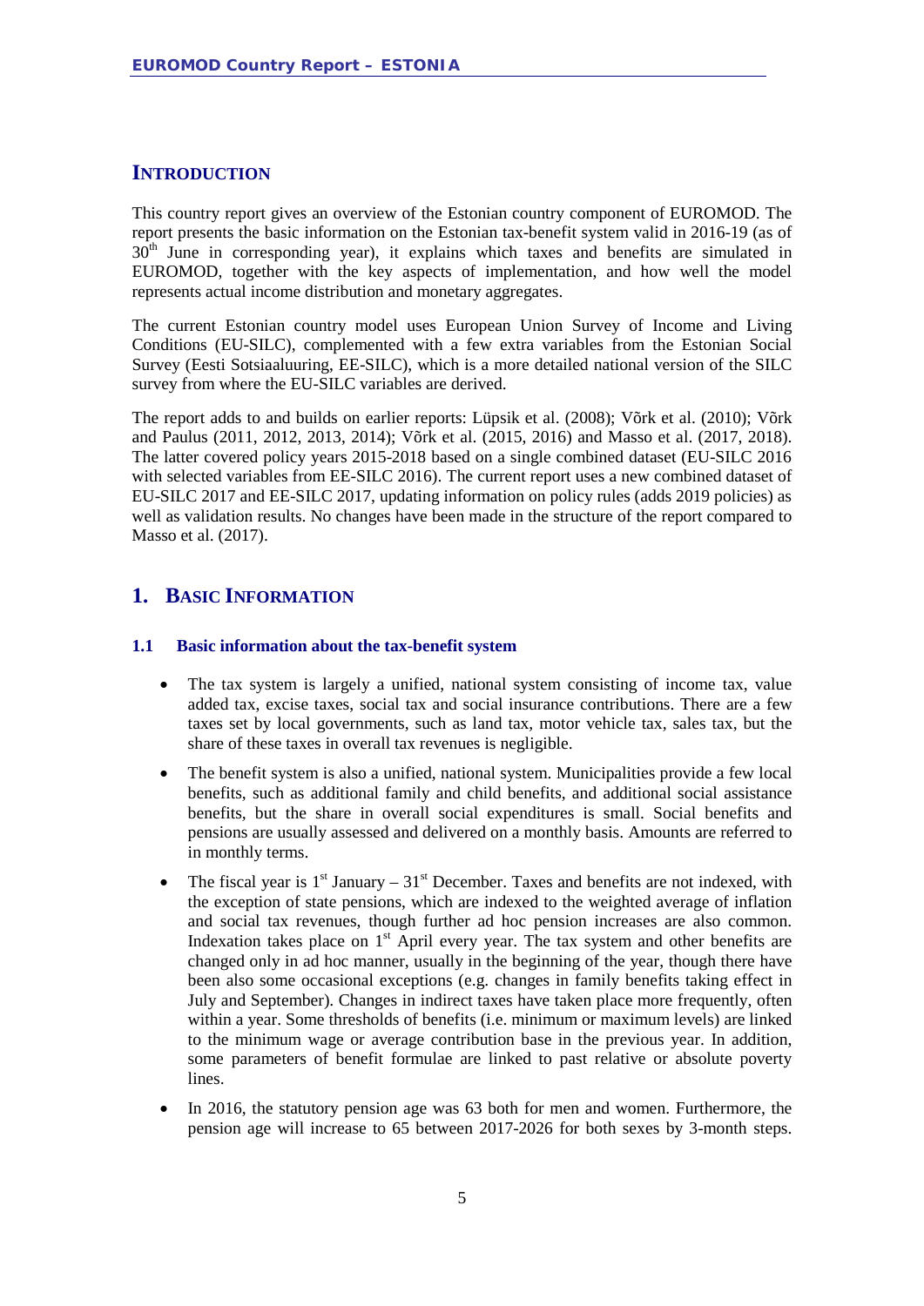# INTRODUCTION

This country report gives an overview of the Estonian country component of EUROMOD. The report presents the basic information on the Estonian tax-benefit system valid in 2016-19 (as of 30th June in corresponding year), it explains which taxes and benefits are simulated in EUROMOD, together with the key aspects of implementation, and how well the model represents actual income distribution and monetary aggregates.

The current Estonian country model uses European Union Survey of Income and Living Conditions (EU-SILC), complemented with a few extra variables from the Estonian Social Survey (Eesti Sotsiaaluuring, EE-SILC), which is a more detailed national version of the SILC survey from where the EU-SILC variables are derived.

The report adds to and builds on earlier reports: Lüpsik et al. (2008); Võrk et al. (2010); Võrk and Paulus (2011, 2012, 2013, 2014); Võrk et al. (2015, 2016) and Masso et al. (2017, 2018). The latter covered policy years 2015-2018 based on a single combined dataset (EU-SILC 2016 with selected variables from EE-SILC 2016). The current report uses a new combined dataset of EU-SILC 2017 and EE-SILC 2017, updating information on policy rules (adds 2019 policies) as well as validation results. No changes have been made in the structure of the report compared to Masso et al. (2017).

# 1. BASIC INFORMATION

## 1.1 Basic information about the tax-benefit system

- The tax system is largely a unified, national system consisting of income tax, value added tax, excise taxes, social tax and social insurance contributions. There are a few taxes set by local governments, such as land tax, motor vehicle tax, sales tax, but the share of these taxes in overall tax revenues is negligible.
- The benefit system is also a unified, national system. Municipalities provide a few local benefits, such as additional family and child benefits, and additional social assistance benefits, but the share in overall social expenditures is small. Social benefits and pensions are usually assessed and delivered on a monthly basis. Amounts are referred to in monthly terms.
- The fiscal year is 1st January – 31st December. Taxes and benefits are not indexed, with the exception of state pensions, which are indexed to the weighted average of inflation and social tax revenues, though further ad hoc pension increases are also common. Indexation takes place on 1st April every year. The tax system and other benefits are changed only in ad hoc manner, usually in the beginning of the year, though there have been also some occasional exceptions (e.g. changes in family benefits taking effect in July and September). Changes in indirect taxes have taken place more frequently, often within a year. Some thresholds of benefits (i.e. minimum or maximum levels) are linked to the minimum wage or average contribution base in the previous year. In addition, some parameters of benefit formulae are linked to past relative or absolute poverty lines.
- In 2016, the statutory pension age was 63 both for men and women. Furthermore, the pension age will increase to 65 between 2017-2026 for both sexes by 3-month steps.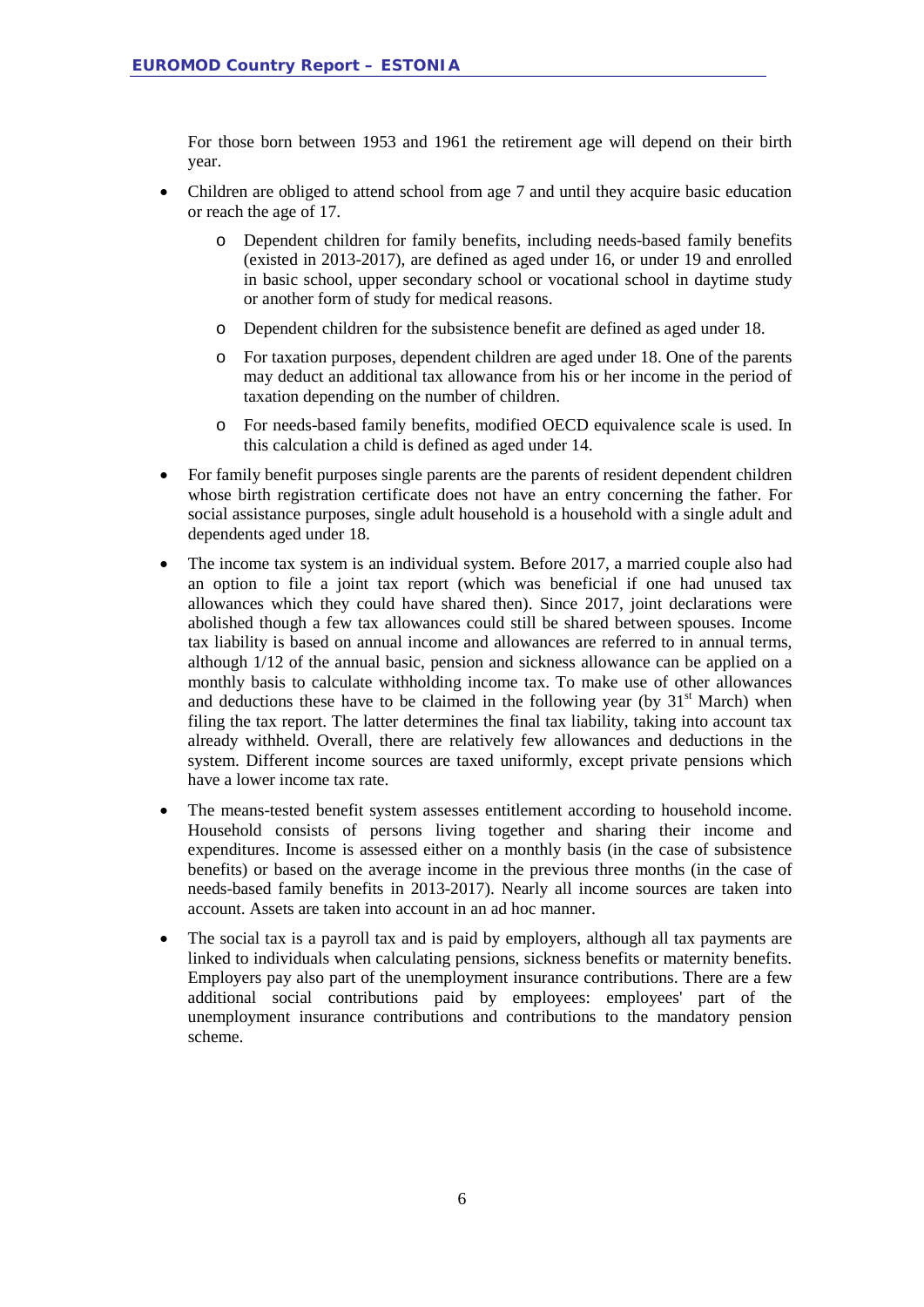For those born between 1953 and 1961 the retirement age will depend on their birth year.

- Children are obliged to attend school from age 7 and until they acquire basic education or reach the age of 17.
    - Dependent children for family benefits, including needs-based family benefits (existed in 2013-2017), are defined as aged under 16, or under 19 and enrolled in basic school, upper secondary school or vocational school in daytime study or another form of study for medical reasons.
    - Dependent children for the subsistence benefit are defined as aged under 18.
    - For taxation purposes, dependent children are aged under 18. One of the parents may deduct an additional tax allowance from his or her income in the period of taxation depending on the number of children.
    - For needs-based family benefits, modified OECD equivalence scale is used. In this calculation a child is defined as aged under 14.
- For family benefit purposes single parents are the parents of resident dependent children whose birth registration certificate does not have an entry concerning the father. For social assistance purposes, single adult household is a household with a single adult and dependents aged under 18.
- The income tax system is an individual system. Before 2017, a married couple also had an option to file a joint tax report (which was beneficial if one had unused tax allowances which they could have shared then). Since 2017, joint declarations were abolished though a few tax allowances could still be shared between spouses. Income tax liability is based on annual income and allowances are referred to in annual terms, although 1/12 of the annual basic, pension and sickness allowance can be applied on a monthly basis to calculate withholding income tax. To make use of other allowances and deductions these have to be claimed in the following year (by 31st March) when filing the tax report. The latter determines the final tax liability, taking into account tax already withheld. Overall, there are relatively few allowances and deductions in the system. Different income sources are taxed uniformly, except private pensions which have a lower income tax rate.
- The means-tested benefit system assesses entitlement according to household income. Household consists of persons living together and sharing their income and expenditures. Income is assessed either on a monthly basis (in the case of subsistence benefits) or based on the average income in the previous three months (in the case of needs-based family benefits in 2013-2017). Nearly all income sources are taken into account. Assets are taken into account in an ad hoc manner.
- The social tax is a payroll tax and is paid by employers, although all tax payments are linked to individuals when calculating pensions, sickness benefits or maternity benefits. Employers pay also part of the unemployment insurance contributions. There are a few additional social contributions paid by employees: employees' part of the unemployment insurance contributions and contributions to the mandatory pension scheme.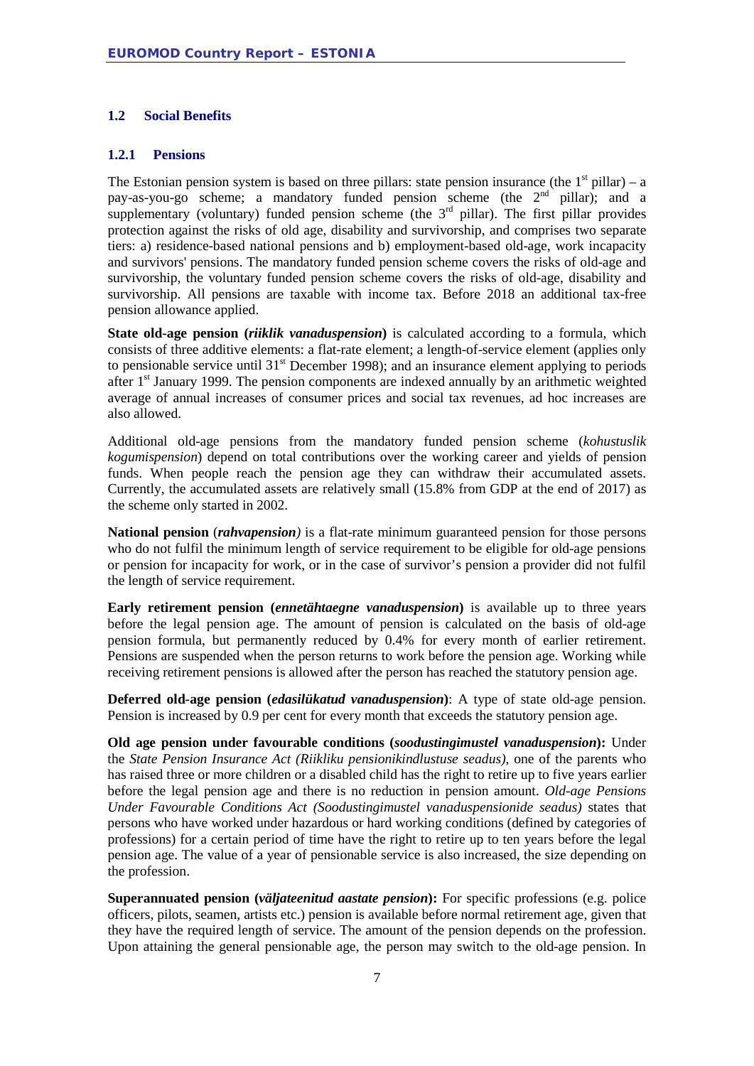## 1.2 Social Benefits

### 1.2.1 Pensions

The Estonian pension system is based on three pillars: state pension insurance (the 1st pillar) – a pay-as-you-go scheme; a mandatory funded pension scheme (the 2nd pillar); and a supplementary (voluntary) funded pension scheme (the 3rd pillar). The first pillar provides protection against the risks of old age, disability and survivorship, and comprises two separate tiers: a) residence-based national pensions and b) employment-based old-age, work incapacity and survivors' pensions. The mandatory funded pension scheme covers the risks of old-age and survivorship, the voluntary funded pension scheme covers the risks of old-age, disability and survivorship. All pensions are taxable with income tax. Before 2018 an additional tax-free pension allowance applied.

**State old-age pension (*riiklik vanaduspension*)** is calculated according to a formula, which consists of three additive elements: a flat-rate element; a length-of-service element (applies only to pensionable service until 31st December 1998); and an insurance element applying to periods after 1st January 1999. The pension components are indexed annually by an arithmetic weighted average of annual increases of consumer prices and social tax revenues, ad hoc increases are also allowed.

Additional old-age pensions from the mandatory funded pension scheme (*kohustuslik kogumispension*) depend on total contributions over the working career and yields of pension funds. When people reach the pension age they can withdraw their accumulated assets. Currently, the accumulated assets are relatively small (15.8% from GDP at the end of 2017) as the scheme only started in 2002.

**National pension** (***rahvapension****)* is a flat-rate minimum guaranteed pension for those persons who do not fulfil the minimum length of service requirement to be eligible for old-age pensions or pension for incapacity for work, or in the case of survivor's pension a provider did not fulfil the length of service requirement.

**Early retirement pension (*ennetähtaegne vanaduspension*)** is available up to three years before the legal pension age. The amount of pension is calculated on the basis of old-age pension formula, but permanently reduced by 0.4% for every month of earlier retirement. Pensions are suspended when the person returns to work before the pension age. Working while receiving retirement pensions is allowed after the person has reached the statutory pension age.

**Deferred old-age pension (*edasilükatud vanaduspension*)**: A type of state old-age pension. Pension is increased by 0.9 per cent for every month that exceeds the statutory pension age.

**Old age pension under favourable conditions (*soodustingimustel vanaduspension*):** Under the *State Pension Insurance Act (Riikliku pensionikindlustuse seadus)*, one of the parents who has raised three or more children or a disabled child has the right to retire up to five years earlier before the legal pension age and there is no reduction in pension amount. *Old-age Pensions Under Favourable Conditions Act (Soodustingimustel vanaduspensionide seadus)* states that persons who have worked under hazardous or hard working conditions (defined by categories of professions) for a certain period of time have the right to retire up to ten years before the legal pension age. The value of a year of pensionable service is also increased, the size depending on the profession.

**Superannuated pension (*väljateenitud aastate pension*):** For specific professions (e.g. police officers, pilots, seamen, artists etc.) pension is available before normal retirement age, given that they have the required length of service. The amount of the pension depends on the profession. Upon attaining the general pensionable age, the person may switch to the old-age pension. In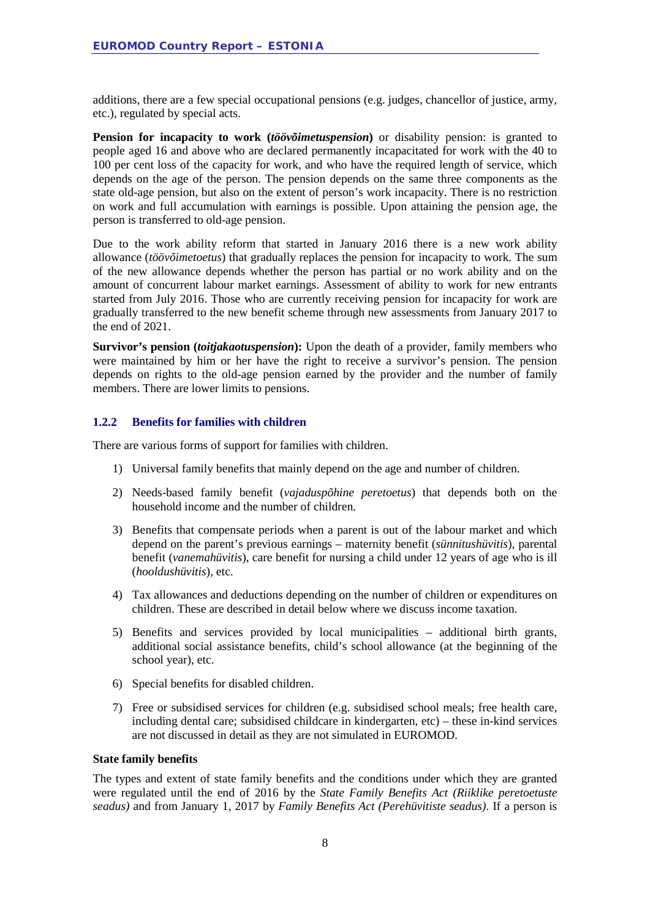additions, there are a few special occupational pensions (e.g. judges, chancellor of justice, army, etc.), regulated by special acts.

**Pension for incapacity to work (*töövõimetuspension*)** or disability pension: is granted to people aged 16 and above who are declared permanently incapacitated for work with the 40 to 100 per cent loss of the capacity for work, and who have the required length of service, which depends on the age of the person. The pension depends on the same three components as the state old-age pension, but also on the extent of person's work incapacity. There is no restriction on work and full accumulation with earnings is possible. Upon attaining the pension age, the person is transferred to old-age pension.

Due to the work ability reform that started in January 2016 there is a new work ability allowance (*töövõimetoetus*) that gradually replaces the pension for incapacity to work. The sum of the new allowance depends whether the person has partial or no work ability and on the amount of concurrent labour market earnings. Assessment of ability to work for new entrants started from July 2016. Those who are currently receiving pension for incapacity for work are gradually transferred to the new benefit scheme through new assessments from January 2017 to the end of 2021.

**Survivor's pension (*toitjakaotuspension*):** Upon the death of a provider, family members who were maintained by him or her have the right to receive a survivor's pension. The pension depends on rights to the old-age pension earned by the provider and the number of family members. There are lower limits to pensions.

### 1.2.2 Benefits for families with children

There are various forms of support for families with children.

1) Universal family benefits that mainly depend on the age and number of children.
2) Needs-based family benefit (*vajaduspõhine peretoetus*) that depends both on the household income and the number of children.
3) Benefits that compensate periods when a parent is out of the labour market and which depend on the parent's previous earnings – maternity benefit (*sünnitushüvitis*), parental benefit (*vanemahüvitis*), care benefit for nursing a child under 12 years of age who is ill (*hooldushüvitis*), etc.
4) Tax allowances and deductions depending on the number of children or expenditures on children. These are described in detail below where we discuss income taxation.
5) Benefits and services provided by local municipalities – additional birth grants, additional social assistance benefits, child's school allowance (at the beginning of the school year), etc.
6) Special benefits for disabled children.
7) Free or subsidised services for children (e.g. subsidised school meals; free health care, including dental care; subsidised childcare in kindergarten, etc) – these in-kind services are not discussed in detail as they are not simulated in EUROMOD.

**State family benefits**

The types and extent of state family benefits and the conditions under which they are granted were regulated until the end of 2016 by the *State Family Benefits Act (Riiklike peretoetuste seadus)* and from January 1, 2017 by *Family Benefits Act (Perehüvitiste seadus)*. If a person is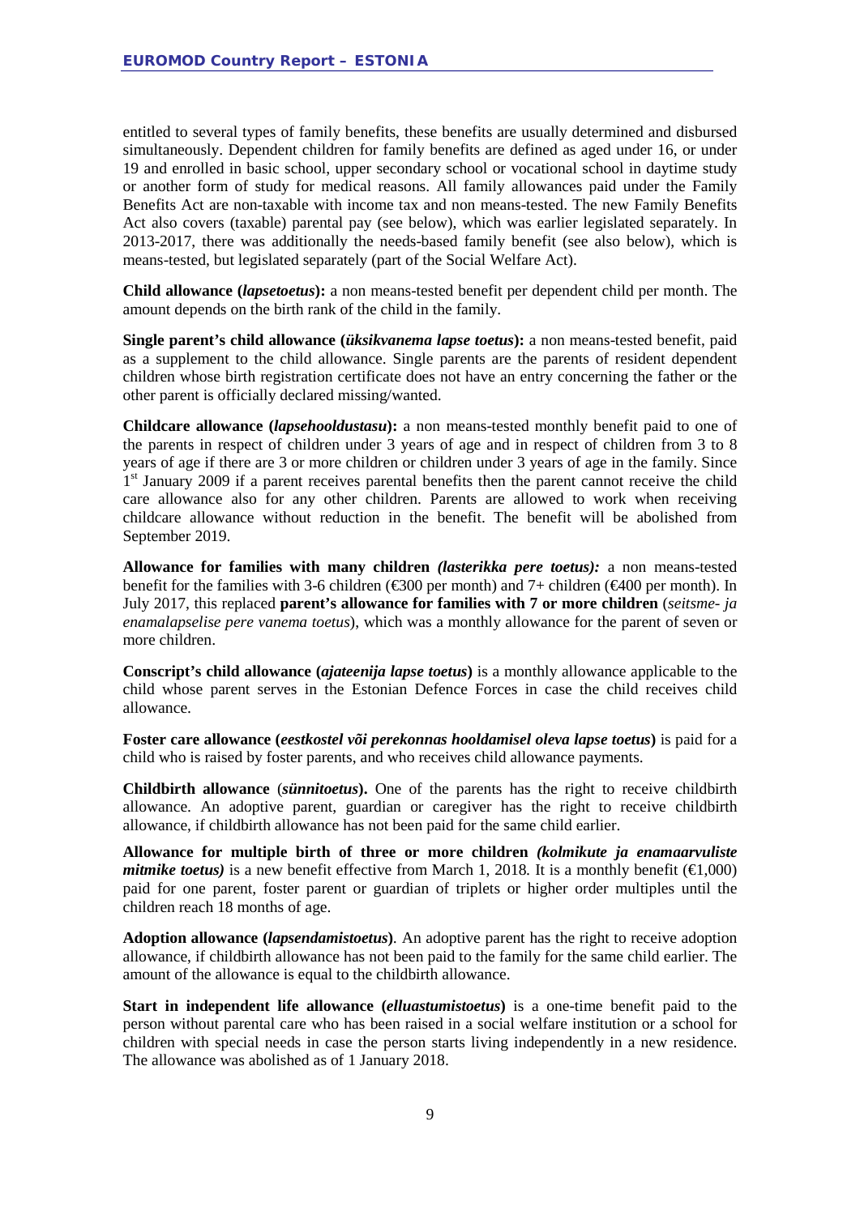entitled to several types of family benefits, these benefits are usually determined and disbursed simultaneously. Dependent children for family benefits are defined as aged under 16, or under 19 and enrolled in basic school, upper secondary school or vocational school in daytime study or another form of study for medical reasons. All family allowances paid under the Family Benefits Act are non-taxable with income tax and non means-tested. The new Family Benefits Act also covers (taxable) parental pay (see below), which was earlier legislated separately. In 2013-2017, there was additionally the needs-based family benefit (see also below), which is means-tested, but legislated separately (part of the Social Welfare Act).

**Child allowance (*lapsetoetus*):** a non means-tested benefit per dependent child per month. The amount depends on the birth rank of the child in the family.

**Single parent's child allowance (*üksikvanema lapse toetus*):** a non means-tested benefit, paid as a supplement to the child allowance. Single parents are the parents of resident dependent children whose birth registration certificate does not have an entry concerning the father or the other parent is officially declared missing/wanted.

**Childcare allowance (*lapsehooldustasu*):** a non means-tested monthly benefit paid to one of the parents in respect of children under 3 years of age and in respect of children from 3 to 8 years of age if there are 3 or more children or children under 3 years of age in the family. Since 1st January 2009 if a parent receives parental benefits then the parent cannot receive the child care allowance also for any other children. Parents are allowed to work when receiving childcare allowance without reduction in the benefit. The benefit will be abolished from September 2019.

**Allowance for families with many children *(lasterikka pere toetus):*** a non means-tested benefit for the families with 3-6 children (€300 per month) and 7+ children (€400 per month). In July 2017, this replaced **parent's allowance for families with 7 or more children** (*seitsme- ja enamalapselise pere vanema toetus*), which was a monthly allowance for the parent of seven or more children.

**Conscript's child allowance (*ajateenija lapse toetus*)** is a monthly allowance applicable to the child whose parent serves in the Estonian Defence Forces in case the child receives child allowance.

**Foster care allowance (*eestkostel või perekonnas hooldamisel oleva lapse toetus*)** is paid for a child who is raised by foster parents, and who receives child allowance payments.

**Childbirth allowance** (***sünnitoetus*).** One of the parents has the right to receive childbirth allowance. An adoptive parent, guardian or caregiver has the right to receive childbirth allowance, if childbirth allowance has not been paid for the same child earlier.

**Allowance for multiple birth of three or more children *(kolmikute ja enamaarvuliste mitmike toetus)*** is a new benefit effective from March 1, 2018*.* It is a monthly benefit (€1,000) paid for one parent, foster parent or guardian of triplets or higher order multiples until the children reach 18 months of age.

**Adoption allowance (*lapsendamistoetus*)***.* An adoptive parent has the right to receive adoption allowance, if childbirth allowance has not been paid to the family for the same child earlier. The amount of the allowance is equal to the childbirth allowance.

**Start in independent life allowance (*elluastumistoetus*)** is a one-time benefit paid to the person without parental care who has been raised in a social welfare institution or a school for children with special needs in case the person starts living independently in a new residence. The allowance was abolished as of 1 January 2018.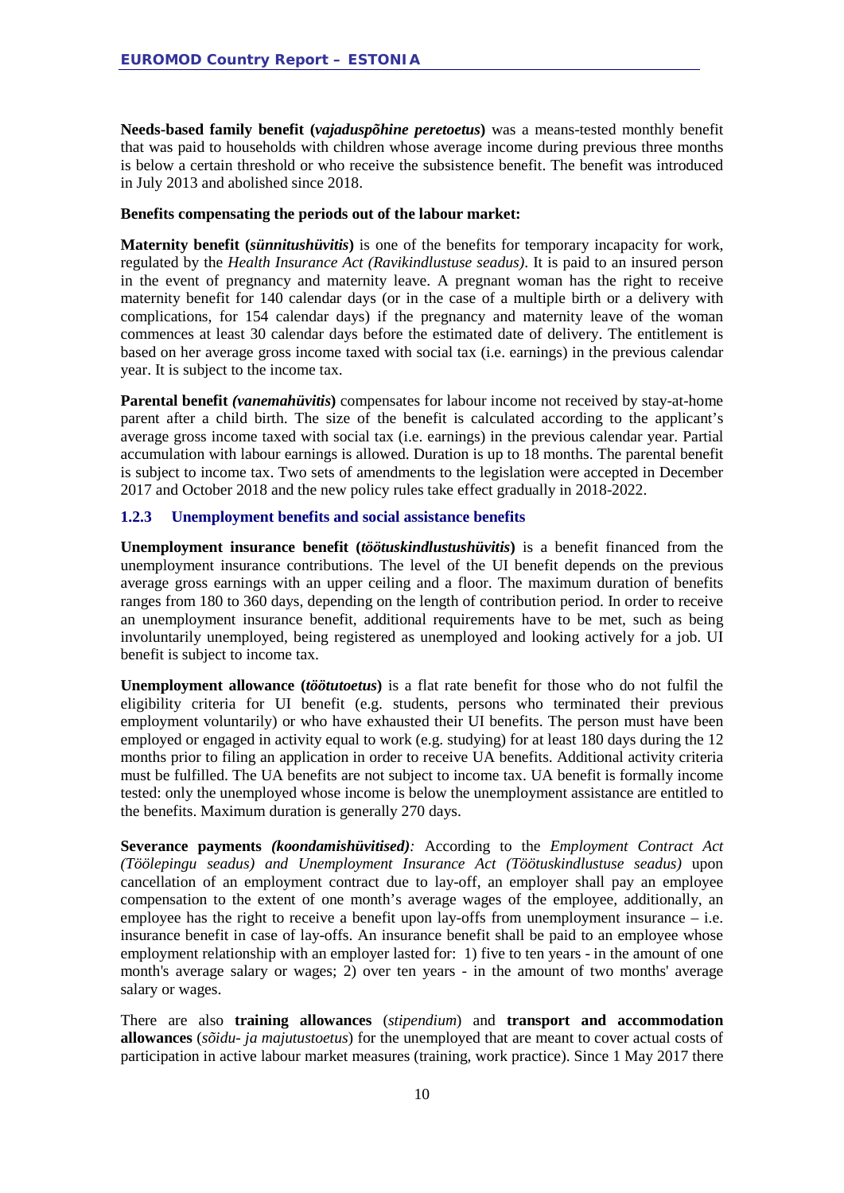**Needs-based family benefit (*vajaduspõhine peretoetus*)** was a means-tested monthly benefit that was paid to households with children whose average income during previous three months is below a certain threshold or who receive the subsistence benefit. The benefit was introduced in July 2013 and abolished since 2018.

**Benefits compensating the periods out of the labour market:**

**Maternity benefit (*sünnitushüvitis*)** is one of the benefits for temporary incapacity for work, regulated by the *Health Insurance Act (Ravikindlustuse seadus)*. It is paid to an insured person in the event of pregnancy and maternity leave. A pregnant woman has the right to receive maternity benefit for 140 calendar days (or in the case of a multiple birth or a delivery with complications, for 154 calendar days) if the pregnancy and maternity leave of the woman commences at least 30 calendar days before the estimated date of delivery. The entitlement is based on her average gross income taxed with social tax (i.e. earnings) in the previous calendar year. It is subject to the income tax.

**Parental benefit *(vanemahüvitis*)** compensates for labour income not received by stay-at-home parent after a child birth. The size of the benefit is calculated according to the applicant's average gross income taxed with social tax (i.e. earnings) in the previous calendar year. Partial accumulation with labour earnings is allowed. Duration is up to 18 months. The parental benefit is subject to income tax. Two sets of amendments to the legislation were accepted in December 2017 and October 2018 and the new policy rules take effect gradually in 2018-2022.

### 1.2.3 Unemployment benefits and social assistance benefits

**Unemployment insurance benefit (*töötuskindlustushüvitis*)** is a benefit financed from the unemployment insurance contributions. The level of the UI benefit depends on the previous average gross earnings with an upper ceiling and a floor. The maximum duration of benefits ranges from 180 to 360 days, depending on the length of contribution period. In order to receive an unemployment insurance benefit, additional requirements have to be met, such as being involuntarily unemployed, being registered as unemployed and looking actively for a job. UI benefit is subject to income tax.

**Unemployment allowance (*töötutoetus*)** is a flat rate benefit for those who do not fulfil the eligibility criteria for UI benefit (e.g. students, persons who terminated their previous employment voluntarily) or who have exhausted their UI benefits. The person must have been employed or engaged in activity equal to work (e.g. studying) for at least 180 days during the 12 months prior to filing an application in order to receive UA benefits. Additional activity criteria must be fulfilled. The UA benefits are not subject to income tax. UA benefit is formally income tested: only the unemployed whose income is below the unemployment assistance are entitled to the benefits. Maximum duration is generally 270 days.

**Severance payments *(koondamishüvitised)*:** According to the *Employment Contract Act (Töölepingu seadus) and Unemployment Insurance Act (Töötuskindlustuse seadus)* upon cancellation of an employment contract due to lay-off, an employer shall pay an employee compensation to the extent of one month's average wages of the employee, additionally, an employee has the right to receive a benefit upon lay-offs from unemployment insurance – i.e. insurance benefit in case of lay-offs. An insurance benefit shall be paid to an employee whose employment relationship with an employer lasted for: 1) five to ten years - in the amount of one month's average salary or wages; 2) over ten years - in the amount of two months' average salary or wages.

There are also **training allowances** (*stipendium*) and **transport and accommodation allowances** (*sõidu- ja majutustoetus*) for the unemployed that are meant to cover actual costs of participation in active labour market measures (training, work practice). Since 1 May 2017 there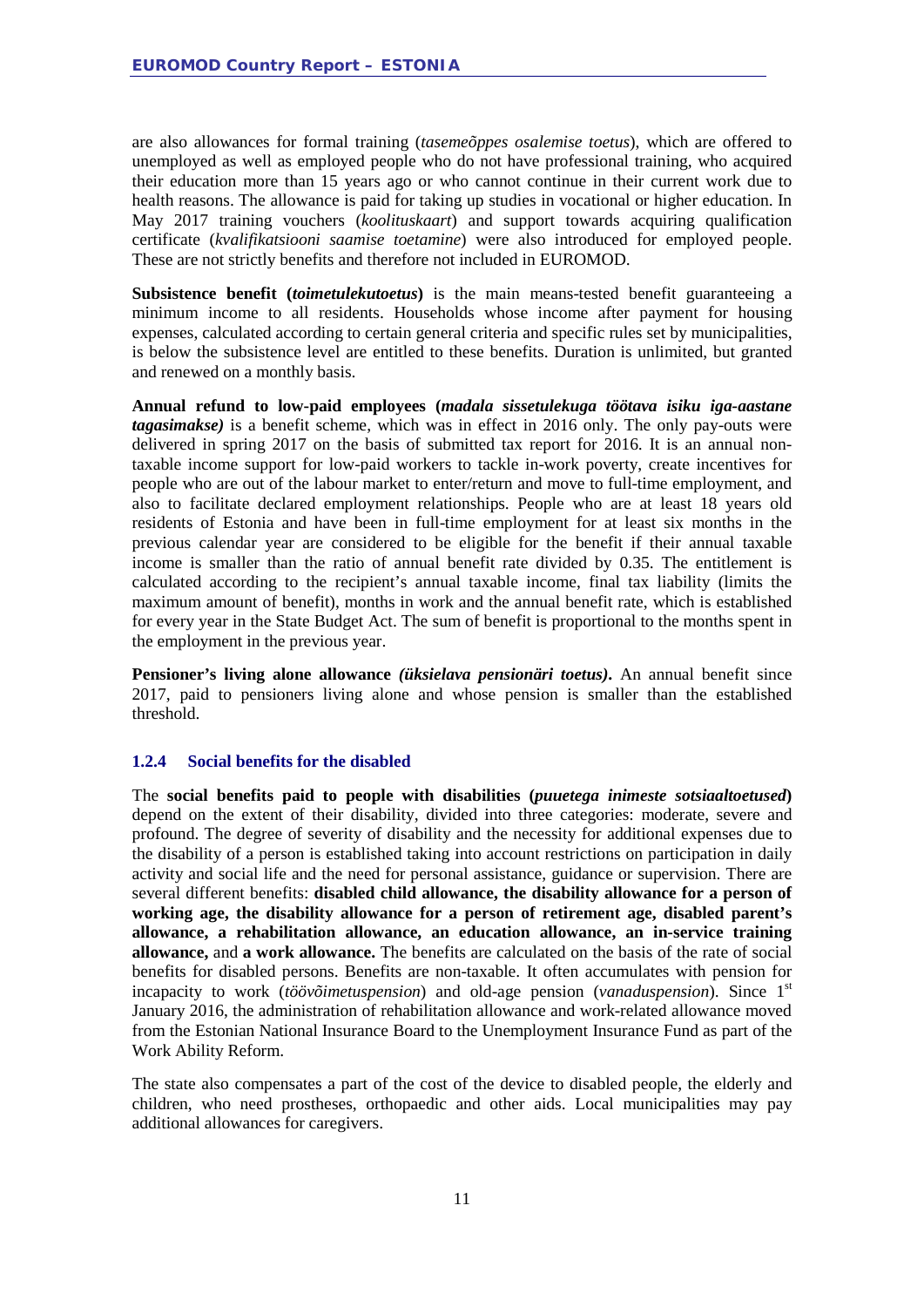are also allowances for formal training (*tasemeõppes osalemise toetus*), which are offered to unemployed as well as employed people who do not have professional training, who acquired their education more than 15 years ago or who cannot continue in their current work due to health reasons. The allowance is paid for taking up studies in vocational or higher education. In May 2017 training vouchers (*koolituskaart*) and support towards acquiring qualification certificate (*kvalifikatsiooni saamise toetamine*) were also introduced for employed people. These are not strictly benefits and therefore not included in EUROMOD.

**Subsistence benefit (*toimetulekutoetus*)** is the main means-tested benefit guaranteeing a minimum income to all residents. Households whose income after payment for housing expenses, calculated according to certain general criteria and specific rules set by municipalities, is below the subsistence level are entitled to these benefits. Duration is unlimited, but granted and renewed on a monthly basis.

**Annual refund to low-paid employees (*madala sissetulekuga töötava isiku iga-aastane tagasimakse*)** is a benefit scheme, which was in effect in 2016 only. The only pay-outs were delivered in spring 2017 on the basis of submitted tax report for 2016. It is an annual non-taxable income support for low-paid workers to tackle in-work poverty, create incentives for people who are out of the labour market to enter/return and move to full-time employment, and also to facilitate declared employment relationships. People who are at least 18 years old residents of Estonia and have been in full-time employment for at least six months in the previous calendar year are considered to be eligible for the benefit if their annual taxable income is smaller than the ratio of annual benefit rate divided by 0.35. The entitlement is calculated according to the recipient's annual taxable income, final tax liability (limits the maximum amount of benefit), months in work and the annual benefit rate, which is established for every year in the State Budget Act. The sum of benefit is proportional to the months spent in the employment in the previous year.

**Pensioner's living alone allowance *(üksielava pensionäri toetus)*.** An annual benefit since 2017, paid to pensioners living alone and whose pension is smaller than the established threshold.

### 1.2.4 Social benefits for the disabled

The **social benefits paid to people with disabilities (*puuetega inimeste sotsiaaltoetused*)** depend on the extent of their disability, divided into three categories: moderate, severe and profound. The degree of severity of disability and the necessity for additional expenses due to the disability of a person is established taking into account restrictions on participation in daily activity and social life and the need for personal assistance, guidance or supervision. There are several different benefits: **disabled child allowance, the disability allowance for a person of working age, the disability allowance for a person of retirement age, disabled parent's allowance, a rehabilitation allowance, an education allowance, an in-service training allowance,** and **a work allowance.** The benefits are calculated on the basis of the rate of social benefits for disabled persons. Benefits are non-taxable. It often accumulates with pension for incapacity to work (*töövõimetuspension*) and old-age pension (*vanaduspension*). Since 1st January 2016, the administration of rehabilitation allowance and work-related allowance moved from the Estonian National Insurance Board to the Unemployment Insurance Fund as part of the Work Ability Reform.

The state also compensates a part of the cost of the device to disabled people, the elderly and children, who need prostheses, orthopaedic and other aids. Local municipalities may pay additional allowances for caregivers.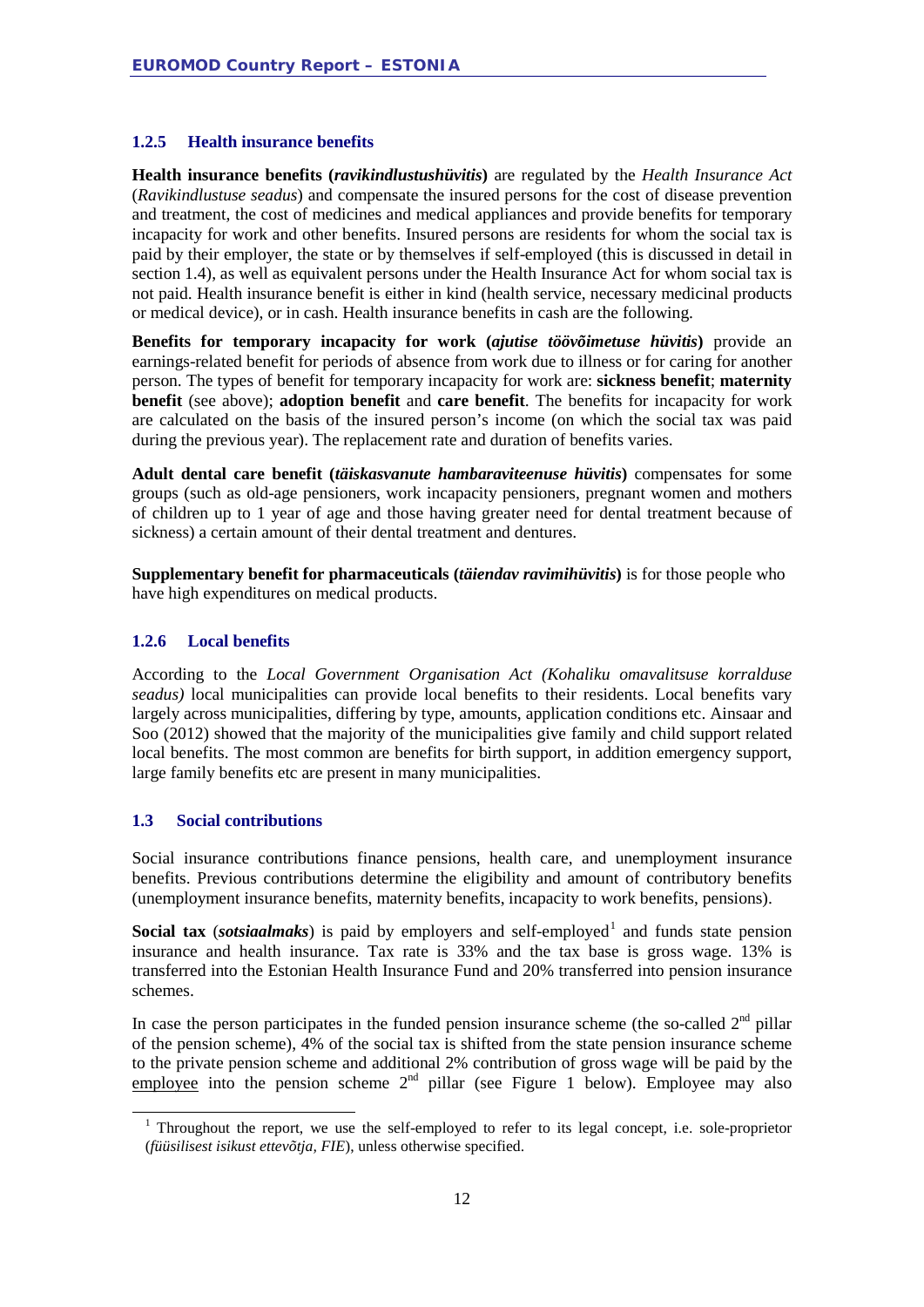### 1.2.5 Health insurance benefits

**Health insurance benefits (*ravikindlustushüvitis*)** are regulated by the *Health Insurance Act* (*Ravikindlustuse seadus*) and compensate the insured persons for the cost of disease prevention and treatment, the cost of medicines and medical appliances and provide benefits for temporary incapacity for work and other benefits. Insured persons are residents for whom the social tax is paid by their employer, the state or by themselves if self-employed (this is discussed in detail in section 1.4), as well as equivalent persons under the Health Insurance Act for whom social tax is not paid. Health insurance benefit is either in kind (health service, necessary medicinal products or medical device), or in cash. Health insurance benefits in cash are the following.

**Benefits for temporary incapacity for work (*ajutise töövõimetuse hüvitis*)** provide an earnings-related benefit for periods of absence from work due to illness or for caring for another person. The types of benefit for temporary incapacity for work are: **sickness benefit**; **maternity benefit** (see above); **adoption benefit** and **care benefit**. The benefits for incapacity for work are calculated on the basis of the insured person's income (on which the social tax was paid during the previous year). The replacement rate and duration of benefits varies.

**Adult dental care benefit (*täiskasvanute hambaraviteenuse hüvitis*)** compensates for some groups (such as old-age pensioners, work incapacity pensioners, pregnant women and mothers of children up to 1 year of age and those having greater need for dental treatment because of sickness) a certain amount of their dental treatment and dentures.

**Supplementary benefit for pharmaceuticals (*täiendav ravimihüvitis*)** is for those people who have high expenditures on medical products.

### 1.2.6 Local benefits

According to the *Local Government Organisation Act (Kohaliku omavalitsuse korralduse seadus)* local municipalities can provide local benefits to their residents. Local benefits vary largely across municipalities, differing by type, amounts, application conditions etc. Ainsaar and Soo (2012) showed that the majority of the municipalities give family and child support related local benefits. The most common are benefits for birth support, in addition emergency support, large family benefits etc are present in many municipalities.

## 1.3 Social contributions

Social insurance contributions finance pensions, health care, and unemployment insurance benefits. Previous contributions determine the eligibility and amount of contributory benefits (unemployment insurance benefits, maternity benefits, incapacity to work benefits, pensions).

**Social tax** (***sotsiaalmaks***) is paid by employers and self-employed[1] and funds state pension insurance and health insurance. Tax rate is 33% and the tax base is gross wage. 13% is transferred into the Estonian Health Insurance Fund and 20% transferred into pension insurance schemes.

In case the person participates in the funded pension insurance scheme (the so-called 2nd pillar of the pension scheme), 4% of the social tax is shifted from the state pension insurance scheme to the private pension scheme and additional 2% contribution of gross wage will be paid by the <u>employee</u> into the pension scheme 2nd pillar (see Figure 1 below). Employee may also

---

[1] Throughout the report, we use the self-employed to refer to its legal concept, i.e. sole-proprietor (*füüsilisest isikust ettevõtja, FIE*), unless otherwise specified.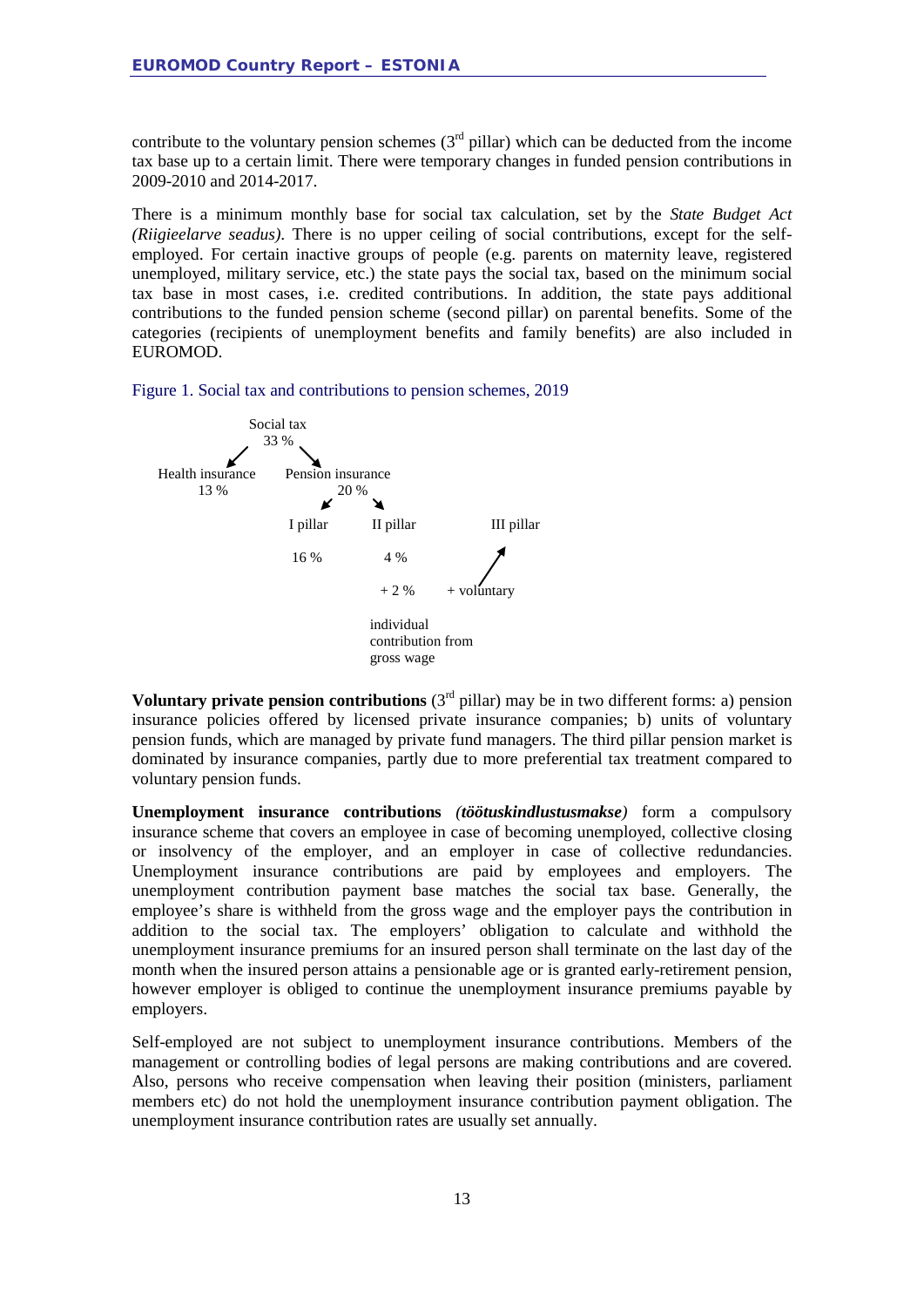contribute to the voluntary pension schemes (3rd pillar) which can be deducted from the income tax base up to a certain limit. There were temporary changes in funded pension contributions in 2009-2010 and 2014-2017.

There is a minimum monthly base for social tax calculation, set by the *State Budget Act (Riigieelarve seadus)*. There is no upper ceiling of social contributions, except for the self-employed. For certain inactive groups of people (e.g. parents on maternity leave, registered unemployed, military service, etc.) the state pays the social tax, based on the minimum social tax base in most cases, i.e. credited contributions. In addition, the state pays additional contributions to the funded pension scheme (second pillar) on parental benefits. Some of the categories (recipients of unemployment benefits and family benefits) are also included in EUROMOD.

Figure 1. Social tax and contributions to pension schemes, 2019

Social tax
33 %

Health insurance
13 %

Pension insurance
20 %

I pillar
16 %

II pillar
4 %
+ 2 %
individual contribution from gross wage

III pillar
+ voluntary

**Voluntary private pension contributions** (3rd pillar) may be in two different forms: a) pension insurance policies offered by licensed private insurance companies; b) units of voluntary pension funds, which are managed by private fund managers. The third pillar pension market is dominated by insurance companies, partly due to more preferential tax treatment compared to voluntary pension funds.

**Unemployment insurance contributions** ***(töötuskindlustusmakse)*** form a compulsory insurance scheme that covers an employee in case of becoming unemployed, collective closing or insolvency of the employer, and an employer in case of collective redundancies. Unemployment insurance contributions are paid by employees and employers. The unemployment contribution payment base matches the social tax base. Generally, the employee's share is withheld from the gross wage and the employer pays the contribution in addition to the social tax. The employers' obligation to calculate and withhold the unemployment insurance premiums for an insured person shall terminate on the last day of the month when the insured person attains a pensionable age or is granted early-retirement pension, however employer is obliged to continue the unemployment insurance premiums payable by employers.

Self-employed are not subject to unemployment insurance contributions. Members of the management or controlling bodies of legal persons are making contributions and are covered. Also, persons who receive compensation when leaving their position (ministers, parliament members etc) do not hold the unemployment insurance contribution payment obligation. The unemployment insurance contribution rates are usually set annually.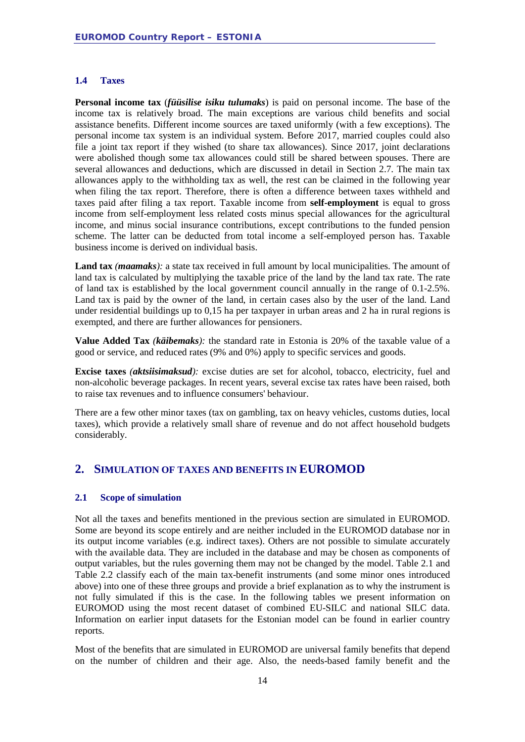### 1.4 Taxes

**Personal income tax** (***füüsilise isiku tulumaks***) is paid on personal income. The base of the income tax is relatively broad. The main exceptions are various child benefits and social assistance benefits. Different income sources are taxed uniformly (with a few exceptions). The personal income tax system is an individual system. Before 2017, married couples could also file a joint tax report if they wished (to share tax allowances). Since 2017, joint declarations were abolished though some tax allowances could still be shared between spouses. There are several allowances and deductions, which are discussed in detail in Section 2.7. The main tax allowances apply to the withholding tax as well, the rest can be claimed in the following year when filing the tax report. Therefore, there is often a difference between taxes withheld and taxes paid after filing a tax report. Taxable income from **self-employment** is equal to gross income from self-employment less related costs minus special allowances for the agricultural income, and minus social insurance contributions, except contributions to the funded pension scheme. The latter can be deducted from total income a self-employed person has. Taxable business income is derived on individual basis.

**Land tax** ***(maamaks):*** a state tax received in full amount by local municipalities. The amount of land tax is calculated by multiplying the taxable price of the land by the land tax rate. The rate of land tax is established by the local government council annually in the range of 0.1-2.5%. Land tax is paid by the owner of the land, in certain cases also by the user of the land. Land under residential buildings up to 0,15 ha per taxpayer in urban areas and 2 ha in rural regions is exempted, and there are further allowances for pensioners.

**Value Added Tax** ***(käibemaks):*** the standard rate in Estonia is 20% of the taxable value of a good or service, and reduced rates (9% and 0%) apply to specific services and goods.

**Excise taxes** ***(aktsiisimaksud):*** excise duties are set for alcohol, tobacco, electricity, fuel and non-alcoholic beverage packages. In recent years, several excise tax rates have been raised, both to raise tax revenues and to influence consumers' behaviour.

There are a few other minor taxes (tax on gambling, tax on heavy vehicles, customs duties, local taxes), which provide a relatively small share of revenue and do not affect household budgets considerably.

## 2. Simulation of taxes and benefits in EUROMOD

### 2.1 Scope of simulation

Not all the taxes and benefits mentioned in the previous section are simulated in EUROMOD. Some are beyond its scope entirely and are neither included in the EUROMOD database nor in its output income variables (e.g. indirect taxes). Others are not possible to simulate accurately with the available data. They are included in the database and may be chosen as components of output variables, but the rules governing them may not be changed by the model. Table 2.1 and Table 2.2 classify each of the main tax-benefit instruments (and some minor ones introduced above) into one of these three groups and provide a brief explanation as to why the instrument is not fully simulated if this is the case. In the following tables we present information on EUROMOD using the most recent dataset of combined EU-SILC and national SILC data. Information on earlier input datasets for the Estonian model can be found in earlier country reports.

Most of the benefits that are simulated in EUROMOD are universal family benefits that depend on the number of children and their age. Also, the needs-based family benefit and the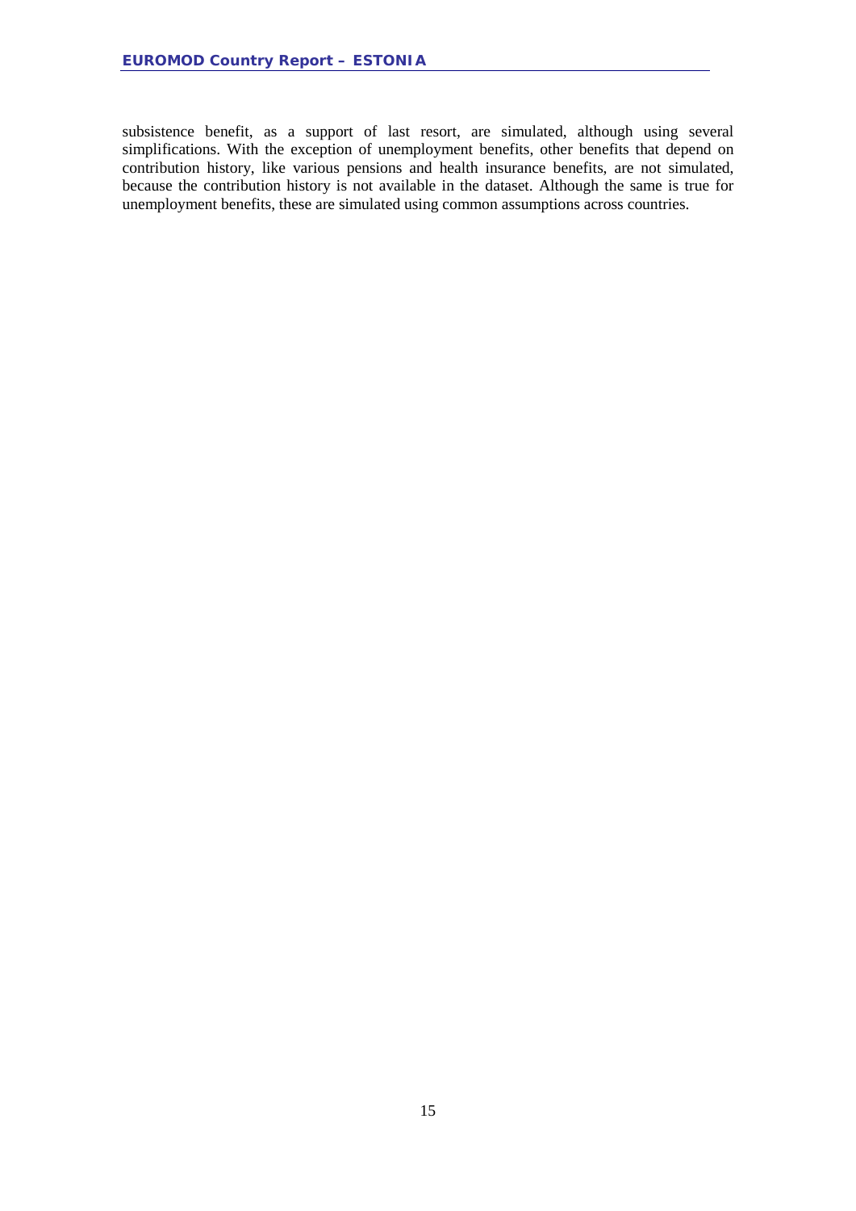subsistence benefit, as a support of last resort, are simulated, although using several simplifications. With the exception of unemployment benefits, other benefits that depend on contribution history, like various pensions and health insurance benefits, are not simulated, because the contribution history is not available in the dataset. Although the same is true for unemployment benefits, these are simulated using common assumptions across countries.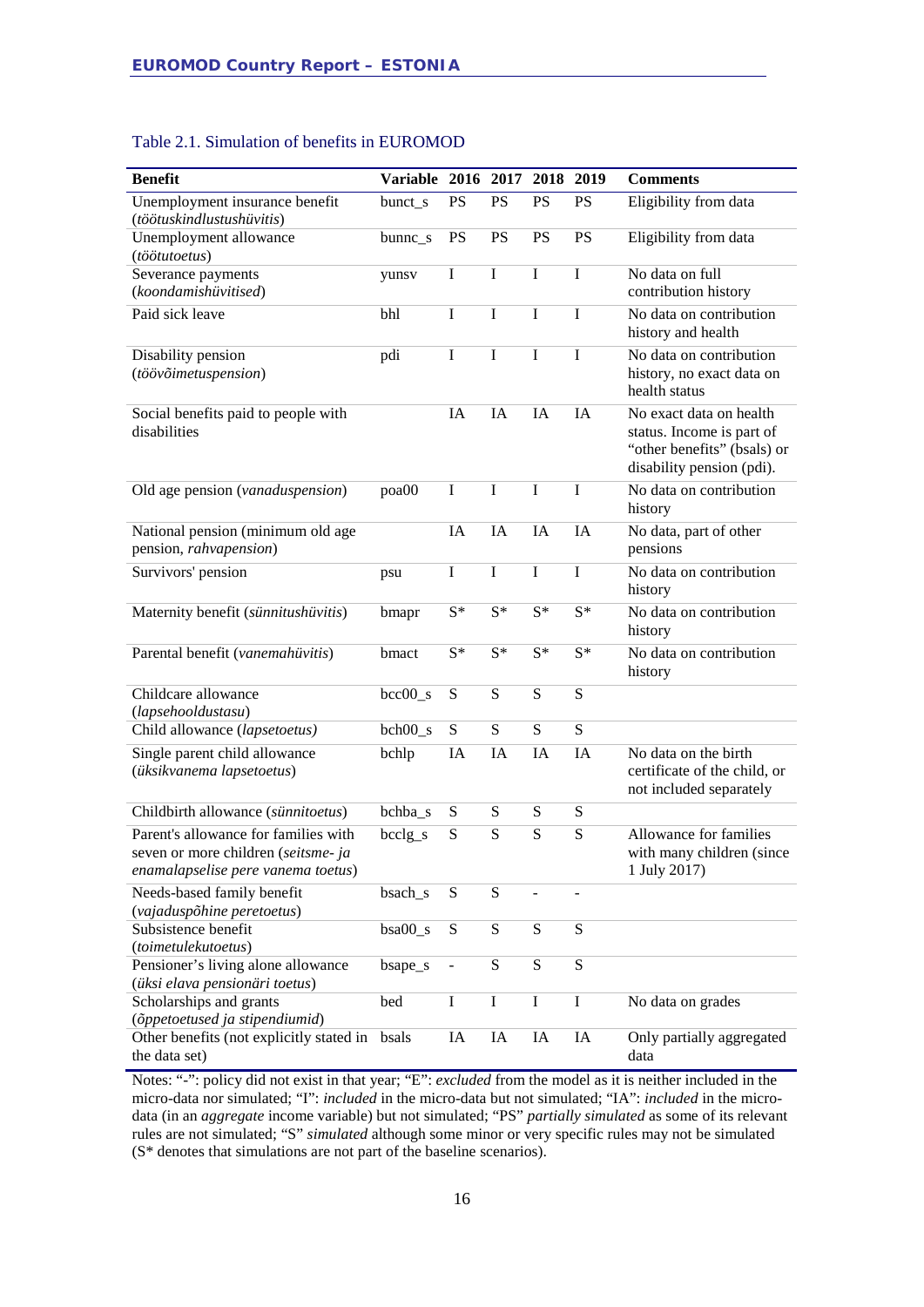Table 2.1. Simulation of benefits in EUROMOD

| Benefit | Variable | 2016 | 2017 | 2018 | 2019 | Comments |
|---|---|---|---|---|---|---|
| Unemployment insurance benefit (*töötuskindlustushüvitis*) | bunct_s | PS | PS | PS | PS | Eligibility from data |
| Unemployment allowance (*töötutoetus*) | bunnc_s | PS | PS | PS | PS | Eligibility from data |
| Severance payments (*koondamishüvitised*) | yunsv | I | I | I | I | No data on full contribution history |
| Paid sick leave | bhl | I | I | I | I | No data on contribution history and health |
| Disability pension (*töövõimetuspension*) | pdi | I | I | I | I | No data on contribution history, no exact data on health status |
| Social benefits paid to people with disabilities | | IA | IA | IA | IA | No exact data on health status. Income is part of "other benefits" (bsals) or disability pension (pdi). |
| Old age pension (*vanaduspension*) | poa00 | I | I | I | I | No data on contribution history |
| National pension (minimum old age pension, *rahvapension*) | | IA | IA | IA | IA | No data, part of other pensions |
| Survivors' pension | psu | I | I | I | I | No data on contribution history |
| Maternity benefit (*sünnitushüvitis*) | bmapr | S* | S* | S* | S* | No data on contribution history |
| Parental benefit (*vanemahüvitis*) | bmact | S* | S* | S* | S* | No data on contribution history |
| Childcare allowance (*lapsehooldustasu*) | bcc00_s | S | S | S | S | |
| Child allowance (*lapsetoetus)* | bch00_s | S | S | S | S | |
| Single parent child allowance (*üksikvanema lapsetoetus*) | bchlp | IA | IA | IA | IA | No data on the birth certificate of the child, or not included separately |
| Childbirth allowance (*sünnitoetus*) | bchba_s | S | S | S | S | |
| Parent's allowance for families with seven or more children (*seitsme- ja enamalapselise pere vanema toetus*) | bcclg_s | S | S | S | S | Allowance for families with many children (since 1 July 2017) |
| Needs-based family benefit (*vajaduspõhine peretoetus*) | bsach_s | S | S | - | - | |
| Subsistence benefit (*toimetulekutoetus*) | bsa00_s | S | S | S | S | |
| Pensioner's living alone allowance (*üksi elava pensionäri toetus*) | bsape_s | - | S | S | S | |
| Scholarships and grants (*õppetoetused ja stipendiumid*) | bed | I | I | I | I | No data on grades |
| Other benefits (not explicitly stated in the data set) | bsals | IA | IA | IA | IA | Only partially aggregated data |

Notes: "-": policy did not exist in that year; "E": *excluded* from the model as it is neither included in the micro-data nor simulated; "I": *included* in the micro-data but not simulated; "IA": *included* in the micro-data (in an *aggregate* income variable) but not simulated; "PS" *partially simulated* as some of its relevant rules are not simulated; "S" *simulated* although some minor or very specific rules may not be simulated (S* denotes that simulations are not part of the baseline scenarios).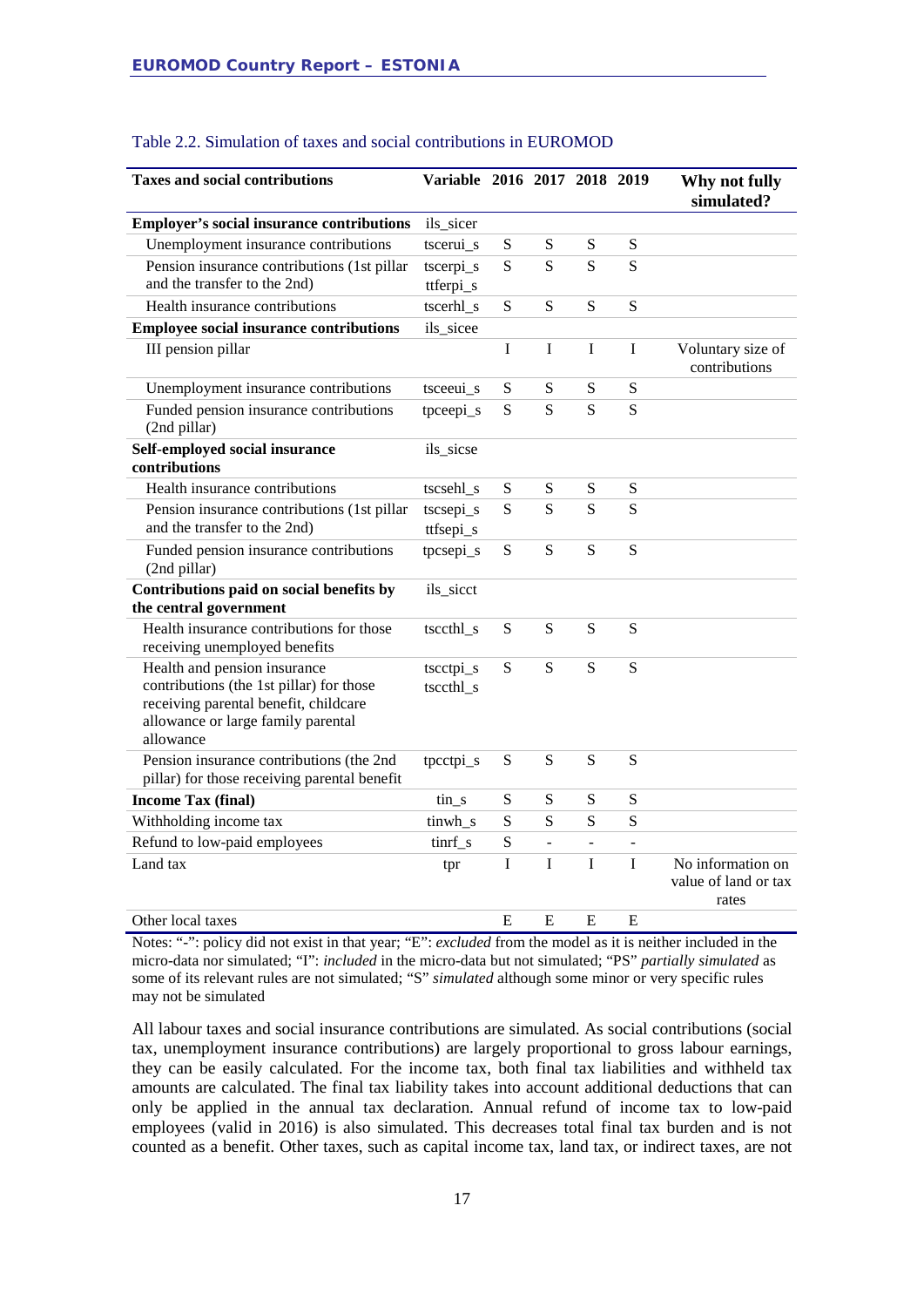Table 2.2. Simulation of taxes and social contributions in EUROMOD

| Taxes and social contributions | Variable | 2016 | 2017 | 2018 | 2019 | Why not fully simulated? |
|---|---|---|---|---|---|---|
| **Employer's social insurance contributions** | ils_sicer | | | | | |
| Unemployment insurance contributions | tscerui_s | S | S | S | S | |
| Pension insurance contributions (1st pillar and the transfer to the 2nd) | tscerpi_s ttferpi_s | S | S | S | S | |
| Health insurance contributions | tscerhl_s | S | S | S | S | |
| **Employee social insurance contributions** | ils_sicee | | | | | |
| III pension pillar | | I | I | I | I | Voluntary size of contributions |
| Unemployment insurance contributions | tsceeui_s | S | S | S | S | |
| Funded pension insurance contributions (2nd pillar) | tpceepi_s | S | S | S | S | |
| **Self-employed social insurance contributions** | ils_sicse | | | | | |
| Health insurance contributions | tscsehl_s | S | S | S | S | |
| Pension insurance contributions (1st pillar and the transfer to the 2nd) | tscsepi_s ttfsepi_s | S | S | S | S | |
| Funded pension insurance contributions (2nd pillar) | tpcsepi_s | S | S | S | S | |
| **Contributions paid on social benefits by the central government** | ils_sicct | | | | | |
| Health insurance contributions for those receiving unemployed benefits | tsccthl_s | S | S | S | S | |
| Health and pension insurance contributions (the 1st pillar) for those receiving parental benefit, childcare allowance or large family parental allowance | tscctpi_s tsccthl_s | S | S | S | S | |
| Pension insurance contributions (the 2nd pillar) for those receiving parental benefit | tpcctpi_s | S | S | S | S | |
| **Income Tax (final)** | tin_s | S | S | S | S | |
| Withholding income tax | tinwh_s | S | S | S | S | |
| Refund to low-paid employees | tinrf_s | S | - | - | - | |
| Land tax | tpr | I | I | I | I | No information on value of land or tax rates |
| Other local taxes | | E | E | E | E | |

Notes: "-": policy did not exist in that year; "E": *excluded* from the model as it is neither included in the micro-data nor simulated; "I": *included* in the micro-data but not simulated; "PS" *partially simulated* as some of its relevant rules are not simulated; "S" *simulated* although some minor or very specific rules may not be simulated

All labour taxes and social insurance contributions are simulated. As social contributions (social tax, unemployment insurance contributions) are largely proportional to gross labour earnings, they can be easily calculated. For the income tax, both final tax liabilities and withheld tax amounts are calculated. The final tax liability takes into account additional deductions that can only be applied in the annual tax declaration. Annual refund of income tax to low-paid employees (valid in 2016) is also simulated. This decreases total final tax burden and is not counted as a benefit. Other taxes, such as capital income tax, land tax, or indirect taxes, are not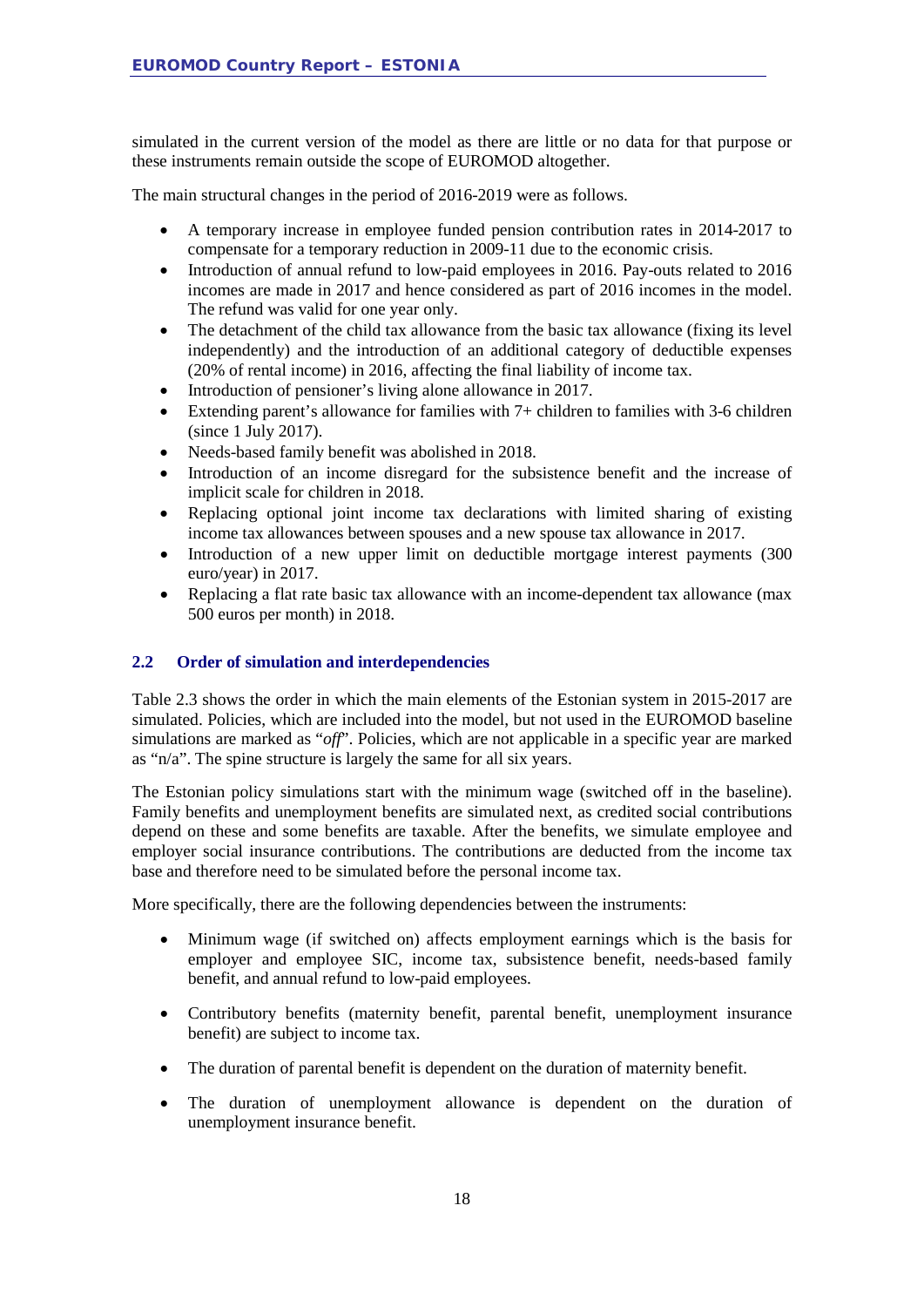simulated in the current version of the model as there are little or no data for that purpose or these instruments remain outside the scope of EUROMOD altogether.

The main structural changes in the period of 2016-2019 were as follows.

- A temporary increase in employee funded pension contribution rates in 2014-2017 to compensate for a temporary reduction in 2009-11 due to the economic crisis.
- Introduction of annual refund to low-paid employees in 2016. Pay-outs related to 2016 incomes are made in 2017 and hence considered as part of 2016 incomes in the model. The refund was valid for one year only.
- The detachment of the child tax allowance from the basic tax allowance (fixing its level independently) and the introduction of an additional category of deductible expenses (20% of rental income) in 2016, affecting the final liability of income tax.
- Introduction of pensioner's living alone allowance in 2017.
- Extending parent's allowance for families with 7+ children to families with 3-6 children (since 1 July 2017).
- Needs-based family benefit was abolished in 2018.
- Introduction of an income disregard for the subsistence benefit and the increase of implicit scale for children in 2018.
- Replacing optional joint income tax declarations with limited sharing of existing income tax allowances between spouses and a new spouse tax allowance in 2017.
- Introduction of a new upper limit on deductible mortgage interest payments (300 euro/year) in 2017.
- Replacing a flat rate basic tax allowance with an income-dependent tax allowance (max 500 euros per month) in 2018.

## 2.2 Order of simulation and interdependencies

Table 2.3 shows the order in which the main elements of the Estonian system in 2015-2017 are simulated. Policies, which are included into the model, but not used in the EUROMOD baseline simulations are marked as "*off*". Policies, which are not applicable in a specific year are marked as "n/a". The spine structure is largely the same for all six years.

The Estonian policy simulations start with the minimum wage (switched off in the baseline). Family benefits and unemployment benefits are simulated next, as credited social contributions depend on these and some benefits are taxable. After the benefits, we simulate employee and employer social insurance contributions. The contributions are deducted from the income tax base and therefore need to be simulated before the personal income tax.

More specifically, there are the following dependencies between the instruments:

- Minimum wage (if switched on) affects employment earnings which is the basis for employer and employee SIC, income tax, subsistence benefit, needs-based family benefit, and annual refund to low-paid employees.

- Contributory benefits (maternity benefit, parental benefit, unemployment insurance benefit) are subject to income tax.

- The duration of parental benefit is dependent on the duration of maternity benefit.

- The duration of unemployment allowance is dependent on the duration of unemployment insurance benefit.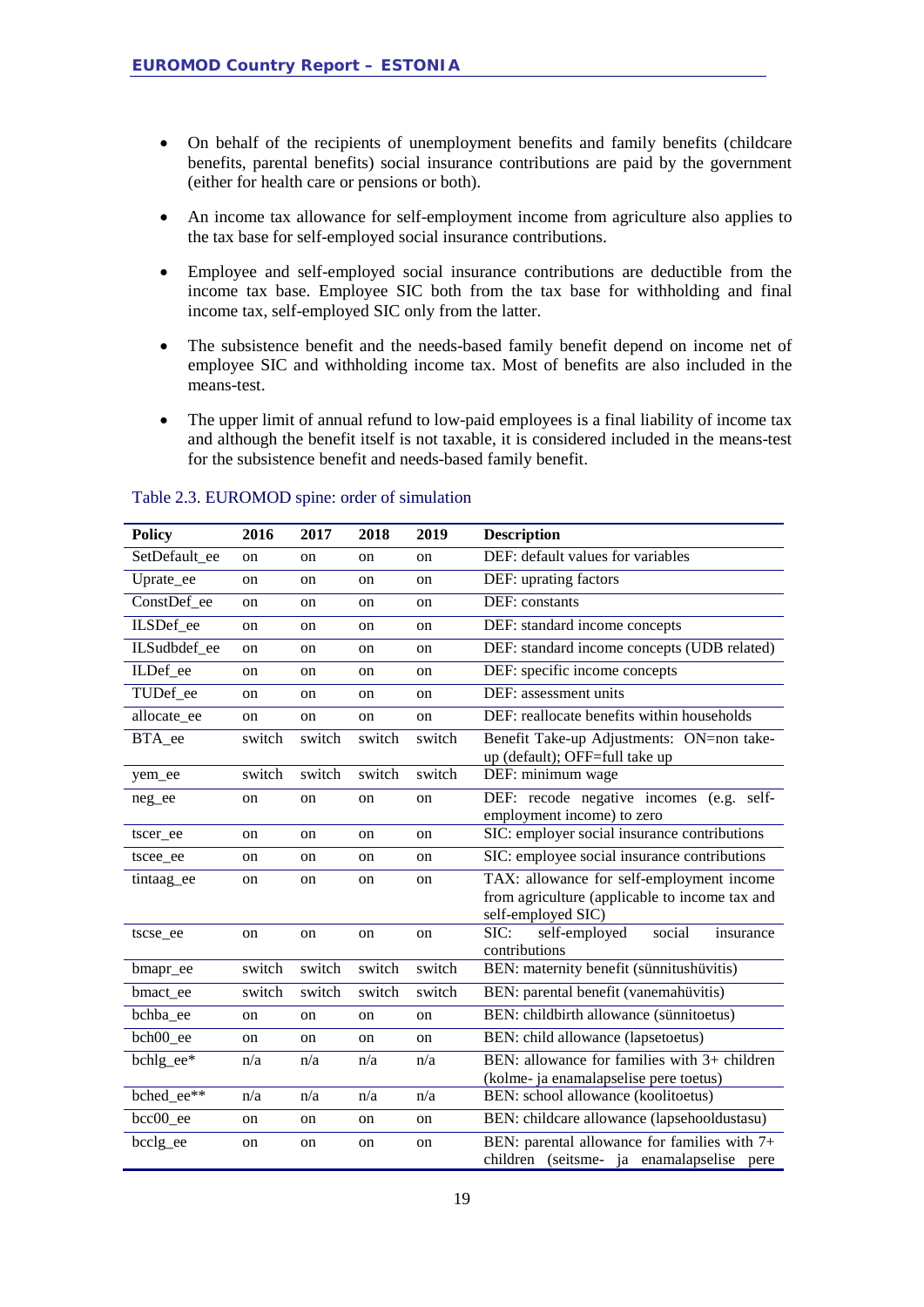- On behalf of the recipients of unemployment benefits and family benefits (childcare benefits, parental benefits) social insurance contributions are paid by the government (either for health care or pensions or both).
- An income tax allowance for self-employment income from agriculture also applies to the tax base for self-employed social insurance contributions.
- Employee and self-employed social insurance contributions are deductible from the income tax base. Employee SIC both from the tax base for withholding and final income tax, self-employed SIC only from the latter.
- The subsistence benefit and the needs-based family benefit depend on income net of employee SIC and withholding income tax. Most of benefits are also included in the means-test.
- The upper limit of annual refund to low-paid employees is a final liability of income tax and although the benefit itself is not taxable, it is considered included in the means-test for the subsistence benefit and needs-based family benefit.

Table 2.3. EUROMOD spine: order of simulation

| Policy | 2016 | 2017 | 2018 | 2019 | Description |
|---|---|---|---|---|---|
| SetDefault_ee | on | on | on | on | DEF: default values for variables |
| Uprate_ee | on | on | on | on | DEF: uprating factors |
| ConstDef_ee | on | on | on | on | DEF: constants |
| ILSDef_ee | on | on | on | on | DEF: standard income concepts |
| ILSudbdef_ee | on | on | on | on | DEF: standard income concepts (UDB related) |
| ILDef_ee | on | on | on | on | DEF: specific income concepts |
| TUDef_ee | on | on | on | on | DEF: assessment units |
| allocate_ee | on | on | on | on | DEF: reallocate benefits within households |
| BTA_ee | switch | switch | switch | switch | Benefit Take-up Adjustments: ON=non take-up (default); OFF=full take up |
| yem_ee | switch | switch | switch | switch | DEF: minimum wage |
| neg_ee | on | on | on | on | DEF: recode negative incomes (e.g. self-employment income) to zero |
| tscer_ee | on | on | on | on | SIC: employer social insurance contributions |
| tscee_ee | on | on | on | on | SIC: employee social insurance contributions |
| tintaag_ee | on | on | on | on | TAX: allowance for self-employment income from agriculture (applicable to income tax and self-employed SIC) |
| tscse_ee | on | on | on | on | SIC: self-employed social insurance contributions |
| bmapr_ee | switch | switch | switch | switch | BEN: maternity benefit (sünnitushüvitis) |
| bmact_ee | switch | switch | switch | switch | BEN: parental benefit (vanemahüvitis) |
| bchba_ee | on | on | on | on | BEN: childbirth allowance (sünnitoetus) |
| bch00_ee | on | on | on | on | BEN: child allowance (lapsetoetus) |
| bchlg_ee* | n/a | n/a | n/a | n/a | BEN: allowance for families with 3+ children (kolme- ja enamalapselise pere toetus) |
| bched_ee** | n/a | n/a | n/a | n/a | BEN: school allowance (koolitoetus) |
| bcc00_ee | on | on | on | on | BEN: childcare allowance (lapsehooldustasu) |
| bcclg_ee | on | on | on | on | BEN: parental allowance for families with 7+ children (seitsme- ja enamalapselise pere |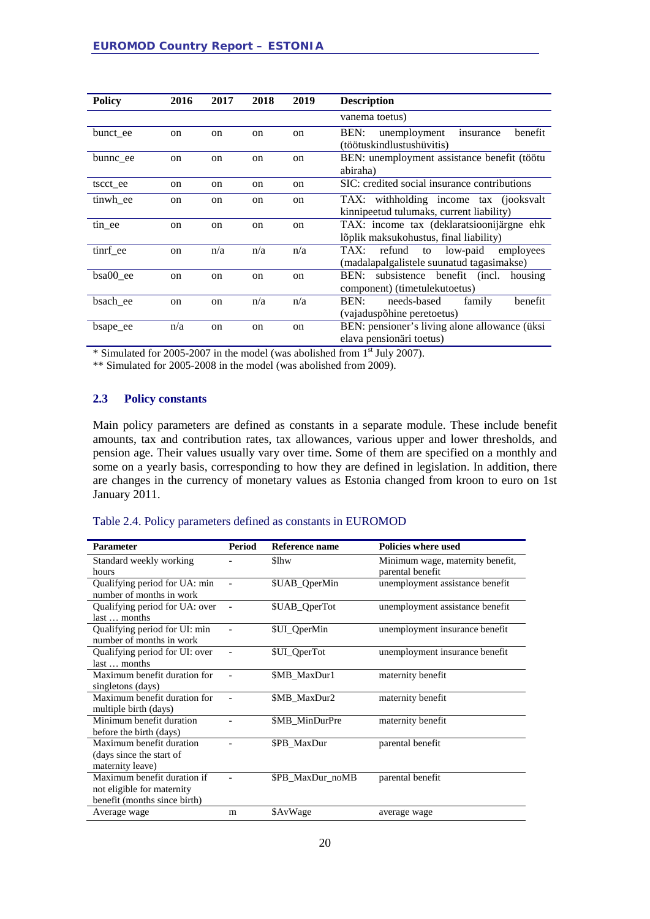| Policy | 2016 | 2017 | 2018 | 2019 | Description |
|---|---|---|---|---|---|
| | | | | | vanema toetus) |
| bunct_ee | on | on | on | on | BEN: unemployment insurance benefit (töötuskindlustushüvitis) |
| bunnc_ee | on | on | on | on | BEN: unemployment assistance benefit (töötu abiraha) |
| tscct_ee | on | on | on | on | SIC: credited social insurance contributions |
| tinwh_ee | on | on | on | on | TAX: withholding income tax (jooksvalt kinnipeetud tulumaks, current liability) |
| tin_ee | on | on | on | on | TAX: income tax (deklaratsioonijärgne ehk lõplik maksukohustus, final liability) |
| tinrf_ee | on | n/a | n/a | n/a | TAX: refund to low-paid employees (madalapalgalistele suunatud tagasimakse) |
| bsa00_ee | on | on | on | on | BEN: subsistence benefit (incl. housing component) (timetulekutoetus) |
| bsach_ee | on | on | n/a | n/a | BEN: needs-based family benefit (vajaduspõhine peretoetus) |
| bsape_ee | n/a | on | on | on | BEN: pensioner's living alone allowance (üksi elava pensionäri toetus) |

\* Simulated for 2005-2007 in the model (was abolished from 1st July 2007).

\*\* Simulated for 2005-2008 in the model (was abolished from 2009).

### 2.3 Policy constants

Main policy parameters are defined as constants in a separate module. These include benefit amounts, tax and contribution rates, tax allowances, various upper and lower thresholds, and pension age. Their values usually vary over time. Some of them are specified on a monthly and some on a yearly basis, corresponding to how they are defined in legislation. In addition, there are changes in the currency of monetary values as Estonia changed from kroon to euro on 1st January 2011.

Table 2.4. Policy parameters defined as constants in EUROMOD

| Parameter | Period | Reference name | Policies where used |
|---|---|---|---|
| Standard weekly working hours | - | $lhw | Minimum wage, maternity benefit, parental benefit |
| Qualifying period for UA: min number of months in work | - | $UAB_QperMin | unemployment assistance benefit |
| Qualifying period for UA: over last … months | - | $UAB_QperTot | unemployment assistance benefit |
| Qualifying period for UI: min number of months in work | - | $UI_QperMin | unemployment insurance benefit |
| Qualifying period for UI: over last … months | - | $UI_QperTot | unemployment insurance benefit |
| Maximum benefit duration for singletons (days) | - | $MB_MaxDur1 | maternity benefit |
| Maximum benefit duration for multiple birth (days) | - | $MB_MaxDur2 | maternity benefit |
| Minimum benefit duration before the birth (days) | - | $MB_MinDurPre | maternity benefit |
| Maximum benefit duration (days since the start of maternity leave) | - | $PB_MaxDur | parental benefit |
| Maximum benefit duration if not eligible for maternity benefit (months since birth) | - | $PB_MaxDur_noMB | parental benefit |
| Average wage | m | $AvWage | average wage |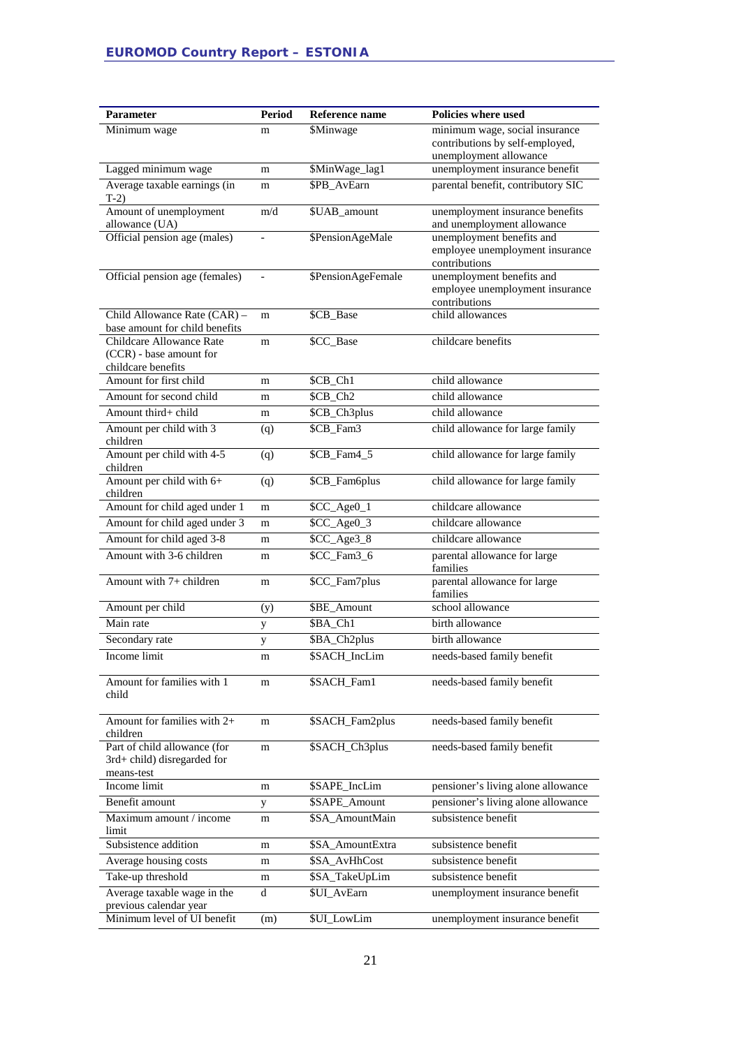| Parameter | Period | Reference name | Policies where used |
|---|---|---|---|
| Minimum wage | m | $Minwage | minimum wage, social insurance contributions by self-employed, unemployment allowance |
| Lagged minimum wage | m | $MinWage_lag1 | unemployment insurance benefit |
| Average taxable earnings (in T-2) | m | $PB_AvEarn | parental benefit, contributory SIC |
| Amount of unemployment allowance (UA) | m/d | $UAB_amount | unemployment insurance benefits and unemployment allowance |
| Official pension age (males) | - | $PensionAgeMale | unemployment benefits and employee unemployment insurance contributions |
| Official pension age (females) | - | $PensionAgeFemale | unemployment benefits and employee unemployment insurance contributions |
| Child Allowance Rate (CAR) – base amount for child benefits | m | $CB_Base | child allowances |
| Childcare Allowance Rate (CCR) - base amount for childcare benefits | m | $CC_Base | childcare benefits |
| Amount for first child | m | $CB_Ch1 | child allowance |
| Amount for second child | m | $CB_Ch2 | child allowance |
| Amount third+ child | m | $CB_Ch3plus | child allowance |
| Amount per child with 3 children | (q) | $CB_Fam3 | child allowance for large family |
| Amount per child with 4-5 children | (q) | $CB_Fam4_5 | child allowance for large family |
| Amount per child with 6+ children | (q) | $CB_Fam6plus | child allowance for large family |
| Amount for child aged under 1 | m | $CC_Age0_1 | childcare allowance |
| Amount for child aged under 3 | m | $CC_Age0_3 | childcare allowance |
| Amount for child aged 3-8 | m | $CC_Age3_8 | childcare allowance |
| Amount with 3-6 children | m | $CC_Fam3_6 | parental allowance for large families |
| Amount with 7+ children | m | $CC_Fam7plus | parental allowance for large families |
| Amount per child | (y) | $BE_Amount | school allowance |
| Main rate | y | $BA_Ch1 | birth allowance |
| Secondary rate | y | $BA_Ch2plus | birth allowance |
| Income limit | m | $SACH_IncLim | needs-based family benefit |
| Amount for families with 1 child | m | $SACH_Fam1 | needs-based family benefit |
| Amount for families with 2+ children | m | $SACH_Fam2plus | needs-based family benefit |
| Part of child allowance (for 3rd+ child) disregarded for means-test | m | $SACH_Ch3plus | needs-based family benefit |
| Income limit | m | $SAPE_IncLim | pensioner's living alone allowance |
| Benefit amount | y | $SAPE_Amount | pensioner's living alone allowance |
| Maximum amount / income limit | m | $SA_AmountMain | subsistence benefit |
| Subsistence addition | m | $SA_AmountExtra | subsistence benefit |
| Average housing costs | m | $SA_AvHhCost | subsistence benefit |
| Take-up threshold | m | $SA_TakeUpLim | subsistence benefit |
| Average taxable wage in the previous calendar year | d | $UI_AvEarn | unemployment insurance benefit |
| Minimum level of UI benefit | (m) | $UI_LowLim | unemployment insurance benefit |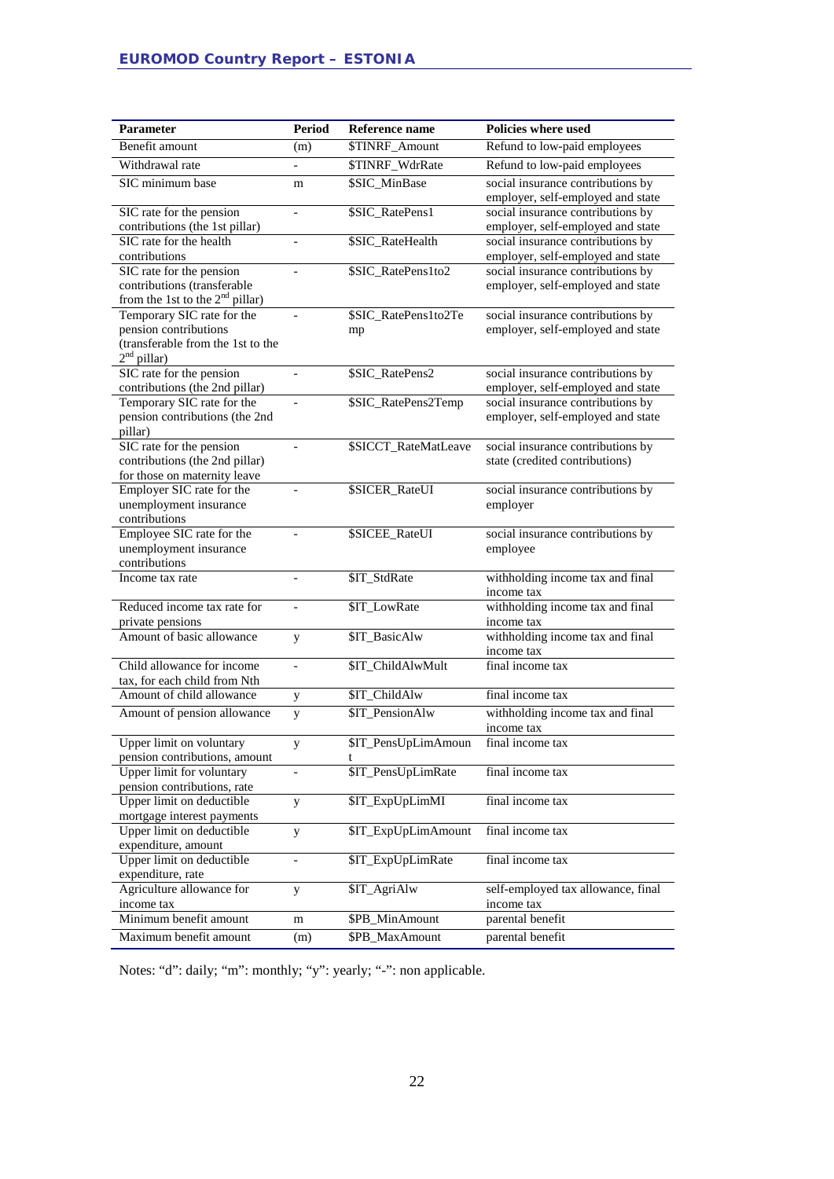| Parameter | Period | Reference name | Policies where used |
|---|---|---|---|
| Benefit amount | (m) | $TINRF_Amount | Refund to low-paid employees |
| Withdrawal rate | - | $TINRF_WdrRate | Refund to low-paid employees |
| SIC minimum base | m | $SIC_MinBase | social insurance contributions by employer, self-employed and state |
| SIC rate for the pension contributions (the 1st pillar) | - | $SIC_RatePens1 | social insurance contributions by employer, self-employed and state |
| SIC rate for the health contributions | - | $SIC_RateHealth | social insurance contributions by employer, self-employed and state |
| SIC rate for the pension contributions (transferable from the 1st to the 2nd pillar) | - | $SIC_RatePens1to2 | social insurance contributions by employer, self-employed and state |
| Temporary SIC rate for the pension contributions (transferable from the 1st to the 2nd pillar) | - | $SIC_RatePens1to2Temp | social insurance contributions by employer, self-employed and state |
| SIC rate for the pension contributions (the 2nd pillar) | - | $SIC_RatePens2 | social insurance contributions by employer, self-employed and state |
| Temporary SIC rate for the pension contributions (the 2nd pillar) | - | $SIC_RatePens2Temp | social insurance contributions by employer, self-employed and state |
| SIC rate for the pension contributions (the 2nd pillar) for those on maternity leave | - | $SICCT_RateMatLeave | social insurance contributions by state (credited contributions) |
| Employer SIC rate for the unemployment insurance contributions | - | $SICER_RateUI | social insurance contributions by employer |
| Employee SIC rate for the unemployment insurance contributions | - | $SICEE_RateUI | social insurance contributions by employee |
| Income tax rate | - | $IT_StdRate | withholding income tax and final income tax |
| Reduced income tax rate for private pensions | - | $IT_LowRate | withholding income tax and final income tax |
| Amount of basic allowance | y | $IT_BasicAlw | withholding income tax and final income tax |
| Child allowance for income tax, for each child from Nth | - | $IT_ChildAlwMult | final income tax |
| Amount of child allowance | y | $IT_ChildAlw | final income tax |
| Amount of pension allowance | y | $IT_PensionAlw | withholding income tax and final income tax |
| Upper limit on voluntary pension contributions, amount | y | $IT_PensUpLimAmount | final income tax |
| Upper limit for voluntary pension contributions, rate | - | $IT_PensUpLimRate | final income tax |
| Upper limit on deductible mortgage interest payments | y | $IT_ExpUpLimMI | final income tax |
| Upper limit on deductible expenditure, amount | y | $IT_ExpUpLimAmount | final income tax |
| Upper limit on deductible expenditure, rate | - | $IT_ExpUpLimRate | final income tax |
| Agriculture allowance for income tax | y | $IT_AgriAlw | self-employed tax allowance, final income tax |
| Minimum benefit amount | m | $PB_MinAmount | parental benefit |
| Maximum benefit amount | (m) | $PB_MaxAmount | parental benefit |

Notes: "d": daily; "m": monthly; "y": yearly; "-": non applicable.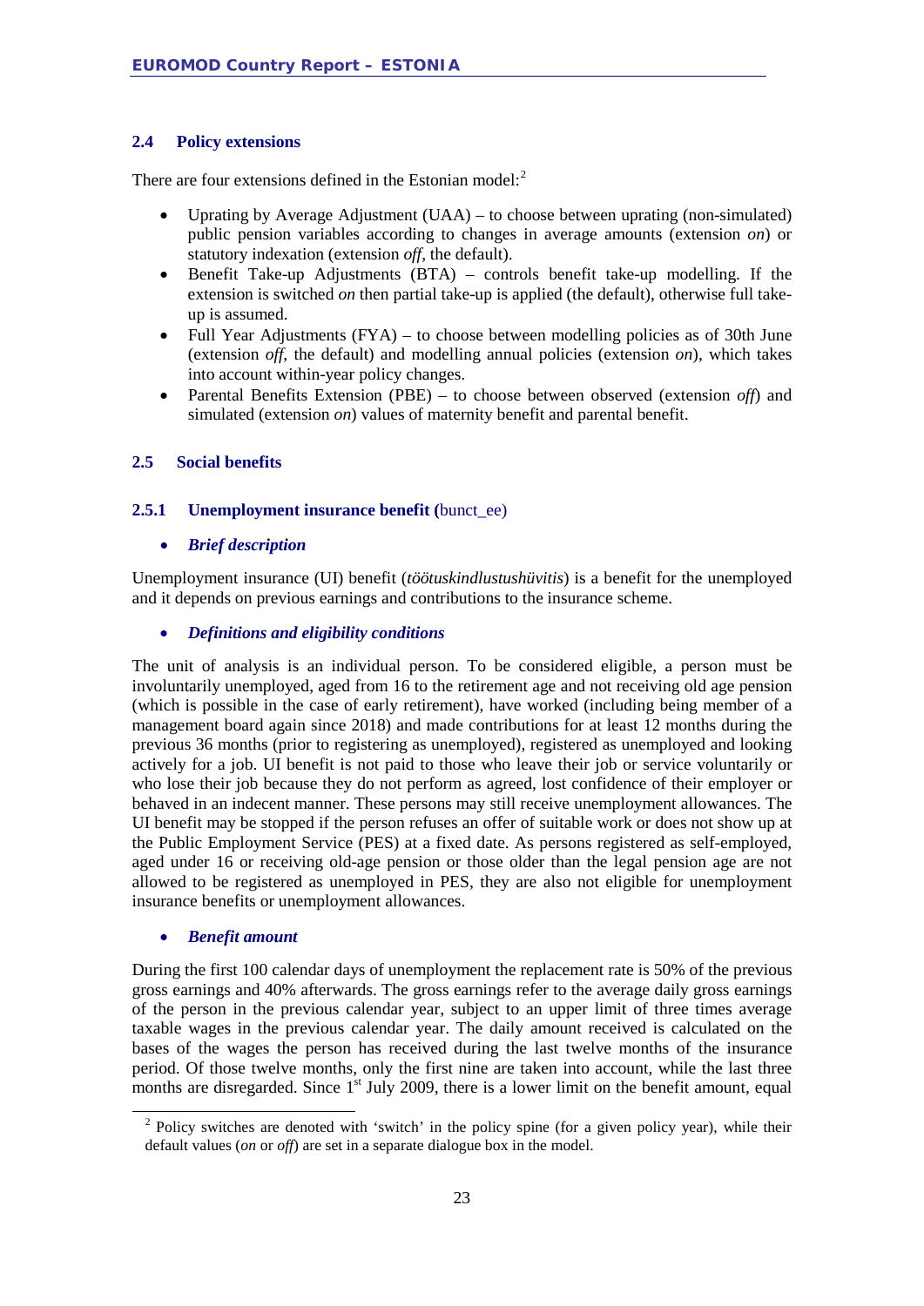### 2.4 Policy extensions

There are four extensions defined in the Estonian model:[2]

- Uprating by Average Adjustment (UAA) – to choose between uprating (non-simulated) public pension variables according to changes in average amounts (extension *on*) or statutory indexation (extension *off*, the default).
- Benefit Take-up Adjustments (BTA) – controls benefit take-up modelling. If the extension is switched *on* then partial take-up is applied (the default), otherwise full take-up is assumed.
- Full Year Adjustments (FYA) – to choose between modelling policies as of 30th June (extension *off*, the default) and modelling annual policies (extension *on*), which takes into account within-year policy changes.
- Parental Benefits Extension (PBE) – to choose between observed (extension *off*) and simulated (extension *on*) values of maternity benefit and parental benefit.

### 2.5 Social benefits

#### 2.5.1 Unemployment insurance benefit (bunct_ee)

- ***Brief description***

Unemployment insurance (UI) benefit (*töötuskindlustushüvitis*) is a benefit for the unemployed and it depends on previous earnings and contributions to the insurance scheme.

- ***Definitions and eligibility conditions***

The unit of analysis is an individual person. To be considered eligible, a person must be involuntarily unemployed, aged from 16 to the retirement age and not receiving old age pension (which is possible in the case of early retirement), have worked (including being member of a management board again since 2018) and made contributions for at least 12 months during the previous 36 months (prior to registering as unemployed), registered as unemployed and looking actively for a job. UI benefit is not paid to those who leave their job or service voluntarily or who lose their job because they do not perform as agreed, lost confidence of their employer or behaved in an indecent manner. These persons may still receive unemployment allowances. The UI benefit may be stopped if the person refuses an offer of suitable work or does not show up at the Public Employment Service (PES) at a fixed date. As persons registered as self-employed, aged under 16 or receiving old-age pension or those older than the legal pension age are not allowed to be registered as unemployed in PES, they are also not eligible for unemployment insurance benefits or unemployment allowances.

- ***Benefit amount***

During the first 100 calendar days of unemployment the replacement rate is 50% of the previous gross earnings and 40% afterwards. The gross earnings refer to the average daily gross earnings of the person in the previous calendar year, subject to an upper limit of three times average taxable wages in the previous calendar year. The daily amount received is calculated on the bases of the wages the person has received during the last twelve months of the insurance period. Of those twelve months, only the first nine are taken into account, while the last three months are disregarded. Since 1st July 2009, there is a lower limit on the benefit amount, equal

[2] Policy switches are denoted with 'switch' in the policy spine (for a given policy year), while their default values (*on* or *off*) are set in a separate dialogue box in the model.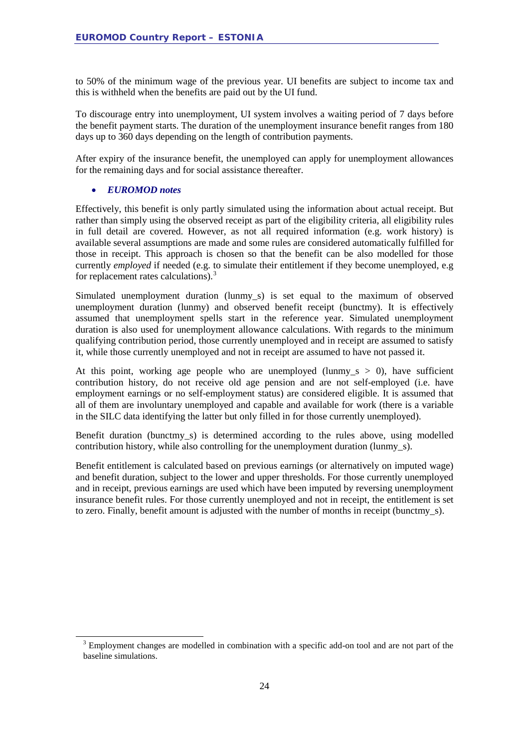to 50% of the minimum wage of the previous year. UI benefits are subject to income tax and this is withheld when the benefits are paid out by the UI fund.

To discourage entry into unemployment, UI system involves a waiting period of 7 days before the benefit payment starts. The duration of the unemployment insurance benefit ranges from 180 days up to 360 days depending on the length of contribution payments.

After expiry of the insurance benefit, the unemployed can apply for unemployment allowances for the remaining days and for social assistance thereafter.

- ***EUROMOD notes***

Effectively, this benefit is only partly simulated using the information about actual receipt. But rather than simply using the observed receipt as part of the eligibility criteria, all eligibility rules in full detail are covered. However, as not all required information (e.g. work history) is available several assumptions are made and some rules are considered automatically fulfilled for those in receipt. This approach is chosen so that the benefit can be also modelled for those currently *employed* if needed (e.g. to simulate their entitlement if they become unemployed, e.g for replacement rates calculations).[3]

Simulated unemployment duration (lunmy_s) is set equal to the maximum of observed unemployment duration (lunmy) and observed benefit receipt (bunctmy). It is effectively assumed that unemployment spells start in the reference year. Simulated unemployment duration is also used for unemployment allowance calculations. With regards to the minimum qualifying contribution period, those currently unemployed and in receipt are assumed to satisfy it, while those currently unemployed and not in receipt are assumed to have not passed it.

At this point, working age people who are unemployed (lunmy_s > 0), have sufficient contribution history, do not receive old age pension and are not self-employed (i.e. have employment earnings or no self-employment status) are considered eligible. It is assumed that all of them are involuntary unemployed and capable and available for work (there is a variable in the SILC data identifying the latter but only filled in for those currently unemployed).

Benefit duration (bunctmy_s) is determined according to the rules above, using modelled contribution history, while also controlling for the unemployment duration (lunmy_s).

Benefit entitlement is calculated based on previous earnings (or alternatively on imputed wage) and benefit duration, subject to the lower and upper thresholds. For those currently unemployed and in receipt, previous earnings are used which have been imputed by reversing unemployment insurance benefit rules. For those currently unemployed and not in receipt, the entitlement is set to zero. Finally, benefit amount is adjusted with the number of months in receipt (bunctmy_s).

---

[3] Employment changes are modelled in combination with a specific add-on tool and are not part of the baseline simulations.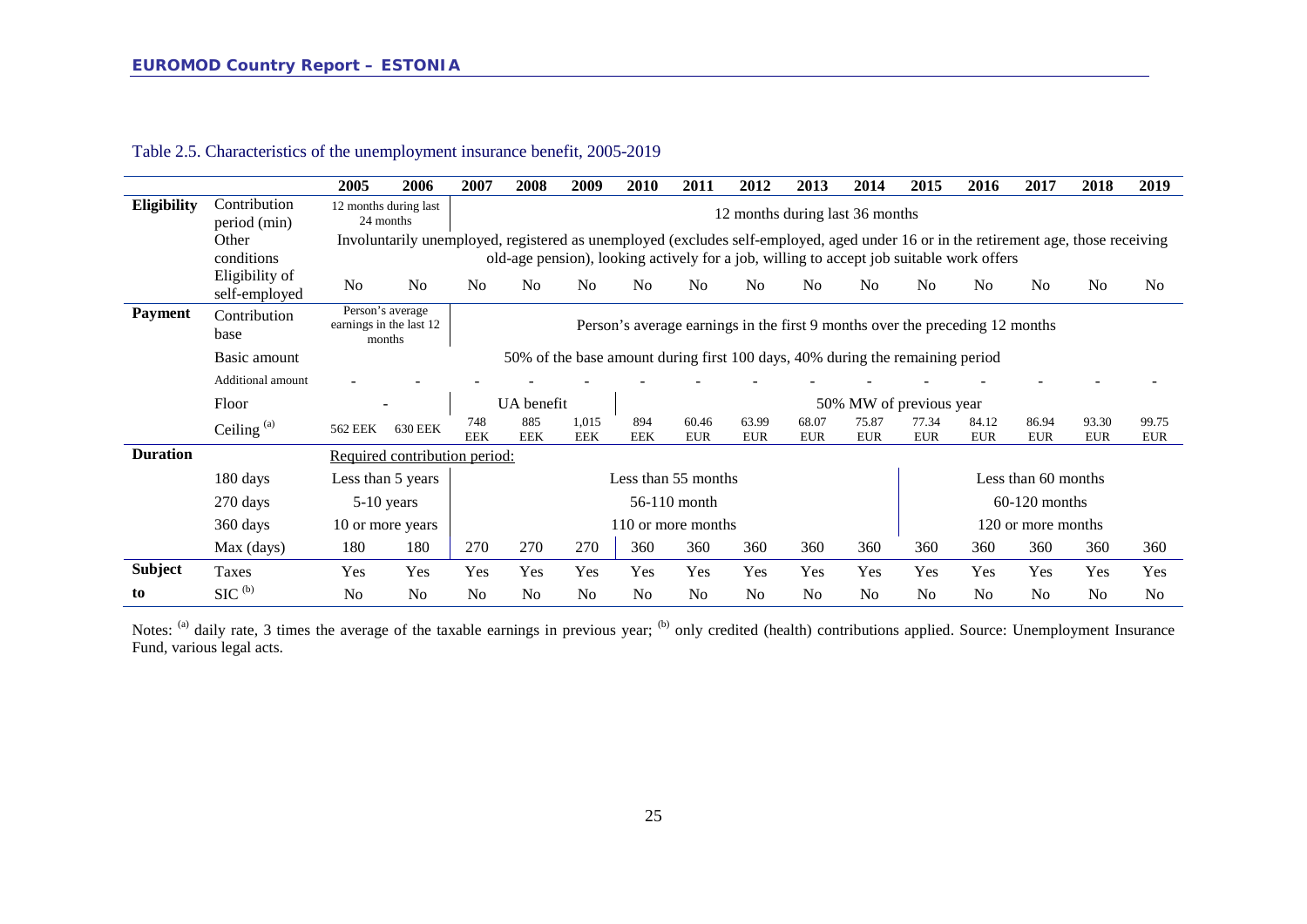Table 2.5. Characteristics of the unemployment insurance benefit, 2005-2019

| | | 2005 | 2006 | 2007 | 2008 | 2009 | 2010 | 2011 | 2012 | 2013 | 2014 | 2015 | 2016 | 2017 | 2018 | 2019 |
|---|---|---|---|---|---|---|---|---|---|---|---|---|---|---|---|---|
| **Eligibility** | Contribution period (min) | 12 months during last 24 months | | 12 months during last 36 months | | | | | | | | | | | | |
| | Other conditions | Involuntarily unemployed, registered as unemployed (excludes self-employed, aged under 16 or in the retirement age, those receiving old-age pension), looking actively for a job, willing to accept job suitable work offers | | | | | | | | | | | | | | |
| | Eligibility of self-employed | No | No | No | No | No | No | No | No | No | No | No | No | No | No | No |
| **Payment** | Contribution base | Person's average earnings in the last 12 months | | Person's average earnings in the first 9 months over the preceding 12 months | | | | | | | | | | | | |
| | Basic amount | 50% of the base amount during first 100 days, 40% during the remaining period | | | | | | | | | | | | | | |
| | Additional amount | - | - | - | - | - | - | - | - | - | - | - | - | - | - | - |
| | Floor | - | | UA benefit | | | 50% MW of previous year | | | | | | | | | |
| | Ceiling [(a)] | 562 EEK | 630 EEK | 748 EEK | 885 EEK | 1,015 EEK | 894 EEK | 60.46 EUR | 63.99 EUR | 68.07 EUR | 75.87 EUR | 77.34 EUR | 84.12 EUR | 86.94 EUR | 93.30 EUR | 99.75 EUR |
| **Duration** | | Required contribution period: | | | | | | | | | | | | | | |
| | 180 days | Less than 5 years | | Less than 55 months | | | | | | | | Less than 60 months | | | | |
| | 270 days | 5-10 years | | 56-110 month | | | | | | | | 60-120 months | | | | |
| | 360 days | 10 or more years | | 110 or more months | | | | | | | | 120 or more months | | | | |
| | Max (days) | 180 | 180 | 270 | 270 | 270 | 360 | 360 | 360 | 360 | 360 | 360 | 360 | 360 | 360 | 360 |
| **Subject to** | Taxes | Yes | Yes | Yes | Yes | Yes | Yes | Yes | Yes | Yes | Yes | Yes | Yes | Yes | Yes | Yes |
| | SIC [(b)] | No | No | No | No | No | No | No | No | No | No | No | No | No | No | No |

Notes: [(a)] daily rate, 3 times the average of the taxable earnings in previous year; [(b)] only credited (health) contributions applied. Source: Unemployment Insurance Fund, various legal acts.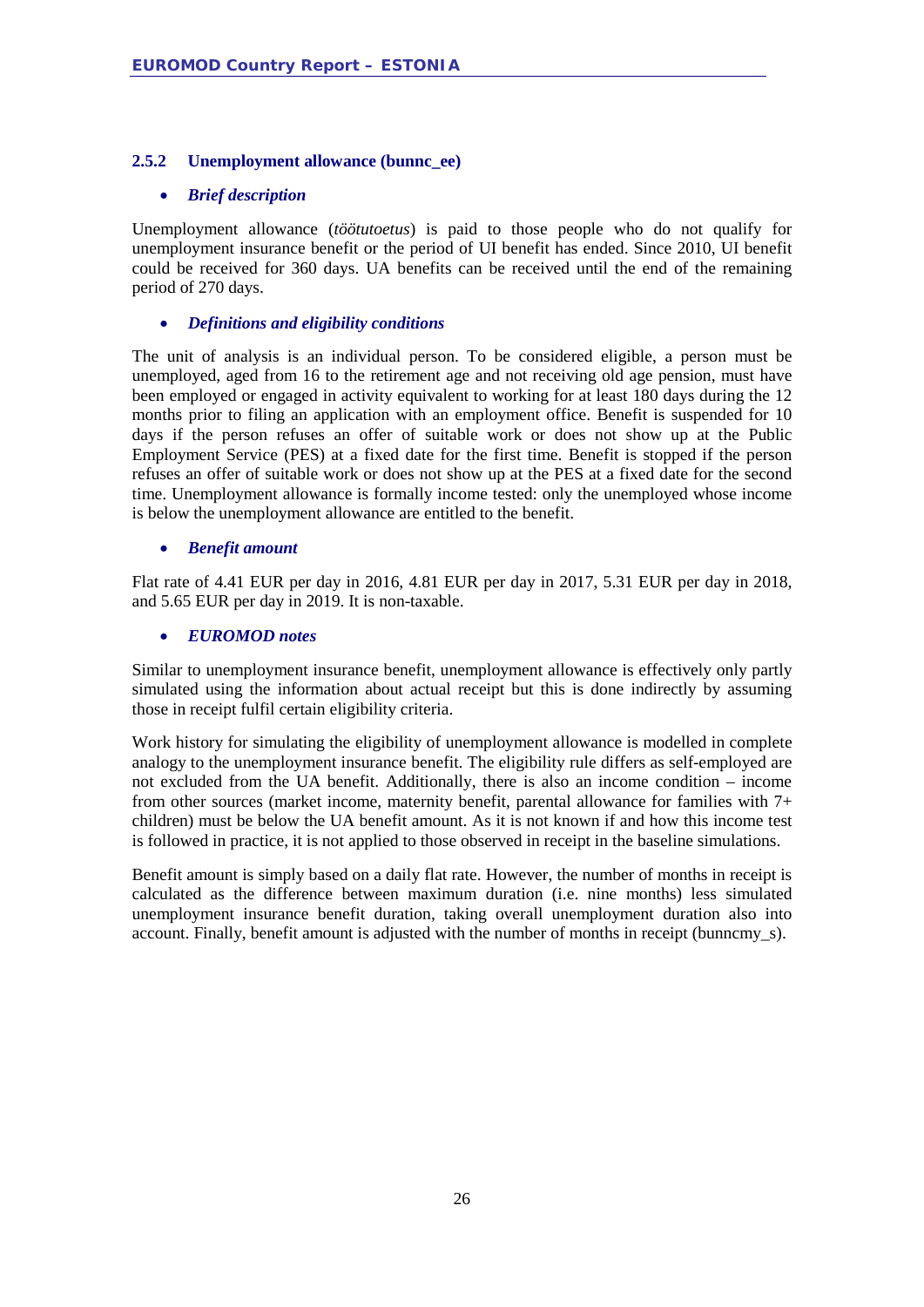### 2.5.2 Unemployment allowance (bunnc_ee)

- ***Brief description***

Unemployment allowance (*töötutoetus*) is paid to those people who do not qualify for unemployment insurance benefit or the period of UI benefit has ended. Since 2010, UI benefit could be received for 360 days. UA benefits can be received until the end of the remaining period of 270 days.

- ***Definitions and eligibility conditions***

The unit of analysis is an individual person. To be considered eligible, a person must be unemployed, aged from 16 to the retirement age and not receiving old age pension, must have been employed or engaged in activity equivalent to working for at least 180 days during the 12 months prior to filing an application with an employment office. Benefit is suspended for 10 days if the person refuses an offer of suitable work or does not show up at the Public Employment Service (PES) at a fixed date for the first time. Benefit is stopped if the person refuses an offer of suitable work or does not show up at the PES at a fixed date for the second time. Unemployment allowance is formally income tested: only the unemployed whose income is below the unemployment allowance are entitled to the benefit.

- ***Benefit amount***

Flat rate of 4.41 EUR per day in 2016, 4.81 EUR per day in 2017, 5.31 EUR per day in 2018, and 5.65 EUR per day in 2019. It is non-taxable.

- ***EUROMOD notes***

Similar to unemployment insurance benefit, unemployment allowance is effectively only partly simulated using the information about actual receipt but this is done indirectly by assuming those in receipt fulfil certain eligibility criteria.

Work history for simulating the eligibility of unemployment allowance is modelled in complete analogy to the unemployment insurance benefit. The eligibility rule differs as self-employed are not excluded from the UA benefit. Additionally, there is also an income condition – income from other sources (market income, maternity benefit, parental allowance for families with 7+ children) must be below the UA benefit amount. As it is not known if and how this income test is followed in practice, it is not applied to those observed in receipt in the baseline simulations.

Benefit amount is simply based on a daily flat rate. However, the number of months in receipt is calculated as the difference between maximum duration (i.e. nine months) less simulated unemployment insurance benefit duration, taking overall unemployment duration also into account. Finally, benefit amount is adjusted with the number of months in receipt (bunncmy_s).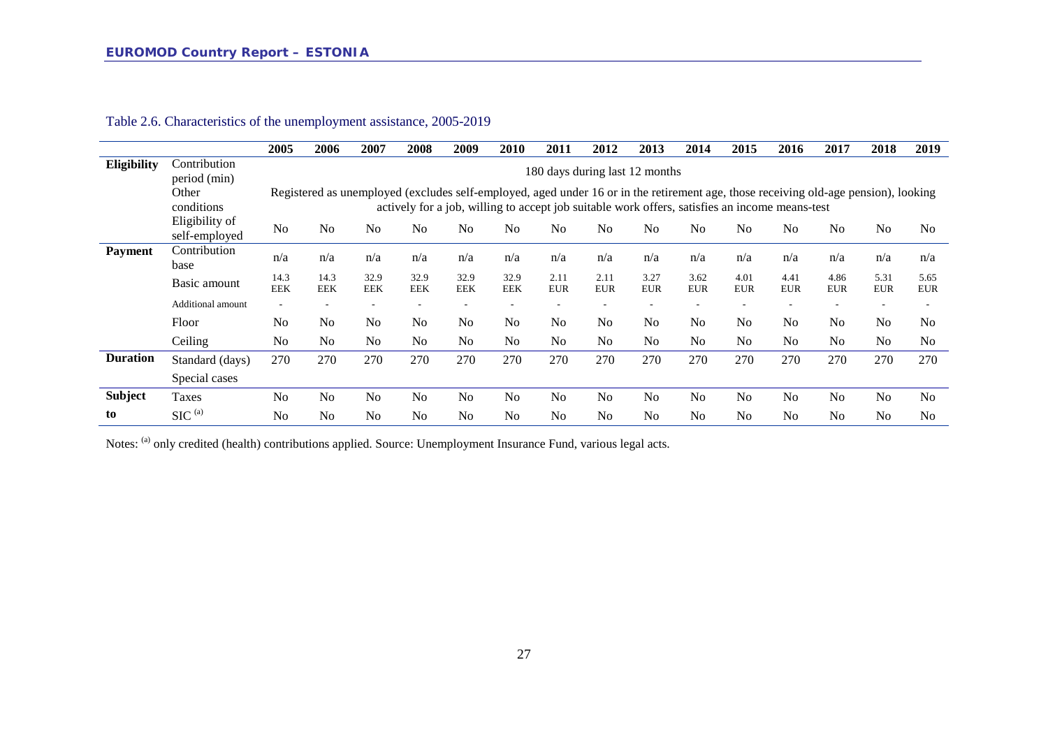Table 2.6. Characteristics of the unemployment assistance, 2005-2019

| | | 2005 | 2006 | 2007 | 2008 | 2009 | 2010 | 2011 | 2012 | 2013 | 2014 | 2015 | 2016 | 2017 | 2018 | 2019 |
|---|---|---|---|---|---|---|---|---|---|---|---|---|---|---|---|---|
| **Eligibility** | Contribution period (min) | 180 days during last 12 months | | | | | | | | | | | | | | |
| | Other conditions | Registered as unemployed (excludes self-employed, aged under 16 or in the retirement age, those receiving old-age pension), looking actively for a job, willing to accept job suitable work offers, satisfies an income means-test | | | | | | | | | | | | | | |
| | Eligibility of self-employed | No | No | No | No | No | No | No | No | No | No | No | No | No | No | No |
| **Payment** | Contribution base | n/a | n/a | n/a | n/a | n/a | n/a | n/a | n/a | n/a | n/a | n/a | n/a | n/a | n/a | n/a |
| | Basic amount | 14.3 EEK | 14.3 EEK | 32.9 EEK | 32.9 EEK | 32.9 EEK | 32.9 EEK | 2.11 EUR | 2.11 EUR | 3.27 EUR | 3.62 EUR | 4.01 EUR | 4.41 EUR | 4.86 EUR | 5.31 EUR | 5.65 EUR |
| | Additional amount | - | - | - | - | - | - | - | - | - | - | - | - | - | - | - |
| | Floor | No | No | No | No | No | No | No | No | No | No | No | No | No | No | No |
| | Ceiling | No | No | No | No | No | No | No | No | No | No | No | No | No | No | No |
| **Duration** | Standard (days) | 270 | 270 | 270 | 270 | 270 | 270 | 270 | 270 | 270 | 270 | 270 | 270 | 270 | 270 | 270 |
| | Special cases | | | | | | | | | | | | | | | |
| **Subject to** | Taxes | No | No | No | No | No | No | No | No | No | No | No | No | No | No | No |
| | SIC [(a)] | No | No | No | No | No | No | No | No | No | No | No | No | No | No | No |

Notes: [(a)] only credited (health) contributions applied. Source: Unemployment Insurance Fund, various legal acts.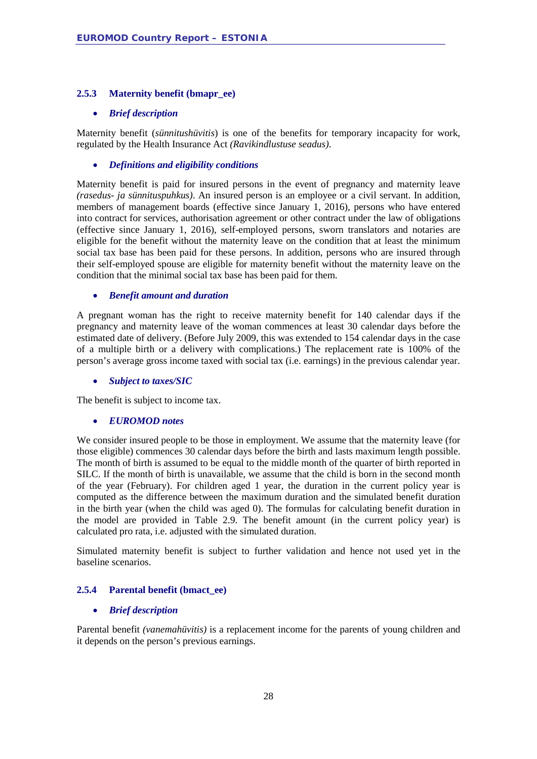### 2.5.3 Maternity benefit (bmapr_ee)

- ***Brief description***

Maternity benefit (*sünnitushüvitis*) is one of the benefits for temporary incapacity for work, regulated by the Health Insurance Act *(Ravikindlustuse seadus)*.

- ***Definitions and eligibility conditions***

Maternity benefit is paid for insured persons in the event of pregnancy and maternity leave *(rasedus- ja sünnituspuhkus)*. An insured person is an employee or a civil servant. In addition, members of management boards (effective since January 1, 2016), persons who have entered into contract for services, authorisation agreement or other contract under the law of obligations (effective since January 1, 2016), self-employed persons, sworn translators and notaries are eligible for the benefit without the maternity leave on the condition that at least the minimum social tax base has been paid for these persons. In addition, persons who are insured through their self-employed spouse are eligible for maternity benefit without the maternity leave on the condition that the minimal social tax base has been paid for them.

- ***Benefit amount and duration***

A pregnant woman has the right to receive maternity benefit for 140 calendar days if the pregnancy and maternity leave of the woman commences at least 30 calendar days before the estimated date of delivery. (Before July 2009, this was extended to 154 calendar days in the case of a multiple birth or a delivery with complications.) The replacement rate is 100% of the person's average gross income taxed with social tax (i.e. earnings) in the previous calendar year.

- ***Subject to taxes/SIC***

The benefit is subject to income tax.

- ***EUROMOD notes***

We consider insured people to be those in employment. We assume that the maternity leave (for those eligible) commences 30 calendar days before the birth and lasts maximum length possible. The month of birth is assumed to be equal to the middle month of the quarter of birth reported in SILC. If the month of birth is unavailable, we assume that the child is born in the second month of the year (February). For children aged 1 year, the duration in the current policy year is computed as the difference between the maximum duration and the simulated benefit duration in the birth year (when the child was aged 0). The formulas for calculating benefit duration in the model are provided in Table 2.9. The benefit amount (in the current policy year) is calculated pro rata, i.e. adjusted with the simulated duration.

Simulated maternity benefit is subject to further validation and hence not used yet in the baseline scenarios.

### 2.5.4 Parental benefit (bmact_ee)

- ***Brief description***

Parental benefit *(vanemahüvitis)* is a replacement income for the parents of young children and it depends on the person's previous earnings.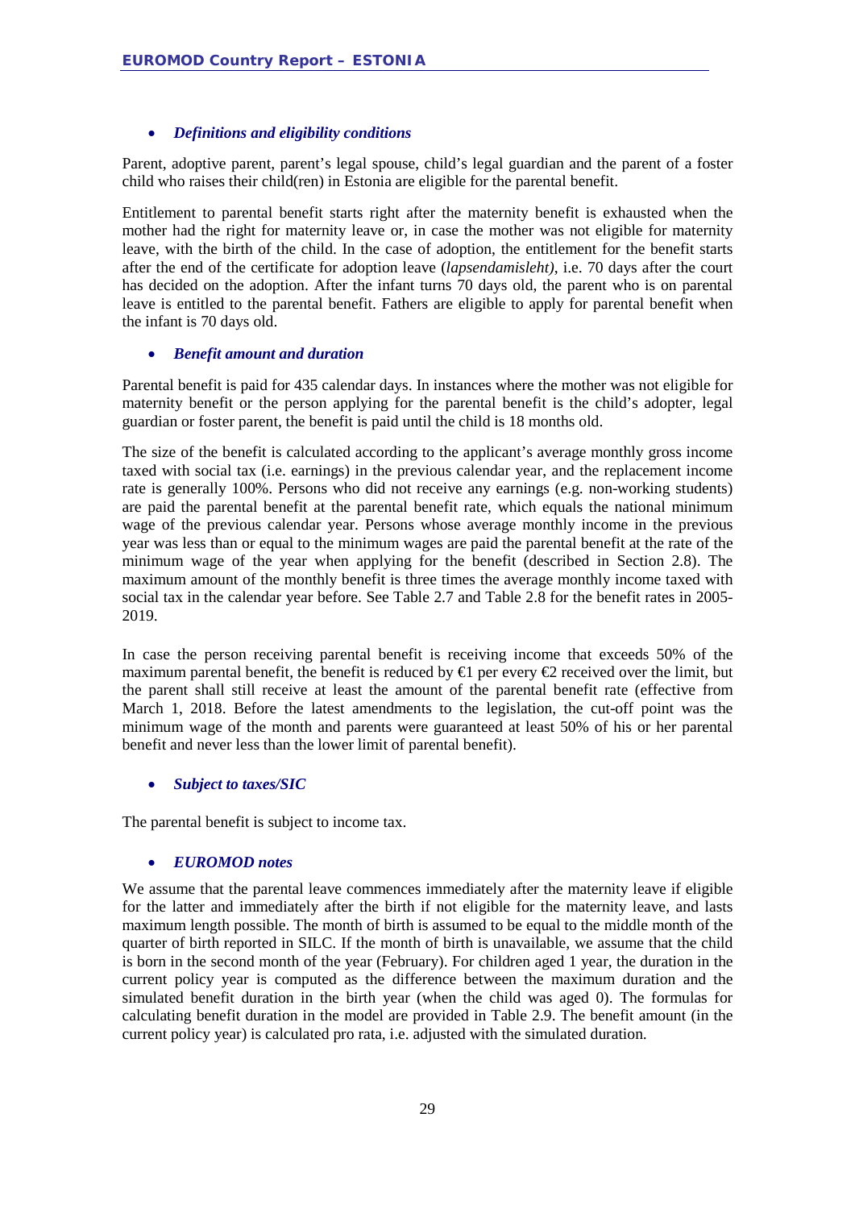- ***Definitions and eligibility conditions***

Parent, adoptive parent, parent's legal spouse, child's legal guardian and the parent of a foster child who raises their child(ren) in Estonia are eligible for the parental benefit.

Entitlement to parental benefit starts right after the maternity benefit is exhausted when the mother had the right for maternity leave or, in case the mother was not eligible for maternity leave, with the birth of the child. In the case of adoption, the entitlement for the benefit starts after the end of the certificate for adoption leave (*lapsendamisleht)*, i.e. 70 days after the court has decided on the adoption. After the infant turns 70 days old, the parent who is on parental leave is entitled to the parental benefit. Fathers are eligible to apply for parental benefit when the infant is 70 days old.

- ***Benefit amount and duration***

Parental benefit is paid for 435 calendar days. In instances where the mother was not eligible for maternity benefit or the person applying for the parental benefit is the child's adopter, legal guardian or foster parent, the benefit is paid until the child is 18 months old.

The size of the benefit is calculated according to the applicant's average monthly gross income taxed with social tax (i.e. earnings) in the previous calendar year, and the replacement income rate is generally 100%. Persons who did not receive any earnings (e.g. non-working students) are paid the parental benefit at the parental benefit rate, which equals the national minimum wage of the previous calendar year. Persons whose average monthly income in the previous year was less than or equal to the minimum wages are paid the parental benefit at the rate of the minimum wage of the year when applying for the benefit (described in Section 2.8). The maximum amount of the monthly benefit is three times the average monthly income taxed with social tax in the calendar year before. See Table 2.7 and Table 2.8 for the benefit rates in 2005-2019.

In case the person receiving parental benefit is receiving income that exceeds 50% of the maximum parental benefit, the benefit is reduced by €1 per every €2 received over the limit, but the parent shall still receive at least the amount of the parental benefit rate (effective from March 1, 2018. Before the latest amendments to the legislation, the cut-off point was the minimum wage of the month and parents were guaranteed at least 50% of his or her parental benefit and never less than the lower limit of parental benefit).

- ***Subject to taxes/SIC***

The parental benefit is subject to income tax.

- ***EUROMOD notes***

We assume that the parental leave commences immediately after the maternity leave if eligible for the latter and immediately after the birth if not eligible for the maternity leave, and lasts maximum length possible. The month of birth is assumed to be equal to the middle month of the quarter of birth reported in SILC. If the month of birth is unavailable, we assume that the child is born in the second month of the year (February). For children aged 1 year, the duration in the current policy year is computed as the difference between the maximum duration and the simulated benefit duration in the birth year (when the child was aged 0). The formulas for calculating benefit duration in the model are provided in Table 2.9. The benefit amount (in the current policy year) is calculated pro rata, i.e. adjusted with the simulated duration.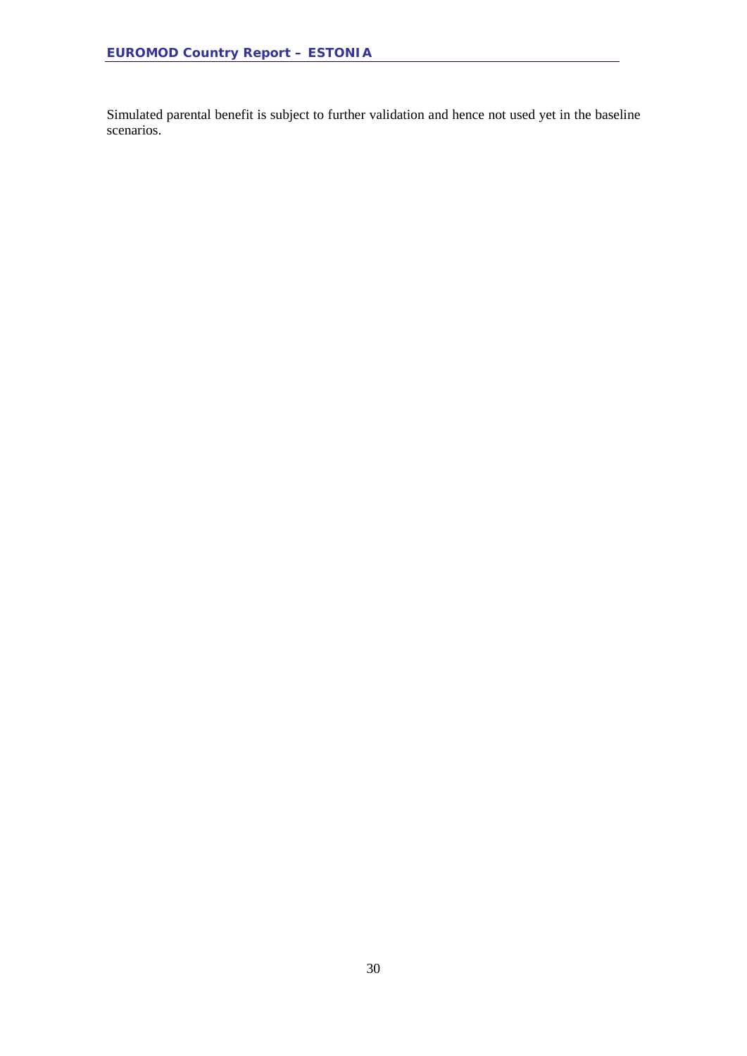Simulated parental benefit is subject to further validation and hence not used yet in the baseline scenarios.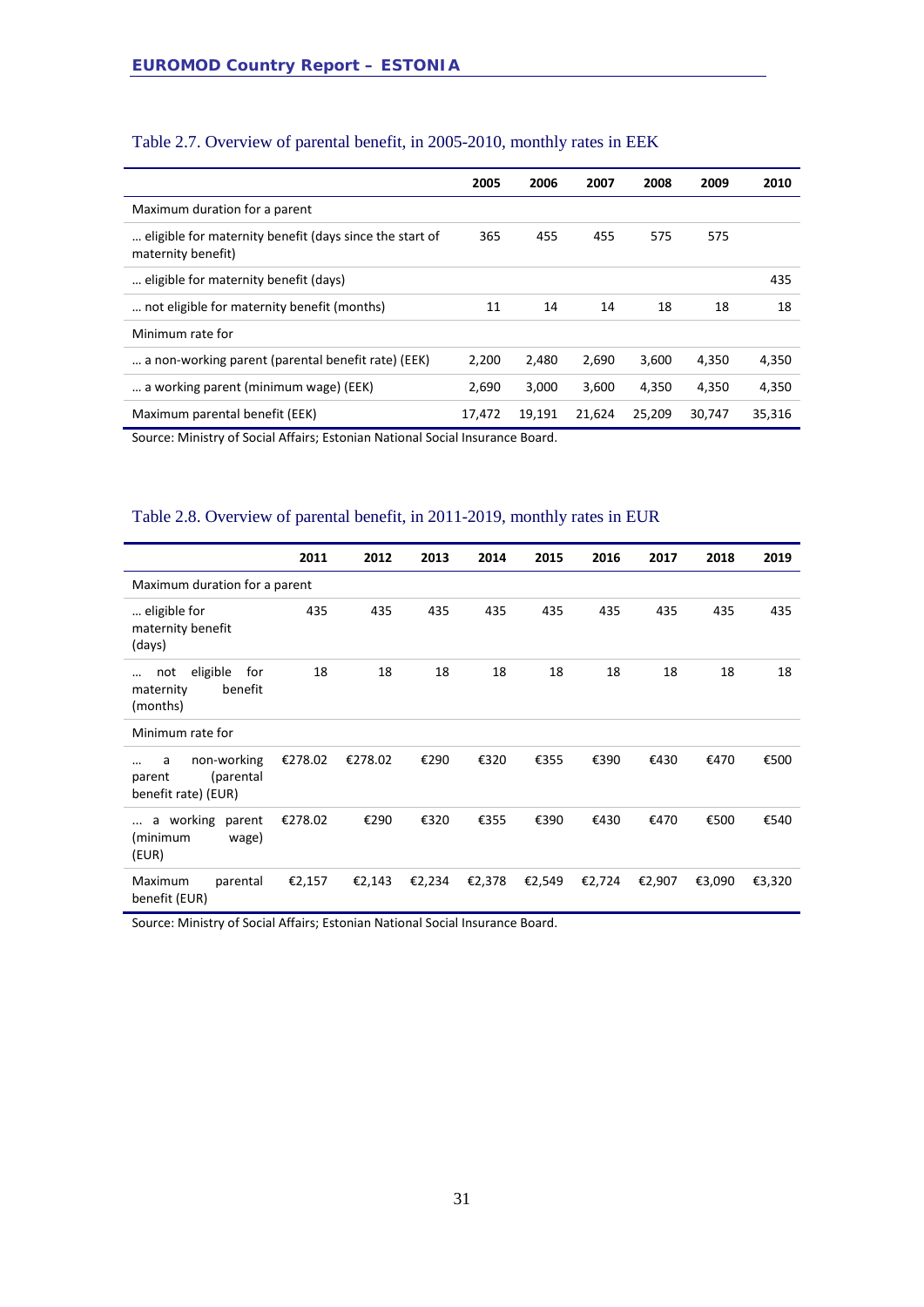Table 2.7. Overview of parental benefit, in 2005-2010, monthly rates in EEK

| | 2005 | 2006 | 2007 | 2008 | 2009 | 2010 |
|---|---|---|---|---|---|---|
| Maximum duration for a parent | | | | | | |
| … eligible for maternity benefit (days since the start of maternity benefit) | 365 | 455 | 455 | 575 | 575 | |
| … eligible for maternity benefit (days) | | | | | | 435 |
| … not eligible for maternity benefit (months) | 11 | 14 | 14 | 18 | 18 | 18 |
| Minimum rate for | | | | | | |
| … a non-working parent (parental benefit rate) (EEK) | 2,200 | 2,480 | 2,690 | 3,600 | 4,350 | 4,350 |
| … a working parent (minimum wage) (EEK) | 2,690 | 3,000 | 3,600 | 4,350 | 4,350 | 4,350 |
| Maximum parental benefit (EEK) | 17,472 | 19,191 | 21,624 | 25,209 | 30,747 | 35,316 |

Source: Ministry of Social Affairs; Estonian National Social Insurance Board.

Table 2.8. Overview of parental benefit, in 2011-2019, monthly rates in EUR

| | 2011 | 2012 | 2013 | 2014 | 2015 | 2016 | 2017 | 2018 | 2019 |
|---|---|---|---|---|---|---|---|---|---|
| Maximum duration for a parent | | | | | | | | | |
| … eligible for maternity benefit (days) | 435 | 435 | 435 | 435 | 435 | 435 | 435 | 435 | 435 |
| … not eligible for maternity benefit (months) | 18 | 18 | 18 | 18 | 18 | 18 | 18 | 18 | 18 |
| Minimum rate for | | | | | | | | | |
| … a non-working parent (parental benefit rate) (EUR) | €278.02 | €278.02 | €290 | €320 | €355 | €390 | €430 | €470 | €500 |
| … a working parent (minimum wage) (EUR) | €278.02 | €290 | €320 | €355 | €390 | €430 | €470 | €500 | €540 |
| Maximum parental benefit (EUR) | €2,157 | €2,143 | €2,234 | €2,378 | €2,549 | €2,724 | €2,907 | €3,090 | €3,320 |

Source: Ministry of Social Affairs; Estonian National Social Insurance Board.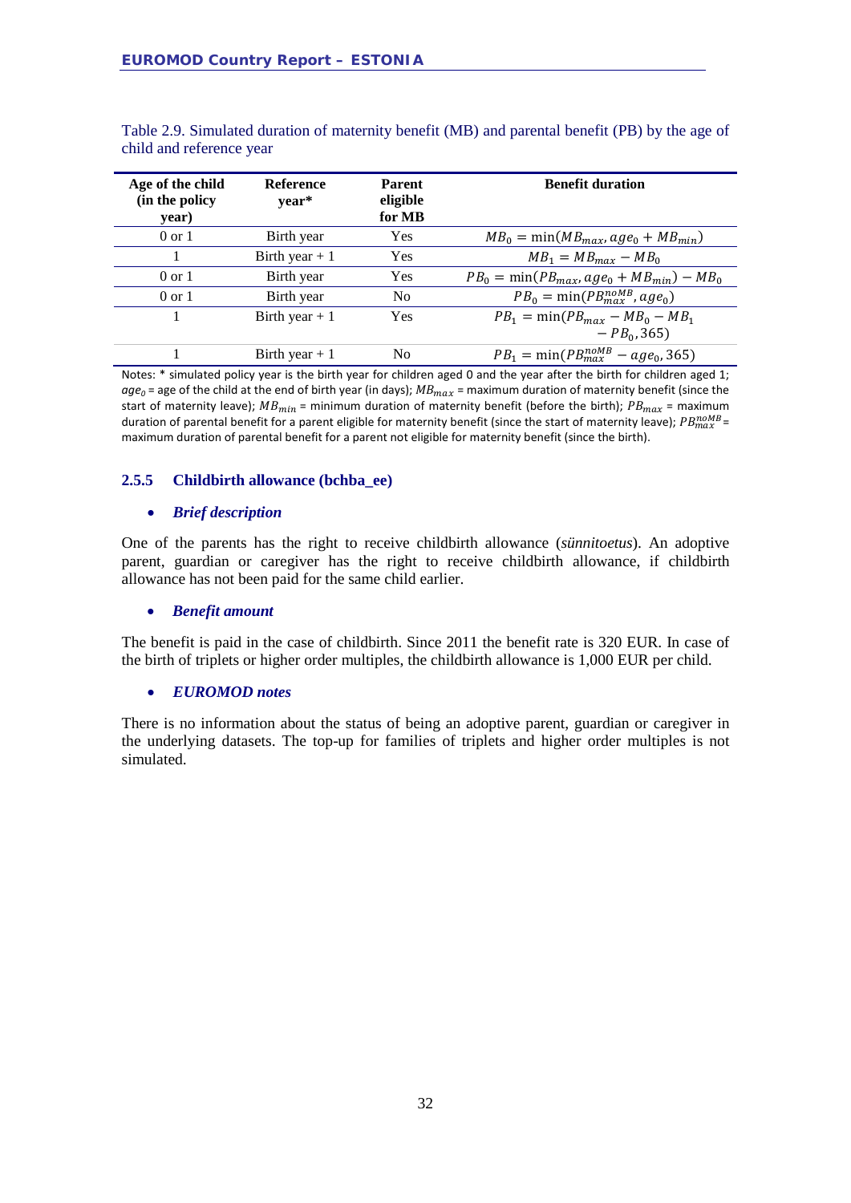Table 2.9. Simulated duration of maternity benefit (MB) and parental benefit (PB) by the age of child and reference year

| Age of the child (in the policy year) | Reference year* | Parent eligible for MB | Benefit duration |
|---|---|---|---|
| 0 or 1 | Birth year | Yes | $MB_0 = \min(MB_{max}, age_0 + MB_{min})$ |
| 1 | Birth year + 1 | Yes | $MB_1 = MB_{max} - MB_0$ |
| 0 or 1 | Birth year | Yes | $PB_0 = \min(PB_{max}, age_0 + MB_{min}) - MB_0$ |
| 0 or 1 | Birth year | No | $PB_0 = \min(PB_{max}^{noMB}, age_0)$ |
| 1 | Birth year + 1 | Yes | $PB_1 = \min(PB_{max} - MB_0 - MB_1 - PB_0, 365)$ |
| 1 | Birth year + 1 | No | $PB_1 = \min(PB_{max}^{noMB} - age_0, 365)$ |

Notes: * simulated policy year is the birth year for children aged 0 and the year after the birth for children aged 1; $age_0$ = age of the child at the end of birth year (in days); $MB_{max}$ = maximum duration of maternity benefit (since the start of maternity leave); $MB_{min}$ = minimum duration of maternity benefit (before the birth); $PB_{max}$ = maximum duration of parental benefit for a parent eligible for maternity benefit (since the start of maternity leave); $PB_{max}^{noMB}$ = maximum duration of parental benefit for a parent not eligible for maternity benefit (since the birth).

### 2.5.5 Childbirth allowance (bchba_ee)

- ***Brief description***

One of the parents has the right to receive childbirth allowance (*sünnitoetus*). An adoptive parent, guardian or caregiver has the right to receive childbirth allowance, if childbirth allowance has not been paid for the same child earlier.

- ***Benefit amount***

The benefit is paid in the case of childbirth. Since 2011 the benefit rate is 320 EUR. In case of the birth of triplets or higher order multiples, the childbirth allowance is 1,000 EUR per child.

- ***EUROMOD notes***

There is no information about the status of being an adoptive parent, guardian or caregiver in the underlying datasets. The top-up for families of triplets and higher order multiples is not simulated.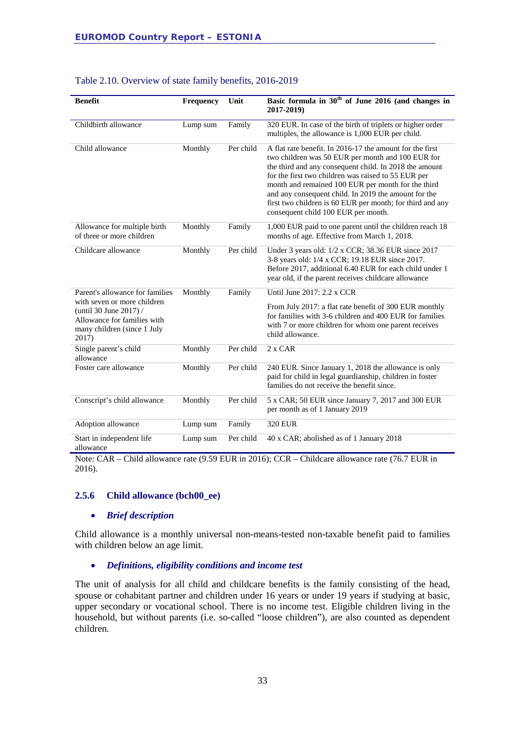Table 2.10. Overview of state family benefits, 2016-2019

| Benefit | Frequency | Unit | Basic formula in 30th of June 2016 (and changes in 2017-2019) |
|---|---|---|---|
| Childbirth allowance | Lump sum | Family | 320 EUR. In case of the birth of triplets or higher order multiples, the allowance is 1,000 EUR per child. |
| Child allowance | Monthly | Per child | A flat rate benefit. In 2016-17 the amount for the first two children was 50 EUR per month and 100 EUR for the third and any consequent child. In 2018 the amount for the first two children was raised to 55 EUR per month and remained 100 EUR per month for the third and any consequent child. In 2019 the amount for the first two children is 60 EUR per month; for third and any consequent child 100 EUR per month. |
| Allowance for multiple birth of three or more children | Monthly | Family | 1,000 EUR paid to one parent until the children reach 18 months of age. Effective from March 1, 2018. |
| Childcare allowance | Monthly | Per child | Under 3 years old: 1/2 x CCR; 38.36 EUR since 2017<br>3-8 years old: 1/4 x CCR; 19.18 EUR since 2017.<br>Before 2017, additional 6.40 EUR for each child under 1 year old, if the parent receives childcare allowance |
| Parent's allowance for families with seven or more children (until 30 June 2017) / Allowance for families with many children (since 1 July 2017) | Monthly | Family | Until June 2017: 2.2 x CCR<br>From July 2017: a flat rate benefit of 300 EUR monthly for families with 3-6 children and 400 EUR for families with 7 or more children for whom one parent receives child allowance. |
| Single parent's child allowance | Monthly | Per child | 2 x CAR |
| Foster care allowance | Monthly | Per child | 240 EUR. Since January 1, 2018 the allowance is only paid for child in legal guardianship, children in foster families do not receive the benefit since. |
| Conscript's child allowance | Monthly | Per child | 5 x CAR; 50 EUR since January 7, 2017 and 300 EUR per month as of 1 January 2019 |
| Adoption allowance | Lump sum | Family | 320 EUR |
| Start in independent life allowance | Lump sum | Per child | 40 x CAR; abolished as of 1 January 2018 |

Note: CAR – Child allowance rate (9.59 EUR in 2016); CCR – Childcare allowance rate (76.7 EUR in 2016).

### 2.5.6 Child allowance (bch00_ee)

- ***Brief description***

Child allowance is a monthly universal non-means-tested non-taxable benefit paid to families with children below an age limit.

- ***Definitions, eligibility conditions and income test***

The unit of analysis for all child and childcare benefits is the family consisting of the head, spouse or cohabitant partner and children under 16 years or under 19 years if studying at basic, upper secondary or vocational school. There is no income test. Eligible children living in the household, but without parents (i.e. so-called “loose children”), are also counted as dependent children.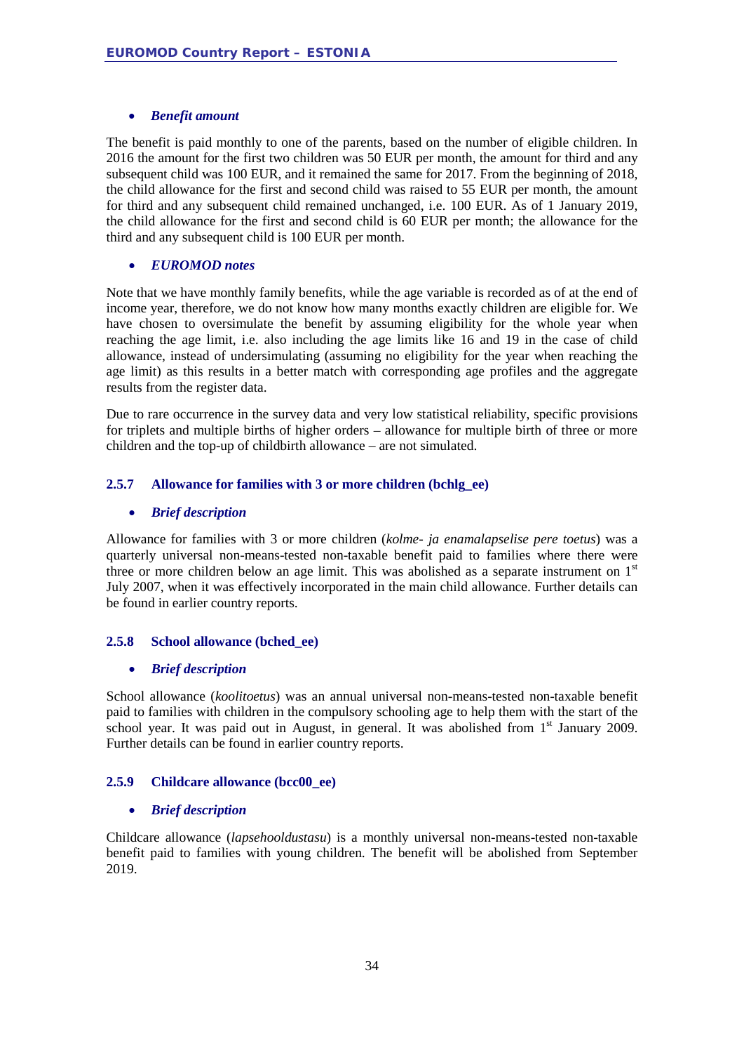- ***Benefit amount***

The benefit is paid monthly to one of the parents, based on the number of eligible children. In 2016 the amount for the first two children was 50 EUR per month, the amount for third and any subsequent child was 100 EUR, and it remained the same for 2017. From the beginning of 2018, the child allowance for the first and second child was raised to 55 EUR per month, the amount for third and any subsequent child remained unchanged, i.e. 100 EUR. As of 1 January 2019, the child allowance for the first and second child is 60 EUR per month; the allowance for the third and any subsequent child is 100 EUR per month.

- ***EUROMOD notes***

Note that we have monthly family benefits, while the age variable is recorded as of at the end of income year, therefore, we do not know how many months exactly children are eligible for. We have chosen to oversimulate the benefit by assuming eligibility for the whole year when reaching the age limit, i.e. also including the age limits like 16 and 19 in the case of child allowance, instead of undersimulating (assuming no eligibility for the year when reaching the age limit) as this results in a better match with corresponding age profiles and the aggregate results from the register data.

Due to rare occurrence in the survey data and very low statistical reliability, specific provisions for triplets and multiple births of higher orders – allowance for multiple birth of three or more children and the top-up of childbirth allowance – are not simulated.

### 2.5.7 Allowance for families with 3 or more children (bchlg_ee)

- ***Brief description***

Allowance for families with 3 or more children (*kolme- ja enamalapselise pere toetus*) was a quarterly universal non-means-tested non-taxable benefit paid to families where there were three or more children below an age limit. This was abolished as a separate instrument on 1st July 2007, when it was effectively incorporated in the main child allowance. Further details can be found in earlier country reports.

### 2.5.8 School allowance (bched_ee)

- ***Brief description***

School allowance (*koolitoetus*) was an annual universal non-means-tested non-taxable benefit paid to families with children in the compulsory schooling age to help them with the start of the school year. It was paid out in August, in general. It was abolished from 1st January 2009. Further details can be found in earlier country reports.

### 2.5.9 Childcare allowance (bcc00_ee)

- ***Brief description***

Childcare allowance (*lapsehooldustasu*) is a monthly universal non-means-tested non-taxable benefit paid to families with young children. The benefit will be abolished from September 2019.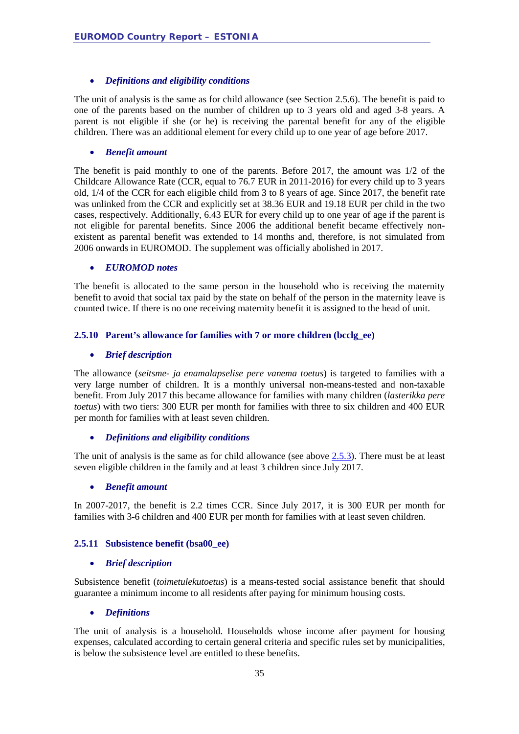- ***Definitions and eligibility conditions***

The unit of analysis is the same as for child allowance (see Section 2.5.6). The benefit is paid to one of the parents based on the number of children up to 3 years old and aged 3-8 years. A parent is not eligible if she (or he) is receiving the parental benefit for any of the eligible children. There was an additional element for every child up to one year of age before 2017.

- ***Benefit amount***

The benefit is paid monthly to one of the parents. Before 2017, the amount was 1/2 of the Childcare Allowance Rate (CCR, equal to 76.7 EUR in 2011-2016) for every child up to 3 years old, 1/4 of the CCR for each eligible child from 3 to 8 years of age. Since 2017, the benefit rate was unlinked from the CCR and explicitly set at 38.36 EUR and 19.18 EUR per child in the two cases, respectively. Additionally, 6.43 EUR for every child up to one year of age if the parent is not eligible for parental benefits. Since 2006 the additional benefit became effectively non-existent as parental benefit was extended to 14 months and, therefore, is not simulated from 2006 onwards in EUROMOD. The supplement was officially abolished in 2017.

- ***EUROMOD notes***

The benefit is allocated to the same person in the household who is receiving the maternity benefit to avoid that social tax paid by the state on behalf of the person in the maternity leave is counted twice. If there is no one receiving maternity benefit it is assigned to the head of unit.

### 2.5.10 Parent's allowance for families with 7 or more children (bcclg_ee)

- ***Brief description***

The allowance (*seitsme- ja enamalapselise pere vanema toetus*) is targeted to families with a very large number of children. It is a monthly universal non-means-tested and non-taxable benefit. From July 2017 this became allowance for families with many children (*lasterikka pere toetus*) with two tiers: 300 EUR per month for families with three to six children and 400 EUR per month for families with at least seven children.

- ***Definitions and eligibility conditions***

The unit of analysis is the same as for child allowance (see above 2.5.3). There must be at least seven eligible children in the family and at least 3 children since July 2017.

- ***Benefit amount***

In 2007-2017, the benefit is 2.2 times CCR. Since July 2017, it is 300 EUR per month for families with 3-6 children and 400 EUR per month for families with at least seven children.

### 2.5.11 Subsistence benefit (bsa00_ee)

- ***Brief description***

Subsistence benefit (*toimetulekutoetus*) is a means-tested social assistance benefit that should guarantee a minimum income to all residents after paying for minimum housing costs.

- ***Definitions***

The unit of analysis is a household. Households whose income after payment for housing expenses, calculated according to certain general criteria and specific rules set by municipalities, is below the subsistence level are entitled to these benefits.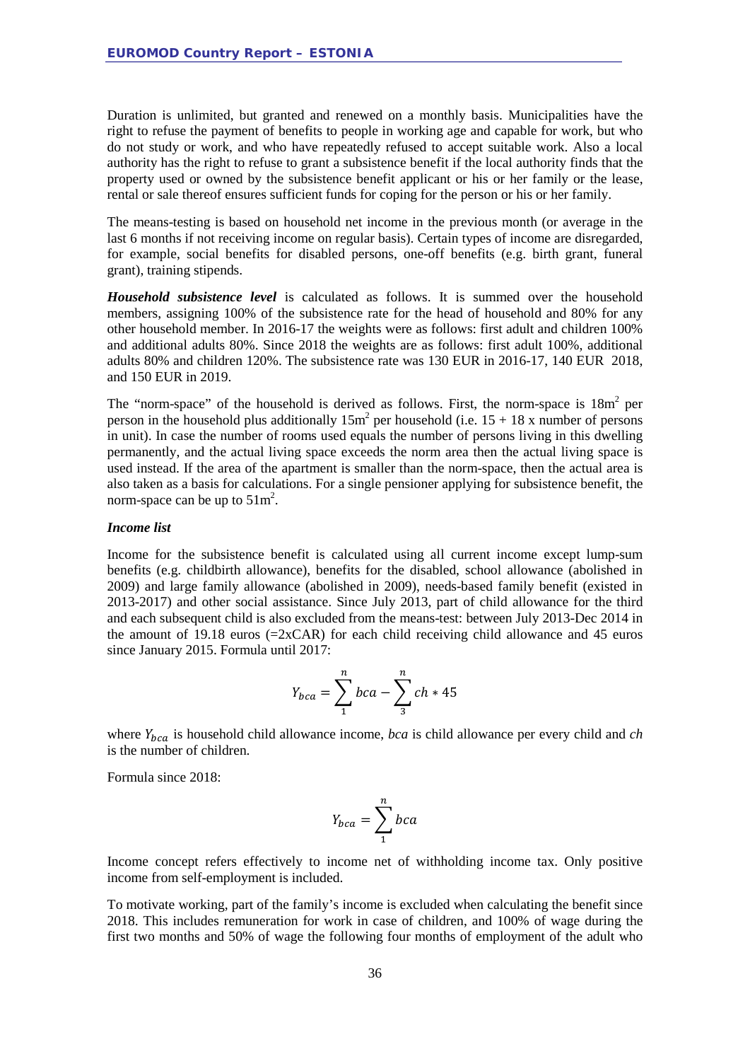Duration is unlimited, but granted and renewed on a monthly basis. Municipalities have the right to refuse the payment of benefits to people in working age and capable for work, but who do not study or work, and who have repeatedly refused to accept suitable work. Also a local authority has the right to refuse to grant a subsistence benefit if the local authority finds that the property used or owned by the subsistence benefit applicant or his or her family or the lease, rental or sale thereof ensures sufficient funds for coping for the person or his or her family.

The means-testing is based on household net income in the previous month (or average in the last 6 months if not receiving income on regular basis). Certain types of income are disregarded, for example, social benefits for disabled persons, one-off benefits (e.g. birth grant, funeral grant), training stipends.

***Household subsistence level*** is calculated as follows. It is summed over the household members, assigning 100% of the subsistence rate for the head of household and 80% for any other household member. In 2016-17 the weights were as follows: first adult and children 100% and additional adults 80%. Since 2018 the weights are as follows: first adult 100%, additional adults 80% and children 120%. The subsistence rate was 130 EUR in 2016-17, 140 EUR 2018, and 150 EUR in 2019.

The "norm-space" of the household is derived as follows. First, the norm-space is 18m$^2$ per person in the household plus additionally 15m$^2$ per household (i.e. 15 + 18 x number of persons in unit). In case the number of rooms used equals the number of persons living in this dwelling permanently, and the actual living space exceeds the norm area then the actual living space is used instead. If the area of the apartment is smaller than the norm-space, then the actual area is also taken as a basis for calculations. For a single pensioner applying for subsistence benefit, the norm-space can be up to 51m$^2$.

***Income list***

Income for the subsistence benefit is calculated using all current income except lump-sum benefits (e.g. childbirth allowance), benefits for the disabled, school allowance (abolished in 2009) and large family allowance (abolished in 2009), needs-based family benefit (existed in 2013-2017) and other social assistance. Since July 2013, part of child allowance for the third and each subsequent child is also excluded from the means-test: between July 2013-Dec 2014 in the amount of 19.18 euros (=2xCAR) for each child receiving child allowance and 45 euros since January 2015. Formula until 2017:

$$Y_{bca} = \sum_{1}^{n} bca - \sum_{3}^{n} ch * 45$$

where $Y_{bca}$ is household child allowance income, *bca* is child allowance per every child and *ch* is the number of children.

Formula since 2018:

$$Y_{bca} = \sum_{1}^{n} bca$$

Income concept refers effectively to income net of withholding income tax. Only positive income from self-employment is included.

To motivate working, part of the family's income is excluded when calculating the benefit since 2018. This includes remuneration for work in case of children, and 100% of wage during the first two months and 50% of wage the following four months of employment of the adult who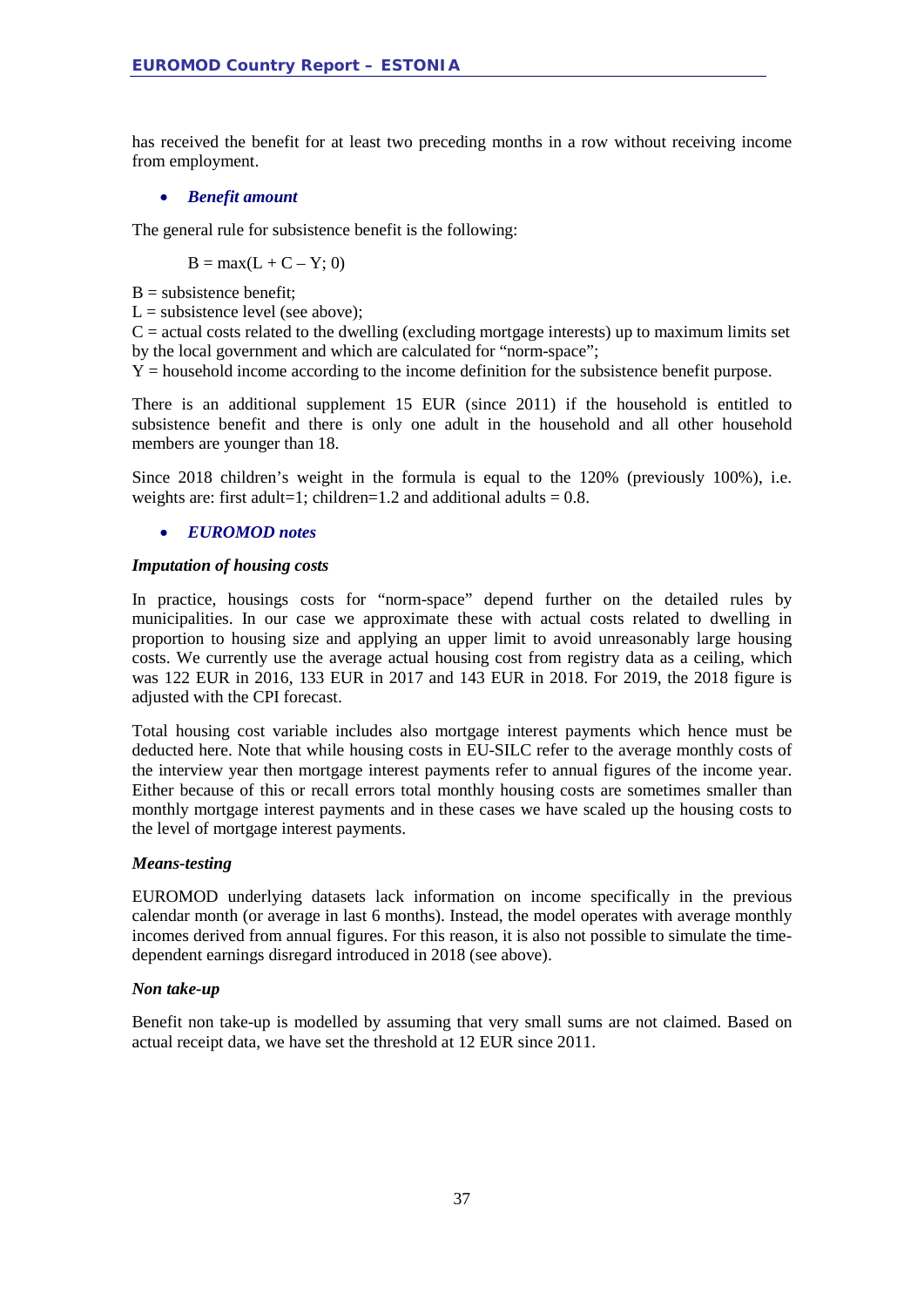has received the benefit for at least two preceding months in a row without receiving income from employment.

- ***Benefit amount***

The general rule for subsistence benefit is the following:

$$B = \max(L + C - Y; 0)$$

B = subsistence benefit;
L = subsistence level (see above);
C = actual costs related to the dwelling (excluding mortgage interests) up to maximum limits set by the local government and which are calculated for "norm-space";
Y = household income according to the income definition for the subsistence benefit purpose.

There is an additional supplement 15 EUR (since 2011) if the household is entitled to subsistence benefit and there is only one adult in the household and all other household members are younger than 18.

Since 2018 children's weight in the formula is equal to the 120% (previously 100%), i.e. weights are: first adult=1; children=1.2 and additional adults = 0.8.

- ***EUROMOD notes***

***Imputation of housing costs***

In practice, housings costs for "norm-space" depend further on the detailed rules by municipalities. In our case we approximate these with actual costs related to dwelling in proportion to housing size and applying an upper limit to avoid unreasonably large housing costs. We currently use the average actual housing cost from registry data as a ceiling, which was 122 EUR in 2016, 133 EUR in 2017 and 143 EUR in 2018. For 2019, the 2018 figure is adjusted with the CPI forecast.

Total housing cost variable includes also mortgage interest payments which hence must be deducted here. Note that while housing costs in EU-SILC refer to the average monthly costs of the interview year then mortgage interest payments refer to annual figures of the income year. Either because of this or recall errors total monthly housing costs are sometimes smaller than monthly mortgage interest payments and in these cases we have scaled up the housing costs to the level of mortgage interest payments.

***Means-testing***

EUROMOD underlying datasets lack information on income specifically in the previous calendar month (or average in last 6 months). Instead, the model operates with average monthly incomes derived from annual figures. For this reason, it is also not possible to simulate the time-dependent earnings disregard introduced in 2018 (see above).

***Non take-up***

Benefit non take-up is modelled by assuming that very small sums are not claimed. Based on actual receipt data, we have set the threshold at 12 EUR since 2011.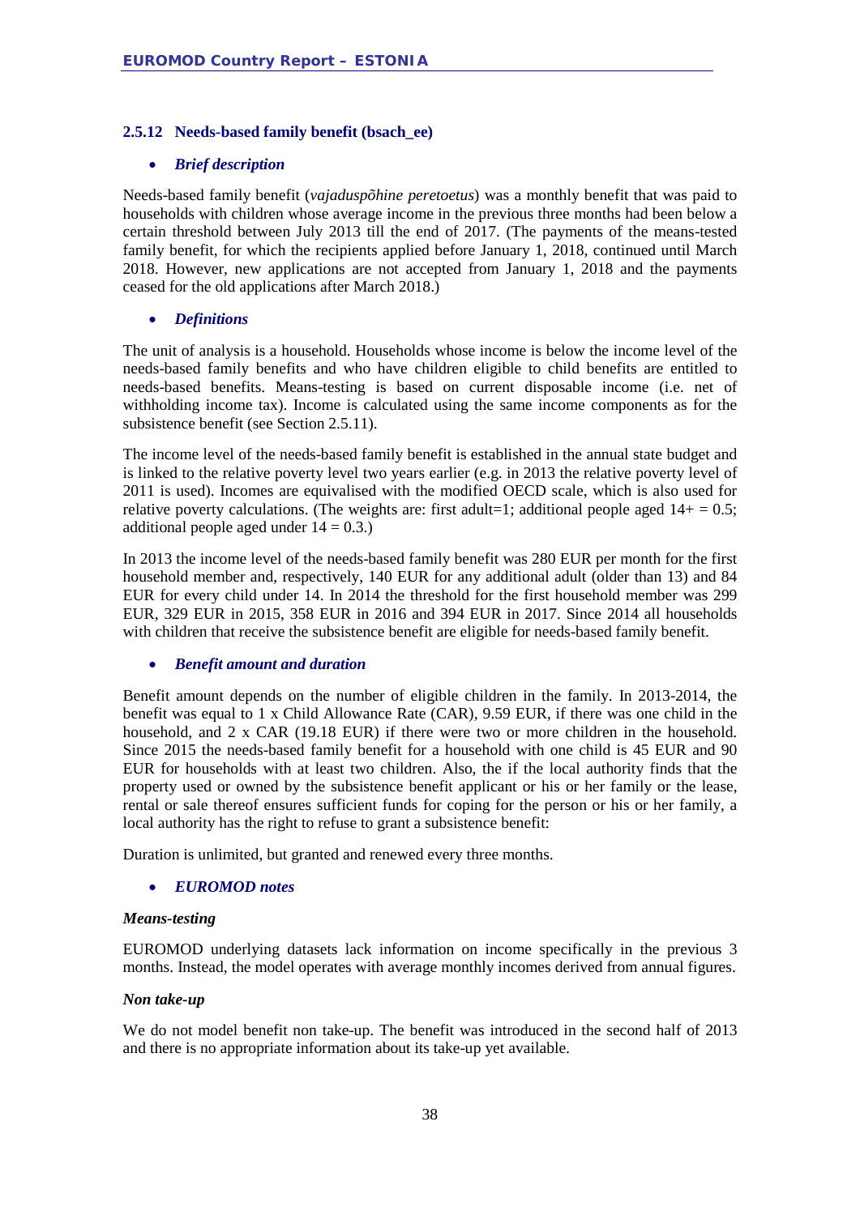### 2.5.12 Needs-based family benefit (bsach_ee)

- ***Brief description***

Needs-based family benefit (*vajaduspõhine peretoetus*) was a monthly benefit that was paid to households with children whose average income in the previous three months had been below a certain threshold between July 2013 till the end of 2017. (The payments of the means-tested family benefit, for which the recipients applied before January 1, 2018, continued until March 2018. However, new applications are not accepted from January 1, 2018 and the payments ceased for the old applications after March 2018.)

- ***Definitions***

The unit of analysis is a household. Households whose income is below the income level of the needs-based family benefits and who have children eligible to child benefits are entitled to needs-based benefits. Means-testing is based on current disposable income (i.e. net of withholding income tax). Income is calculated using the same income components as for the subsistence benefit (see Section 2.5.11).

The income level of the needs-based family benefit is established in the annual state budget and is linked to the relative poverty level two years earlier (e.g. in 2013 the relative poverty level of 2011 is used). Incomes are equivalised with the modified OECD scale, which is also used for relative poverty calculations. (The weights are: first adult=1; additional people aged 14+ = 0.5; additional people aged under 14 = 0.3.)

In 2013 the income level of the needs-based family benefit was 280 EUR per month for the first household member and, respectively, 140 EUR for any additional adult (older than 13) and 84 EUR for every child under 14. In 2014 the threshold for the first household member was 299 EUR, 329 EUR in 2015, 358 EUR in 2016 and 394 EUR in 2017. Since 2014 all households with children that receive the subsistence benefit are eligible for needs-based family benefit.

- ***Benefit amount and duration***

Benefit amount depends on the number of eligible children in the family. In 2013-2014, the benefit was equal to 1 x Child Allowance Rate (CAR), 9.59 EUR, if there was one child in the household, and 2 x CAR (19.18 EUR) if there were two or more children in the household. Since 2015 the needs-based family benefit for a household with one child is 45 EUR and 90 EUR for households with at least two children. Also, the if the local authority finds that the property used or owned by the subsistence benefit applicant or his or her family or the lease, rental or sale thereof ensures sufficient funds for coping for the person or his or her family, a local authority has the right to refuse to grant a subsistence benefit:

Duration is unlimited, but granted and renewed every three months.

- ***EUROMOD notes***

***Means-testing***

EUROMOD underlying datasets lack information on income specifically in the previous 3 months. Instead, the model operates with average monthly incomes derived from annual figures.

***Non take-up***

We do not model benefit non take-up. The benefit was introduced in the second half of 2013 and there is no appropriate information about its take-up yet available.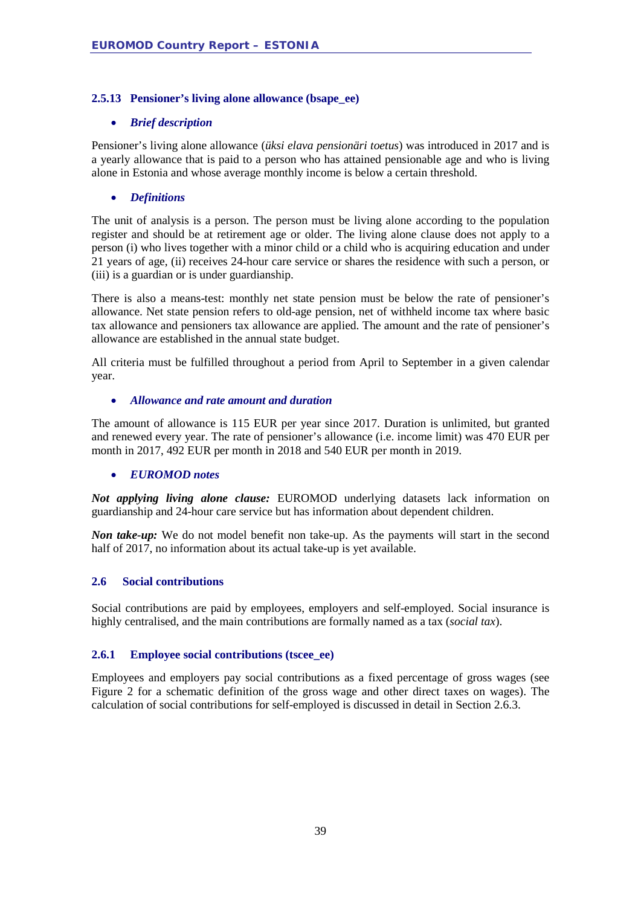### 2.5.13 Pensioner's living alone allowance (bsape_ee)

- ***Brief description***

Pensioner's living alone allowance (*üksi elava pensionäri toetus*) was introduced in 2017 and is a yearly allowance that is paid to a person who has attained pensionable age and who is living alone in Estonia and whose average monthly income is below a certain threshold.

- ***Definitions***

The unit of analysis is a person. The person must be living alone according to the population register and should be at retirement age or older. The living alone clause does not apply to a person (i) who lives together with a minor child or a child who is acquiring education and under 21 years of age, (ii) receives 24-hour care service or shares the residence with such a person, or (iii) is a guardian or is under guardianship.

There is also a means-test: monthly net state pension must be below the rate of pensioner's allowance. Net state pension refers to old-age pension, net of withheld income tax where basic tax allowance and pensioners tax allowance are applied. The amount and the rate of pensioner's allowance are established in the annual state budget.

All criteria must be fulfilled throughout a period from April to September in a given calendar year.

- ***Allowance and rate amount and duration***

The amount of allowance is 115 EUR per year since 2017. Duration is unlimited, but granted and renewed every year. The rate of pensioner's allowance (i.e. income limit) was 470 EUR per month in 2017, 492 EUR per month in 2018 and 540 EUR per month in 2019.

- ***EUROMOD notes***

***Not applying living alone clause:*** EUROMOD underlying datasets lack information on guardianship and 24-hour care service but has information about dependent children.

***Non take-up:*** We do not model benefit non take-up. As the payments will start in the second half of 2017, no information about its actual take-up is yet available.

## 2.6 Social contributions

Social contributions are paid by employees, employers and self-employed. Social insurance is highly centralised, and the main contributions are formally named as a tax (*social tax*).

### 2.6.1 Employee social contributions (tscee_ee)

Employees and employers pay social contributions as a fixed percentage of gross wages (see Figure 2 for a schematic definition of the gross wage and other direct taxes on wages). The calculation of social contributions for self-employed is discussed in detail in Section 2.6.3.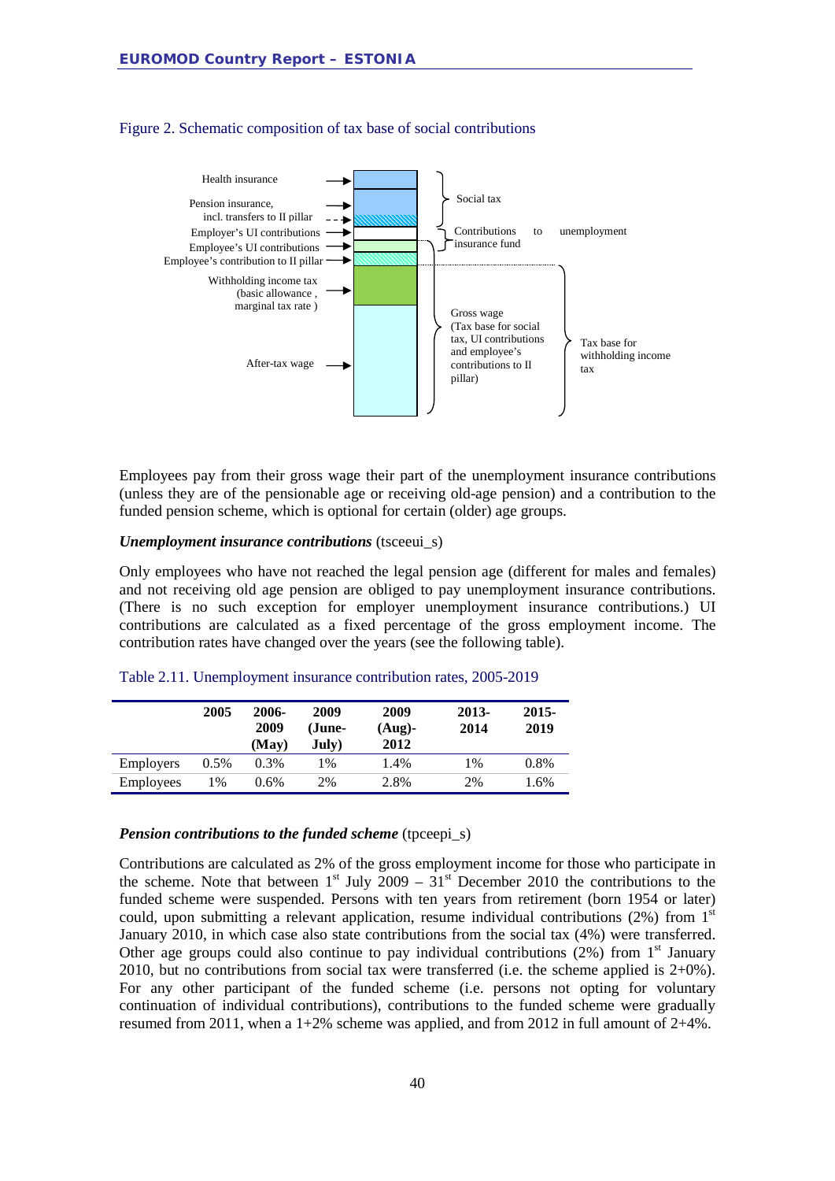Figure 2. Schematic composition of tax base of social contributions

Health insurance

Pension insurance, incl. transfers to II pillar

Employer's UI contributions

Employee's UI contributions

Employee's contribution to II pillar

Withholding income tax (basic allowance, marginal tax rate)

After-tax wage

Social tax

Contributions to unemployment insurance fund

Gross wage (Tax base for social tax, UI contributions and employee's contributions to II pillar)

Tax base for withholding income tax

Employees pay from their gross wage their part of the unemployment insurance contributions (unless they are of the pensionable age or receiving old-age pension) and a contribution to the funded pension scheme, which is optional for certain (older) age groups.

***Unemployment insurance contributions*** (tsceeui_s)

Only employees who have not reached the legal pension age (different for males and females) and not receiving old age pension are obliged to pay unemployment insurance contributions. (There is no such exception for employer unemployment insurance contributions.) UI contributions are calculated as a fixed percentage of the gross employment income. The contribution rates have changed over the years (see the following table).

Table 2.11. Unemployment insurance contribution rates, 2005-2019

| | 2005 | 2006-2009 (May) | 2009 (June-July) | 2009 (Aug)-2012 | 2013-2014 | 2015-2019 |
|---|---|---|---|---|---|---|
| Employers | 0.5% | 0.3% | 1% | 1.4% | 1% | 0.8% |
| Employees | 1% | 0.6% | 2% | 2.8% | 2% | 1.6% |

***Pension contributions to the funded scheme*** (tpceepi_s)

Contributions are calculated as 2% of the gross employment income for those who participate in the scheme. Note that between 1st July 2009 – 31st December 2010 the contributions to the funded scheme were suspended. Persons with ten years from retirement (born 1954 or later) could, upon submitting a relevant application, resume individual contributions (2%) from 1st January 2010, in which case also state contributions from the social tax (4%) were transferred. Other age groups could also continue to pay individual contributions (2%) from 1st January 2010, but no contributions from social tax were transferred (i.e. the scheme applied is 2+0%). For any other participant of the funded scheme (i.e. persons not opting for voluntary continuation of individual contributions), contributions to the funded scheme were gradually resumed from 2011, when a 1+2% scheme was applied, and from 2012 in full amount of 2+4%.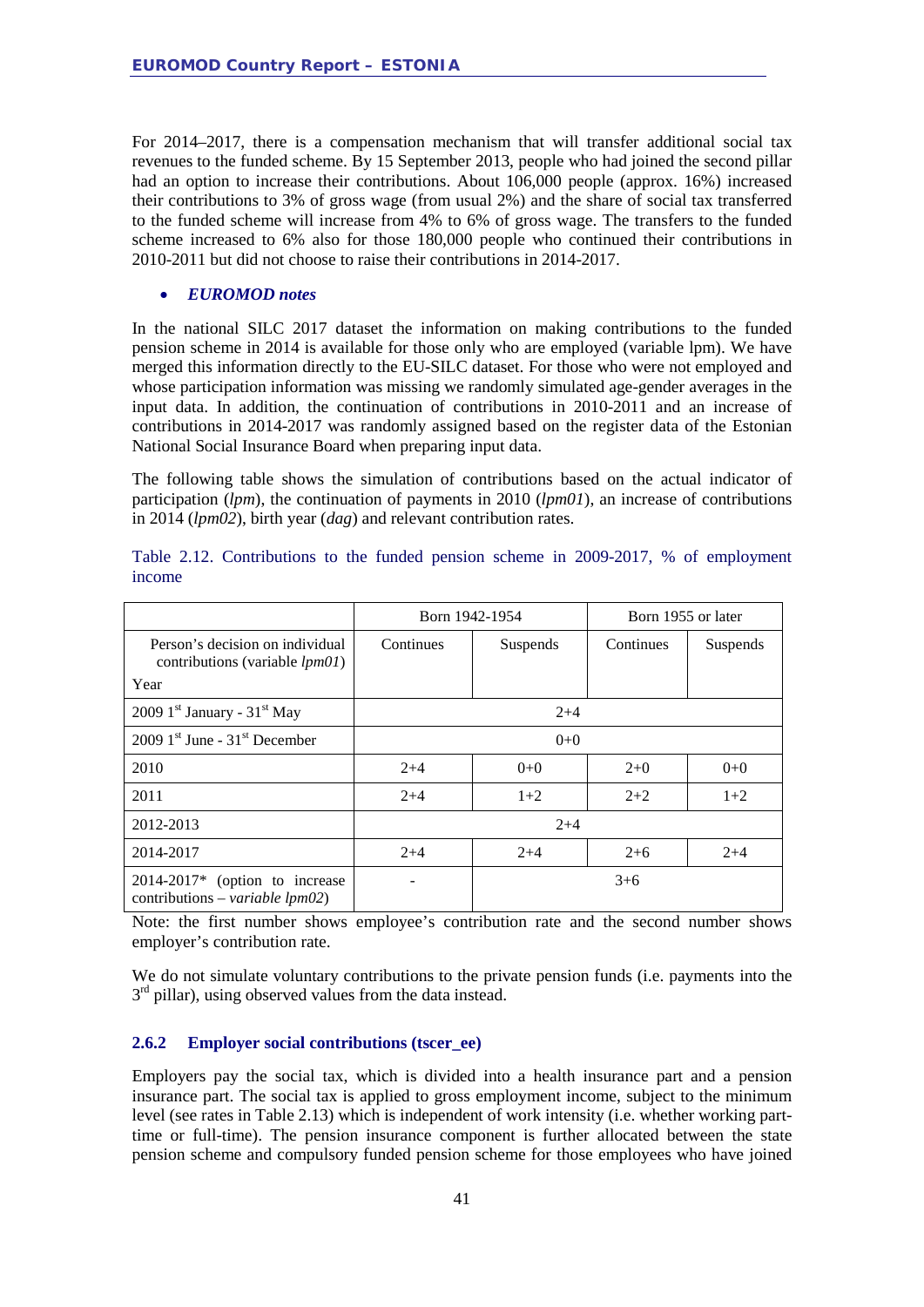For 2014–2017, there is a compensation mechanism that will transfer additional social tax revenues to the funded scheme. By 15 September 2013, people who had joined the second pillar had an option to increase their contributions. About 106,000 people (approx. 16%) increased their contributions to 3% of gross wage (from usual 2%) and the share of social tax transferred to the funded scheme will increase from 4% to 6% of gross wage. The transfers to the funded scheme increased to 6% also for those 180,000 people who continued their contributions in 2010-2011 but did not choose to raise their contributions in 2014-2017.

- ***EUROMOD notes***

In the national SILC 2017 dataset the information on making contributions to the funded pension scheme in 2014 is available for those only who are employed (variable lpm). We have merged this information directly to the EU-SILC dataset. For those who were not employed and whose participation information was missing we randomly simulated age-gender averages in the input data. In addition, the continuation of contributions in 2010-2011 and an increase of contributions in 2014-2017 was randomly assigned based on the register data of the Estonian National Social Insurance Board when preparing input data.

The following table shows the simulation of contributions based on the actual indicator of participation (*lpm*), the continuation of payments in 2010 (*lpm01*), an increase of contributions in 2014 (*lpm02*), birth year (*dag*) and relevant contribution rates.

Table 2.12. Contributions to the funded pension scheme in 2009-2017, % of employment income

| | Born 1942-1954 | | Born 1955 or later | |
|---|---|---|---|---|
| Person's decision on individual contributions (variable *lpm01*)<br>Year | Continues | Suspends | Continues | Suspends |
| 2009 1st January - 31st May | 2+4 | | | |
| 2009 1st June - 31st December | 0+0 | | | |
| 2010 | 2+4 | 0+0 | 2+0 | 0+0 |
| 2011 | 2+4 | 1+2 | 2+2 | 1+2 |
| 2012-2013 | 2+4 | | | |
| 2014-2017 | 2+4 | 2+4 | 2+6 | 2+4 |
| 2014-2017* (option to increase contributions – *variable lpm02*) | - | 3+6 | | |

Note: the first number shows employee's contribution rate and the second number shows employer's contribution rate.

We do not simulate voluntary contributions to the private pension funds (i.e. payments into the 3rd pillar), using observed values from the data instead.

### 2.6.2 Employer social contributions (tscer_ee)

Employers pay the social tax, which is divided into a health insurance part and a pension insurance part. The social tax is applied to gross employment income, subject to the minimum level (see rates in Table 2.13) which is independent of work intensity (i.e. whether working part-time or full-time). The pension insurance component is further allocated between the state pension scheme and compulsory funded pension scheme for those employees who have joined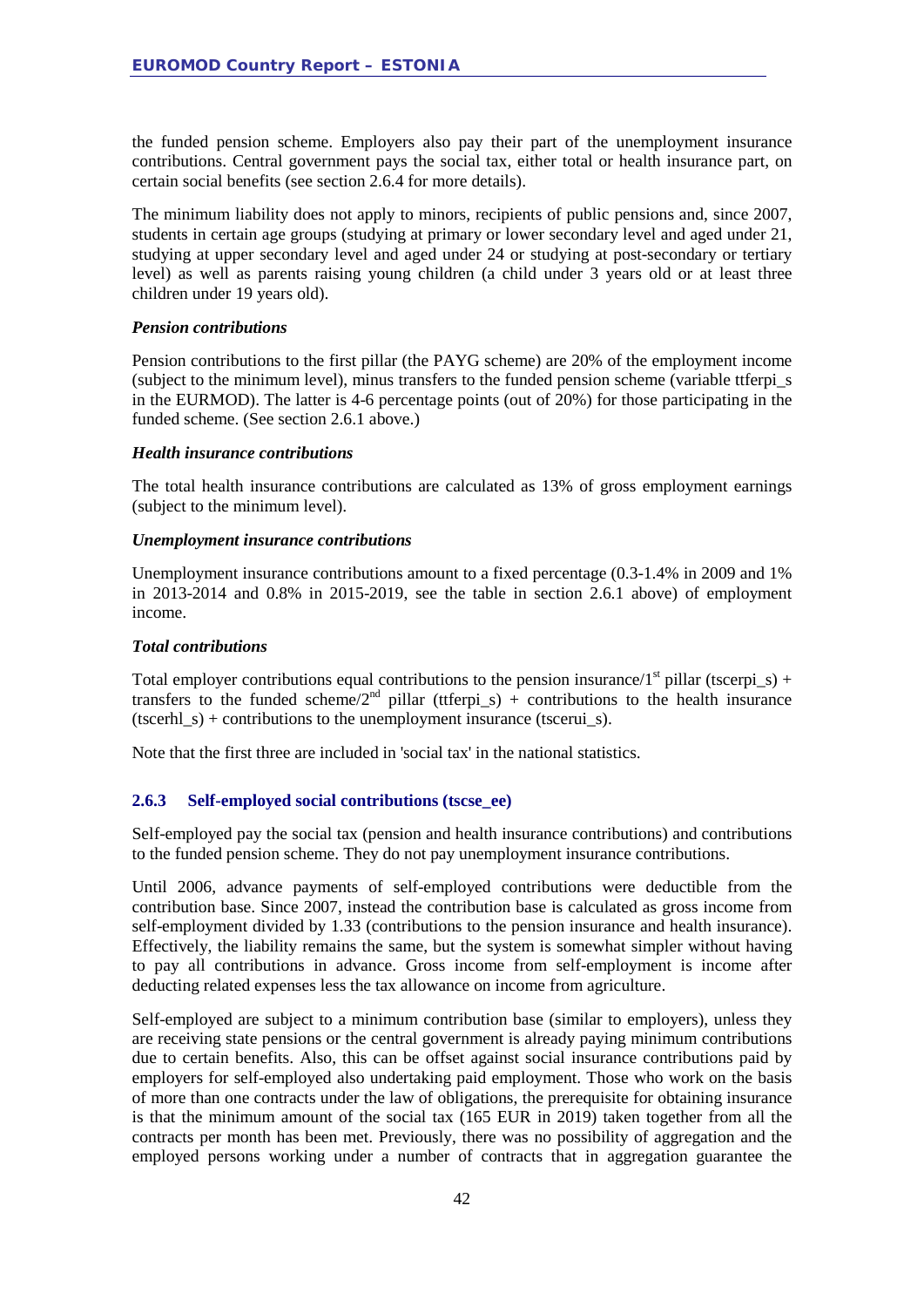the funded pension scheme. Employers also pay their part of the unemployment insurance contributions. Central government pays the social tax, either total or health insurance part, on certain social benefits (see section 2.6.4 for more details).

The minimum liability does not apply to minors, recipients of public pensions and, since 2007, students in certain age groups (studying at primary or lower secondary level and aged under 21, studying at upper secondary level and aged under 24 or studying at post-secondary or tertiary level) as well as parents raising young children (a child under 3 years old or at least three children under 19 years old).

***Pension contributions***

Pension contributions to the first pillar (the PAYG scheme) are 20% of the employment income (subject to the minimum level), minus transfers to the funded pension scheme (variable ttferpi_s in the EURMOD). The latter is 4-6 percentage points (out of 20%) for those participating in the funded scheme. (See section 2.6.1 above.)

***Health insurance contributions***

The total health insurance contributions are calculated as 13% of gross employment earnings (subject to the minimum level).

***Unemployment insurance contributions***

Unemployment insurance contributions amount to a fixed percentage (0.3-1.4% in 2009 and 1% in 2013-2014 and 0.8% in 2015-2019, see the table in section 2.6.1 above) of employment income.

***Total contributions***

Total employer contributions equal contributions to the pension insurance/1$^{st}$ pillar (tscerpi_s) + transfers to the funded scheme/2$^{nd}$ pillar (ttferpi_s) + contributions to the health insurance (tscerhl_s) + contributions to the unemployment insurance (tscerui_s).

Note that the first three are included in 'social tax' in the national statistics.

### 2.6.3 Self-employed social contributions (tscse_ee)

Self-employed pay the social tax (pension and health insurance contributions) and contributions to the funded pension scheme. They do not pay unemployment insurance contributions.

Until 2006, advance payments of self-employed contributions were deductible from the contribution base. Since 2007, instead the contribution base is calculated as gross income from self-employment divided by 1.33 (contributions to the pension insurance and health insurance). Effectively, the liability remains the same, but the system is somewhat simpler without having to pay all contributions in advance. Gross income from self-employment is income after deducting related expenses less the tax allowance on income from agriculture.

Self-employed are subject to a minimum contribution base (similar to employers), unless they are receiving state pensions or the central government is already paying minimum contributions due to certain benefits. Also, this can be offset against social insurance contributions paid by employers for self-employed also undertaking paid employment. Those who work on the basis of more than one contracts under the law of obligations, the prerequisite for obtaining insurance is that the minimum amount of the social tax (165 EUR in 2019) taken together from all the contracts per month has been met. Previously, there was no possibility of aggregation and the employed persons working under a number of contracts that in aggregation guarantee the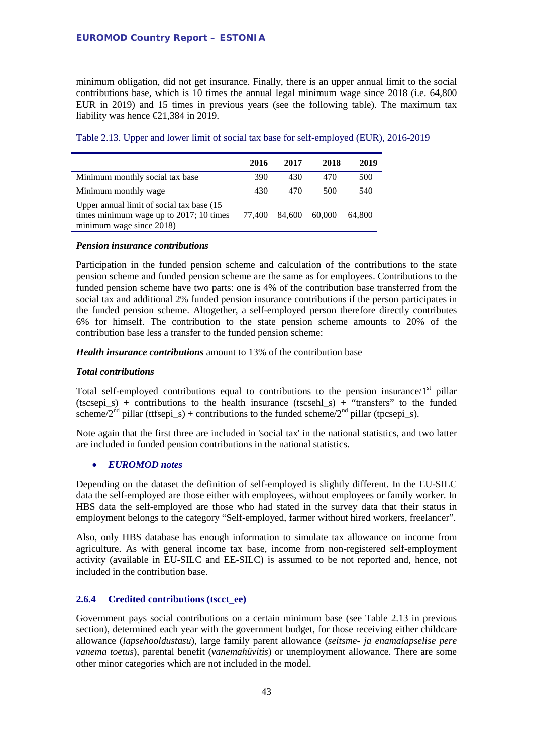minimum obligation, did not get insurance. Finally, there is an upper annual limit to the social contributions base, which is 10 times the annual legal minimum wage since 2018 (i.e. 64,800 EUR in 2019) and 15 times in previous years (see the following table). The maximum tax liability was hence €21,384 in 2019.

Table 2.13. Upper and lower limit of social tax base for self-employed (EUR), 2016-2019

| | 2016 | 2017 | 2018 | 2019 |
|---|---|---|---|---|
| Minimum monthly social tax base | 390 | 430 | 470 | 500 |
| Minimum monthly wage | 430 | 470 | 500 | 540 |
| Upper annual limit of social tax base (15 times minimum wage up to 2017; 10 times minimum wage since 2018) | 77,400 | 84,600 | 60,000 | 64,800 |

***Pension insurance contributions***

Participation in the funded pension scheme and calculation of the contributions to the state pension scheme and funded pension scheme are the same as for employees. Contributions to the funded pension scheme have two parts: one is 4% of the contribution base transferred from the social tax and additional 2% funded pension insurance contributions if the person participates in the funded pension scheme. Altogether, a self-employed person therefore directly contributes 6% for himself. The contribution to the state pension scheme amounts to 20% of the contribution base less a transfer to the funded pension scheme:

***Health insurance contributions*** amount to 13% of the contribution base

***Total contributions***

Total self-employed contributions equal to contributions to the pension insurance/1st pillar (tscsepi_s) + contributions to the health insurance (tscsehl_s) + "transfers" to the funded scheme/2nd pillar (ttfsepi_s) + contributions to the funded scheme/2nd pillar (tpcsepi_s).

Note again that the first three are included in 'social tax' in the national statistics, and two latter are included in funded pension contributions in the national statistics.

- ***EUROMOD notes***

Depending on the dataset the definition of self-employed is slightly different. In the EU-SILC data the self-employed are those either with employees, without employees or family worker. In HBS data the self-employed are those who had stated in the survey data that their status in employment belongs to the category "Self-employed, farmer without hired workers, freelancer".

Also, only HBS database has enough information to simulate tax allowance on income from agriculture. As with general income tax base, income from non-registered self-employment activity (available in EU-SILC and EE-SILC) is assumed to be not reported and, hence, not included in the contribution base.

### 2.6.4 Credited contributions (tscct_ee)

Government pays social contributions on a certain minimum base (see Table 2.13 in previous section), determined each year with the government budget, for those receiving either childcare allowance (*lapsehooldustasu*), large family parent allowance (*seitsme- ja enamalapselise pere vanema toetus*), parental benefit (*vanemahüvitis*) or unemployment allowance. There are some other minor categories which are not included in the model.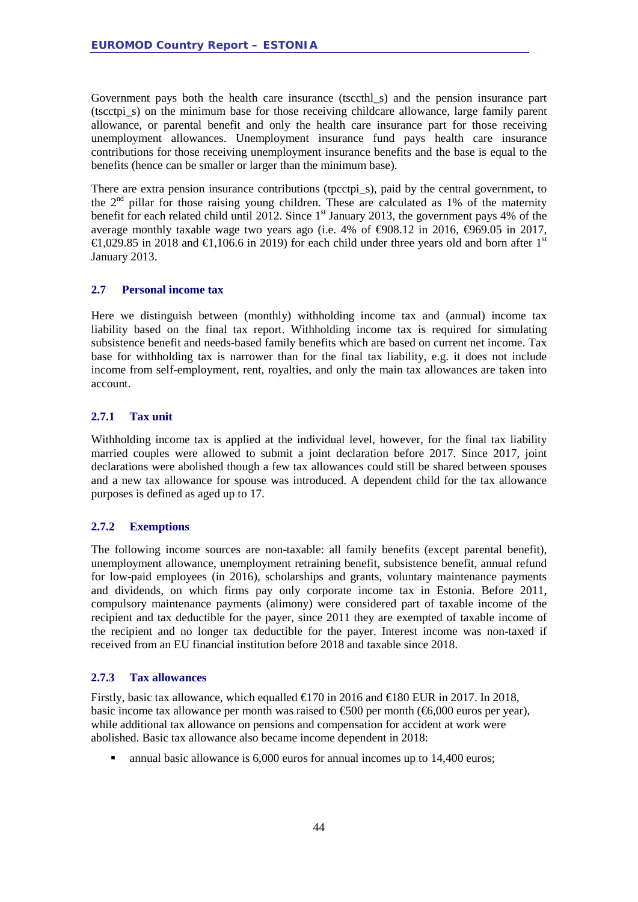Government pays both the health care insurance (tsccthl_s) and the pension insurance part (tscctpi_s) on the minimum base for those receiving childcare allowance, large family parent allowance, or parental benefit and only the health care insurance part for those receiving unemployment allowances. Unemployment insurance fund pays health care insurance contributions for those receiving unemployment insurance benefits and the base is equal to the benefits (hence can be smaller or larger than the minimum base).

There are extra pension insurance contributions (tpcctpi_s), paid by the central government, to the 2nd pillar for those raising young children. These are calculated as 1% of the maternity benefit for each related child until 2012. Since 1st January 2013, the government pays 4% of the average monthly taxable wage two years ago (i.e. 4% of €908.12 in 2016, €969.05 in 2017, €1,029.85 in 2018 and €1,106.6 in 2019) for each child under three years old and born after 1st January 2013.

### 2.7 Personal income tax

Here we distinguish between (monthly) withholding income tax and (annual) income tax liability based on the final tax report. Withholding income tax is required for simulating subsistence benefit and needs-based family benefits which are based on current net income. Tax base for withholding tax is narrower than for the final tax liability, e.g. it does not include income from self-employment, rent, royalties, and only the main tax allowances are taken into account.

#### 2.7.1 Tax unit

Withholding income tax is applied at the individual level, however, for the final tax liability married couples were allowed to submit a joint declaration before 2017. Since 2017, joint declarations were abolished though a few tax allowances could still be shared between spouses and a new tax allowance for spouse was introduced. A dependent child for the tax allowance purposes is defined as aged up to 17.

#### 2.7.2 Exemptions

The following income sources are non-taxable: all family benefits (except parental benefit), unemployment allowance, unemployment retraining benefit, subsistence benefit, annual refund for low-paid employees (in 2016), scholarships and grants, voluntary maintenance payments and dividends, on which firms pay only corporate income tax in Estonia. Before 2011, compulsory maintenance payments (alimony) were considered part of taxable income of the recipient and tax deductible for the payer, since 2011 they are exempted of taxable income of the recipient and no longer tax deductible for the payer. Interest income was non-taxed if received from an EU financial institution before 2018 and taxable since 2018.

#### 2.7.3 Tax allowances

Firstly, basic tax allowance, which equalled €170 in 2016 and €180 EUR in 2017. In 2018, basic income tax allowance per month was raised to €500 per month (€6,000 euros per year), while additional tax allowance on pensions and compensation for accident at work were abolished. Basic tax allowance also became income dependent in 2018:

- annual basic allowance is 6,000 euros for annual incomes up to 14,400 euros;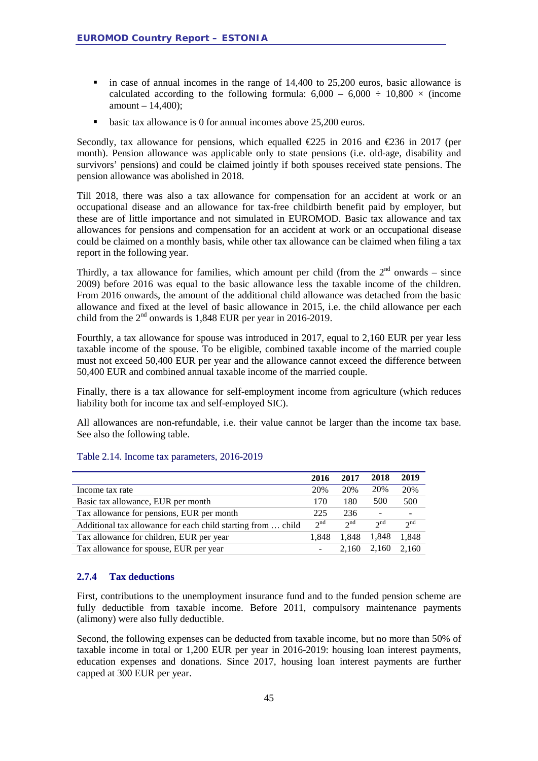- in case of annual incomes in the range of 14,400 to 25,200 euros, basic allowance is calculated according to the following formula: 6,000 – 6,000 ÷ 10,800 × (income amount – 14,400);
- basic tax allowance is 0 for annual incomes above 25,200 euros.

Secondly, tax allowance for pensions, which equalled €225 in 2016 and €236 in 2017 (per month). Pension allowance was applicable only to state pensions (i.e. old-age, disability and survivors' pensions) and could be claimed jointly if both spouses received state pensions. The pension allowance was abolished in 2018.

Till 2018, there was also a tax allowance for compensation for an accident at work or an occupational disease and an allowance for tax-free childbirth benefit paid by employer, but these are of little importance and not simulated in EUROMOD. Basic tax allowance and tax allowances for pensions and compensation for an accident at work or an occupational disease could be claimed on a monthly basis, while other tax allowance can be claimed when filing a tax report in the following year.

Thirdly, a tax allowance for families, which amount per child (from the 2nd onwards – since 2009) before 2016 was equal to the basic allowance less the taxable income of the children. From 2016 onwards, the amount of the additional child allowance was detached from the basic allowance and fixed at the level of basic allowance in 2015, i.e. the child allowance per each child from the 2nd onwards is 1,848 EUR per year in 2016-2019.

Fourthly, a tax allowance for spouse was introduced in 2017, equal to 2,160 EUR per year less taxable income of the spouse. To be eligible, combined taxable income of the married couple must not exceed 50,400 EUR per year and the allowance cannot exceed the difference between 50,400 EUR and combined annual taxable income of the married couple.

Finally, there is a tax allowance for self-employment income from agriculture (which reduces liability both for income tax and self-employed SIC).

All allowances are non-refundable, i.e. their value cannot be larger than the income tax base. See also the following table.

Table 2.14. Income tax parameters, 2016-2019

| | 2016 | 2017 | 2018 | 2019 |
|---|---|---|---|---|
| Income tax rate | 20% | 20% | 20% | 20% |
| Basic tax allowance, EUR per month | 170 | 180 | 500 | 500 |
| Tax allowance for pensions, EUR per month | 225 | 236 | - | - |
| Additional tax allowance for each child starting from … child | 2nd | 2nd | 2nd | 2nd |
| Tax allowance for children, EUR per year | 1,848 | 1,848 | 1,848 | 1,848 |
| Tax allowance for spouse, EUR per year | - | 2,160 | 2,160 | 2,160 |

### 2.7.4 Tax deductions

First, contributions to the unemployment insurance fund and to the funded pension scheme are fully deductible from taxable income. Before 2011, compulsory maintenance payments (alimony) were also fully deductible.

Second, the following expenses can be deducted from taxable income, but no more than 50% of taxable income in total or 1,200 EUR per year in 2016-2019: housing loan interest payments, education expenses and donations. Since 2017, housing loan interest payments are further capped at 300 EUR per year.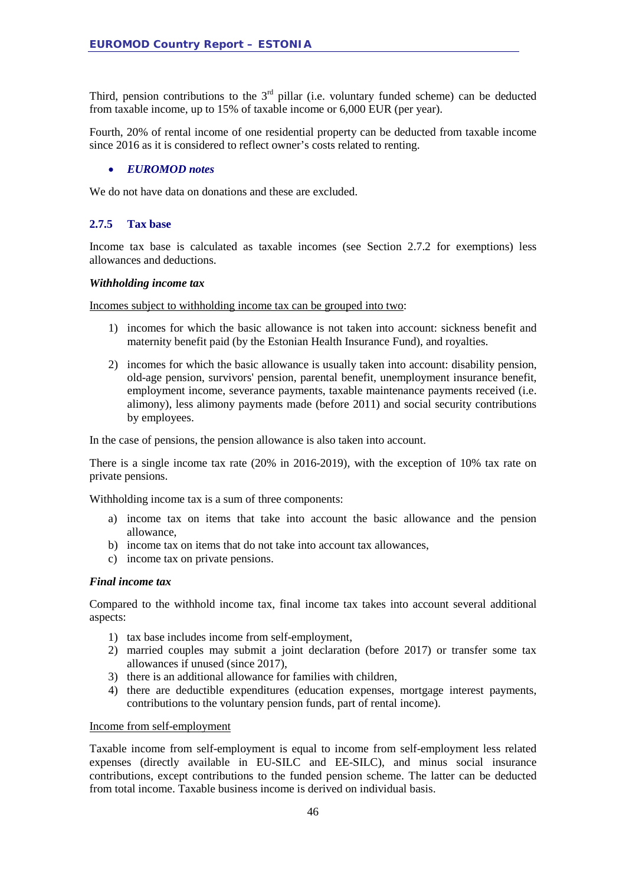Third, pension contributions to the 3rd pillar (i.e. voluntary funded scheme) can be deducted from taxable income, up to 15% of taxable income or 6,000 EUR (per year).

Fourth, 20% of rental income of one residential property can be deducted from taxable income since 2016 as it is considered to reflect owner's costs related to renting.

- ***EUROMOD notes***

We do not have data on donations and these are excluded.

### 2.7.5 Tax base

Income tax base is calculated as taxable incomes (see Section 2.7.2 for exemptions) less allowances and deductions.

***Withholding income tax***

Incomes subject to withholding income tax can be grouped into two:

1) incomes for which the basic allowance is not taken into account: sickness benefit and maternity benefit paid (by the Estonian Health Insurance Fund), and royalties.
2) incomes for which the basic allowance is usually taken into account: disability pension, old-age pension, survivors' pension, parental benefit, unemployment insurance benefit, employment income, severance payments, taxable maintenance payments received (i.e. alimony), less alimony payments made (before 2011) and social security contributions by employees.

In the case of pensions, the pension allowance is also taken into account.

There is a single income tax rate (20% in 2016-2019), with the exception of 10% tax rate on private pensions.

Withholding income tax is a sum of three components:

a) income tax on items that take into account the basic allowance and the pension allowance,
b) income tax on items that do not take into account tax allowances,
c) income tax on private pensions.

***Final income tax***

Compared to the withhold income tax, final income tax takes into account several additional aspects:

1) tax base includes income from self-employment,
2) married couples may submit a joint declaration (before 2017) or transfer some tax allowances if unused (since 2017),
3) there is an additional allowance for families with children,
4) there are deductible expenditures (education expenses, mortgage interest payments, contributions to the voluntary pension funds, part of rental income).

Income from self-employment

Taxable income from self-employment is equal to income from self-employment less related expenses (directly available in EU-SILC and EE-SILC), and minus social insurance contributions, except contributions to the funded pension scheme. The latter can be deducted from total income. Taxable business income is derived on individual basis.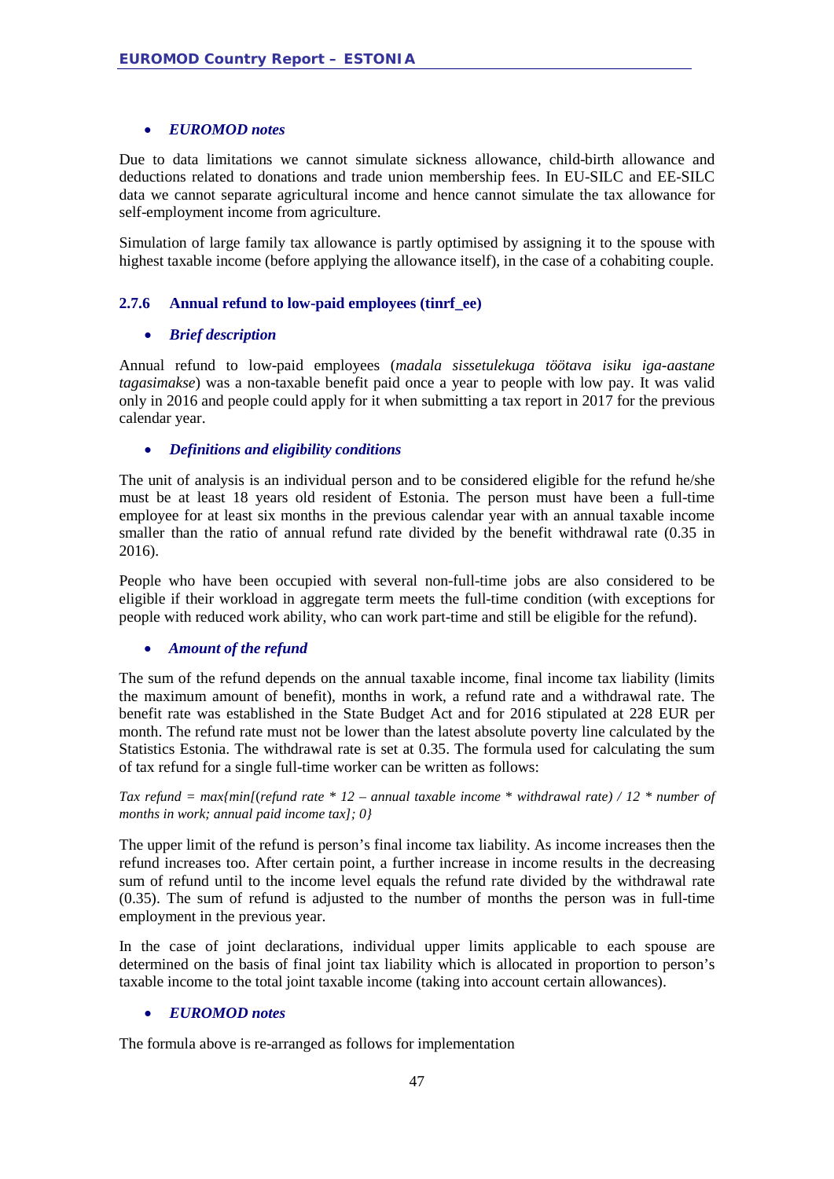- ***EUROMOD notes***

Due to data limitations we cannot simulate sickness allowance, child-birth allowance and deductions related to donations and trade union membership fees. In EU-SILC and EE-SILC data we cannot separate agricultural income and hence cannot simulate the tax allowance for self-employment income from agriculture.

Simulation of large family tax allowance is partly optimised by assigning it to the spouse with highest taxable income (before applying the allowance itself), in the case of a cohabiting couple.

### 2.7.6 Annual refund to low-paid employees (tinrf_ee)

- ***Brief description***

Annual refund to low-paid employees (*madala sissetulekuga töötava isiku iga-aastane tagasimakse*) was a non-taxable benefit paid once a year to people with low pay. It was valid only in 2016 and people could apply for it when submitting a tax report in 2017 for the previous calendar year.

- ***Definitions and eligibility conditions***

The unit of analysis is an individual person and to be considered eligible for the refund he/she must be at least 18 years old resident of Estonia. The person must have been a full-time employee for at least six months in the previous calendar year with an annual taxable income smaller than the ratio of annual refund rate divided by the benefit withdrawal rate (0.35 in 2016).

People who have been occupied with several non-full-time jobs are also considered to be eligible if their workload in aggregate term meets the full-time condition (with exceptions for people with reduced work ability, who can work part-time and still be eligible for the refund).

- ***Amount of the refund***

The sum of the refund depends on the annual taxable income, final income tax liability (limits the maximum amount of benefit), months in work, a refund rate and a withdrawal rate. The benefit rate was established in the State Budget Act and for 2016 stipulated at 228 EUR per month. The refund rate must not be lower than the latest absolute poverty line calculated by the Statistics Estonia. The withdrawal rate is set at 0.35. The formula used for calculating the sum of tax refund for a single full-time worker can be written as follows:

*Tax refund = max{min[(refund rate * 12 – annual taxable income * withdrawal rate) / 12 * number of months in work; annual paid income tax]; 0}*

The upper limit of the refund is person's final income tax liability. As income increases then the refund increases too. After certain point, a further increase in income results in the decreasing sum of refund until to the income level equals the refund rate divided by the withdrawal rate (0.35). The sum of refund is adjusted to the number of months the person was in full-time employment in the previous year.

In the case of joint declarations, individual upper limits applicable to each spouse are determined on the basis of final joint tax liability which is allocated in proportion to person's taxable income to the total joint taxable income (taking into account certain allowances).

- ***EUROMOD notes***

The formula above is re-arranged as follows for implementation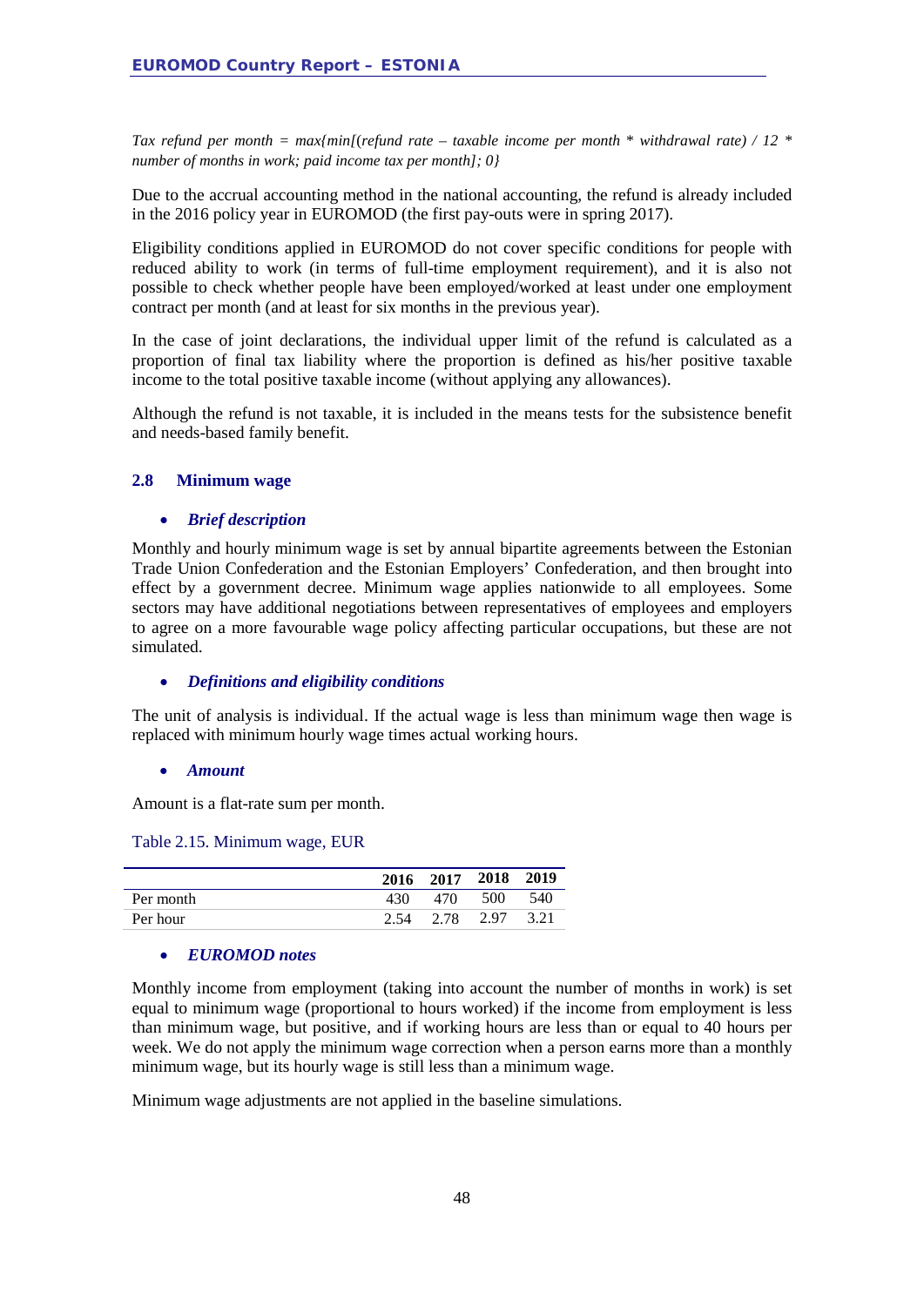*Tax refund per month = max{min[(refund rate – taxable income per month * withdrawal rate) / 12 * number of months in work; paid income tax per month]; 0}*

Due to the accrual accounting method in the national accounting, the refund is already included in the 2016 policy year in EUROMOD (the first pay-outs were in spring 2017).

Eligibility conditions applied in EUROMOD do not cover specific conditions for people with reduced ability to work (in terms of full-time employment requirement), and it is also not possible to check whether people have been employed/worked at least under one employment contract per month (and at least for six months in the previous year).

In the case of joint declarations, the individual upper limit of the refund is calculated as a proportion of final tax liability where the proportion is defined as his/her positive taxable income to the total positive taxable income (without applying any allowances).

Although the refund is not taxable, it is included in the means tests for the subsistence benefit and needs-based family benefit.

### 2.8 Minimum wage

- ***Brief description***

Monthly and hourly minimum wage is set by annual bipartite agreements between the Estonian Trade Union Confederation and the Estonian Employers' Confederation, and then brought into effect by a government decree. Minimum wage applies nationwide to all employees. Some sectors may have additional negotiations between representatives of employees and employers to agree on a more favourable wage policy affecting particular occupations, but these are not simulated.

- ***Definitions and eligibility conditions***

The unit of analysis is individual. If the actual wage is less than minimum wage then wage is replaced with minimum hourly wage times actual working hours.

- ***Amount***

Amount is a flat-rate sum per month.

Table 2.15. Minimum wage, EUR

| | 2016 | 2017 | 2018 | 2019 |
|---|---|---|---|---|
| Per month | 430 | 470 | 500 | 540 |
| Per hour | 2.54 | 2.78 | 2.97 | 3.21 |

- ***EUROMOD notes***

Monthly income from employment (taking into account the number of months in work) is set equal to minimum wage (proportional to hours worked) if the income from employment is less than minimum wage, but positive, and if working hours are less than or equal to 40 hours per week. We do not apply the minimum wage correction when a person earns more than a monthly minimum wage, but its hourly wage is still less than a minimum wage.

Minimum wage adjustments are not applied in the baseline simulations.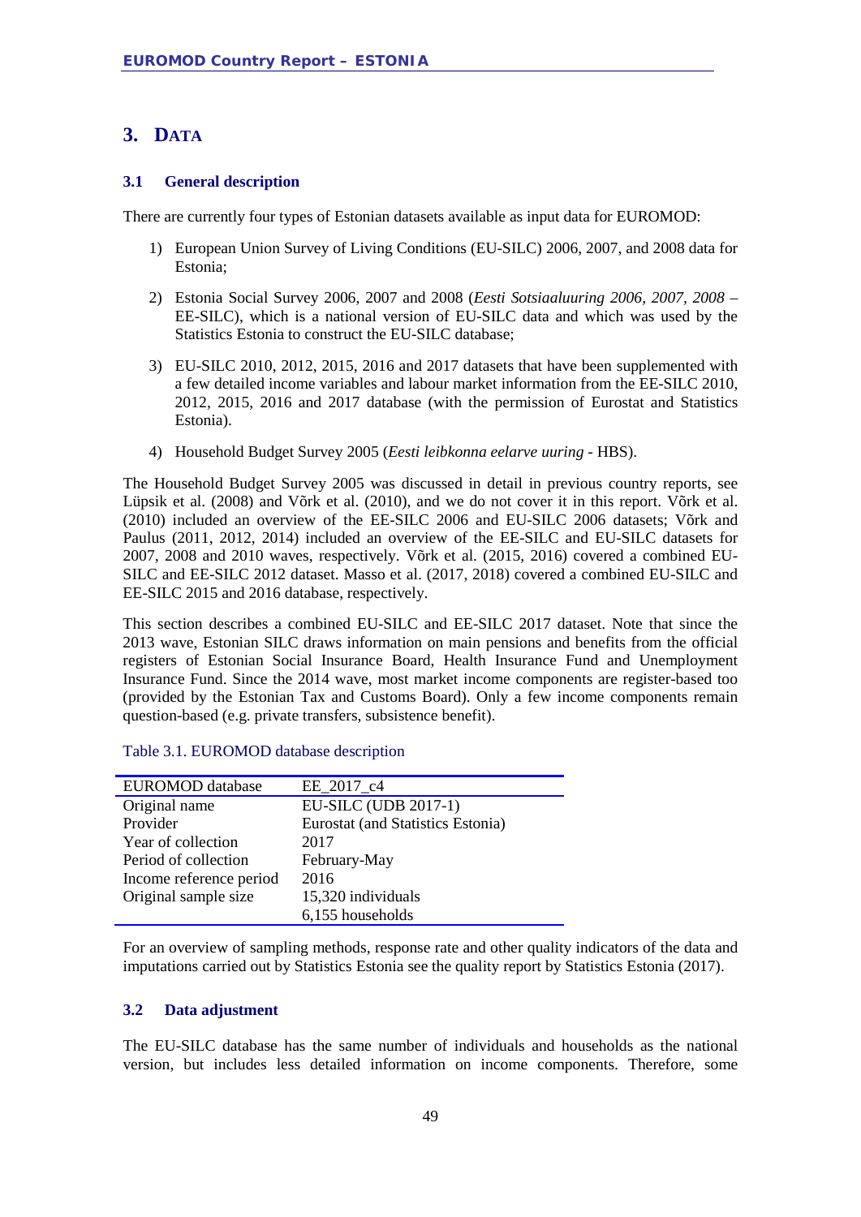# 3. DATA

## 3.1 General description

There are currently four types of Estonian datasets available as input data for EUROMOD:

1) European Union Survey of Living Conditions (EU-SILC) 2006, 2007, and 2008 data for Estonia;

2) Estonia Social Survey 2006, 2007 and 2008 (*Eesti Sotsiaaluuring 2006, 2007, 2008* – EE-SILC), which is a national version of EU-SILC data and which was used by the Statistics Estonia to construct the EU-SILC database;

3) EU-SILC 2010, 2012, 2015, 2016 and 2017 datasets that have been supplemented with a few detailed income variables and labour market information from the EE-SILC 2010, 2012, 2015, 2016 and 2017 database (with the permission of Eurostat and Statistics Estonia).

4) Household Budget Survey 2005 (*Eesti leibkonna eelarve uuring* - HBS).

The Household Budget Survey 2005 was discussed in detail in previous country reports, see Lüpsik et al. (2008) and Võrk et al. (2010), and we do not cover it in this report. Võrk et al. (2010) included an overview of the EE-SILC 2006 and EU-SILC 2006 datasets; Võrk and Paulus (2011, 2012, 2014) included an overview of the EE-SILC and EU-SILC datasets for 2007, 2008 and 2010 waves, respectively. Võrk et al. (2015, 2016) covered a combined EU-SILC and EE-SILC 2012 dataset. Masso et al. (2017, 2018) covered a combined EU-SILC and EE-SILC 2015 and 2016 database, respectively.

This section describes a combined EU-SILC and EE-SILC 2017 dataset. Note that since the 2013 wave, Estonian SILC draws information on main pensions and benefits from the official registers of Estonian Social Insurance Board, Health Insurance Fund and Unemployment Insurance Fund. Since the 2014 wave, most market income components are register-based too (provided by the Estonian Tax and Customs Board). Only a few income components remain question-based (e.g. private transfers, subsistence benefit).

Table 3.1. EUROMOD database description

| EUROMOD database | EE_2017_c4 |
|---|---|
| Original name | EU-SILC (UDB 2017-1) |
| Provider | Eurostat (and Statistics Estonia) |
| Year of collection | 2017 |
| Period of collection | February-May |
| Income reference period | 2016 |
| Original sample size | 15,320 individuals |
| | 6,155 households |

For an overview of sampling methods, response rate and other quality indicators of the data and imputations carried out by Statistics Estonia see the quality report by Statistics Estonia (2017).

## 3.2 Data adjustment

The EU-SILC database has the same number of individuals and households as the national version, but includes less detailed information on income components. Therefore, some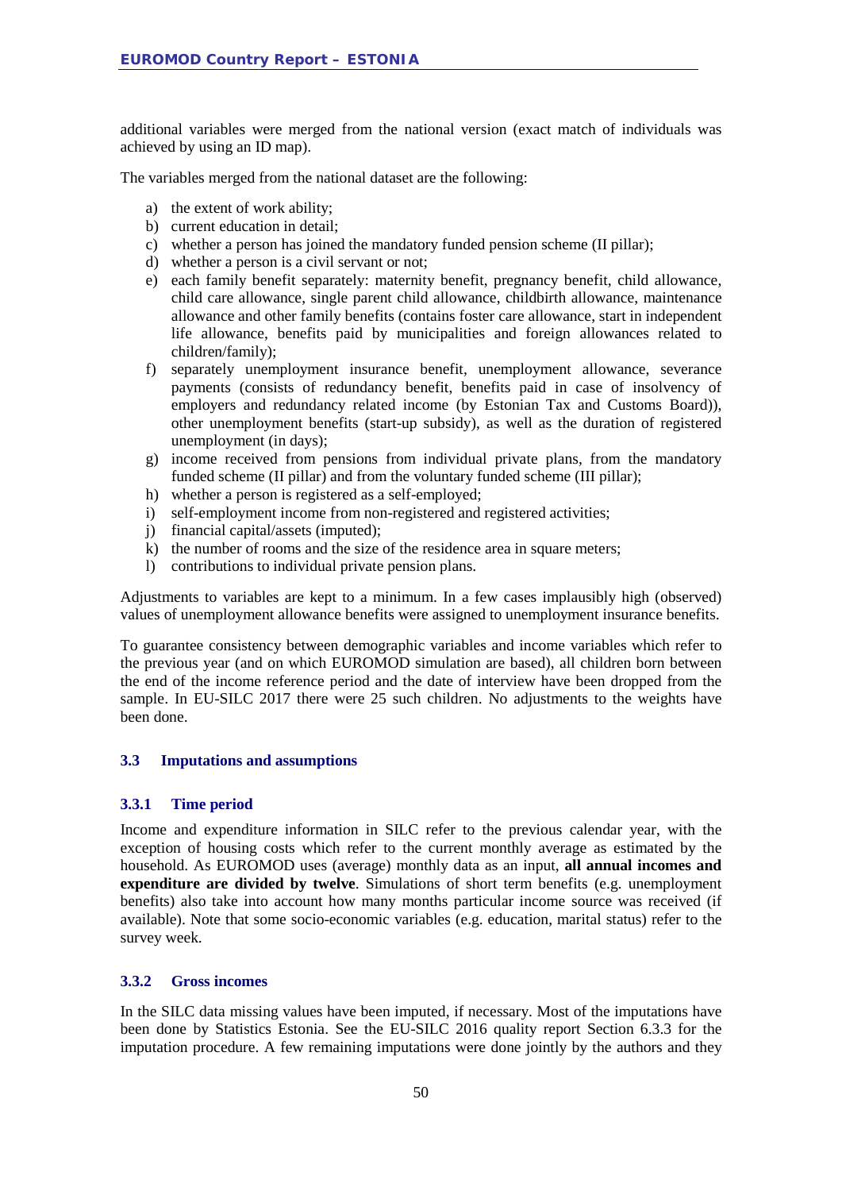additional variables were merged from the national version (exact match of individuals was achieved by using an ID map).

The variables merged from the national dataset are the following:

a) the extent of work ability;
b) current education in detail;
c) whether a person has joined the mandatory funded pension scheme (II pillar);
d) whether a person is a civil servant or not;
e) each family benefit separately: maternity benefit, pregnancy benefit, child allowance, child care allowance, single parent child allowance, childbirth allowance, maintenance allowance and other family benefits (contains foster care allowance, start in independent life allowance, benefits paid by municipalities and foreign allowances related to children/family);
f) separately unemployment insurance benefit, unemployment allowance, severance payments (consists of redundancy benefit, benefits paid in case of insolvency of employers and redundancy related income (by Estonian Tax and Customs Board)), other unemployment benefits (start-up subsidy), as well as the duration of registered unemployment (in days);
g) income received from pensions from individual private plans, from the mandatory funded scheme (II pillar) and from the voluntary funded scheme (III pillar);
h) whether a person is registered as a self-employed;
i) self-employment income from non-registered and registered activities;
j) financial capital/assets (imputed);
k) the number of rooms and the size of the residence area in square meters;
l) contributions to individual private pension plans.

Adjustments to variables are kept to a minimum. In a few cases implausibly high (observed) values of unemployment allowance benefits were assigned to unemployment insurance benefits.

To guarantee consistency between demographic variables and income variables which refer to the previous year (and on which EUROMOD simulation are based), all children born between the end of the income reference period and the date of interview have been dropped from the sample. In EU-SILC 2017 there were 25 such children. No adjustments to the weights have been done.

## 3.3 Imputations and assumptions

### 3.3.1 Time period

Income and expenditure information in SILC refer to the previous calendar year, with the exception of housing costs which refer to the current monthly average as estimated by the household. As EUROMOD uses (average) monthly data as an input, **all annual incomes and expenditure are divided by twelve**. Simulations of short term benefits (e.g. unemployment benefits) also take into account how many months particular income source was received (if available). Note that some socio-economic variables (e.g. education, marital status) refer to the survey week.

### 3.3.2 Gross incomes

In the SILC data missing values have been imputed, if necessary. Most of the imputations have been done by Statistics Estonia. See the EU-SILC 2016 quality report Section 6.3.3 for the imputation procedure. A few remaining imputations were done jointly by the authors and they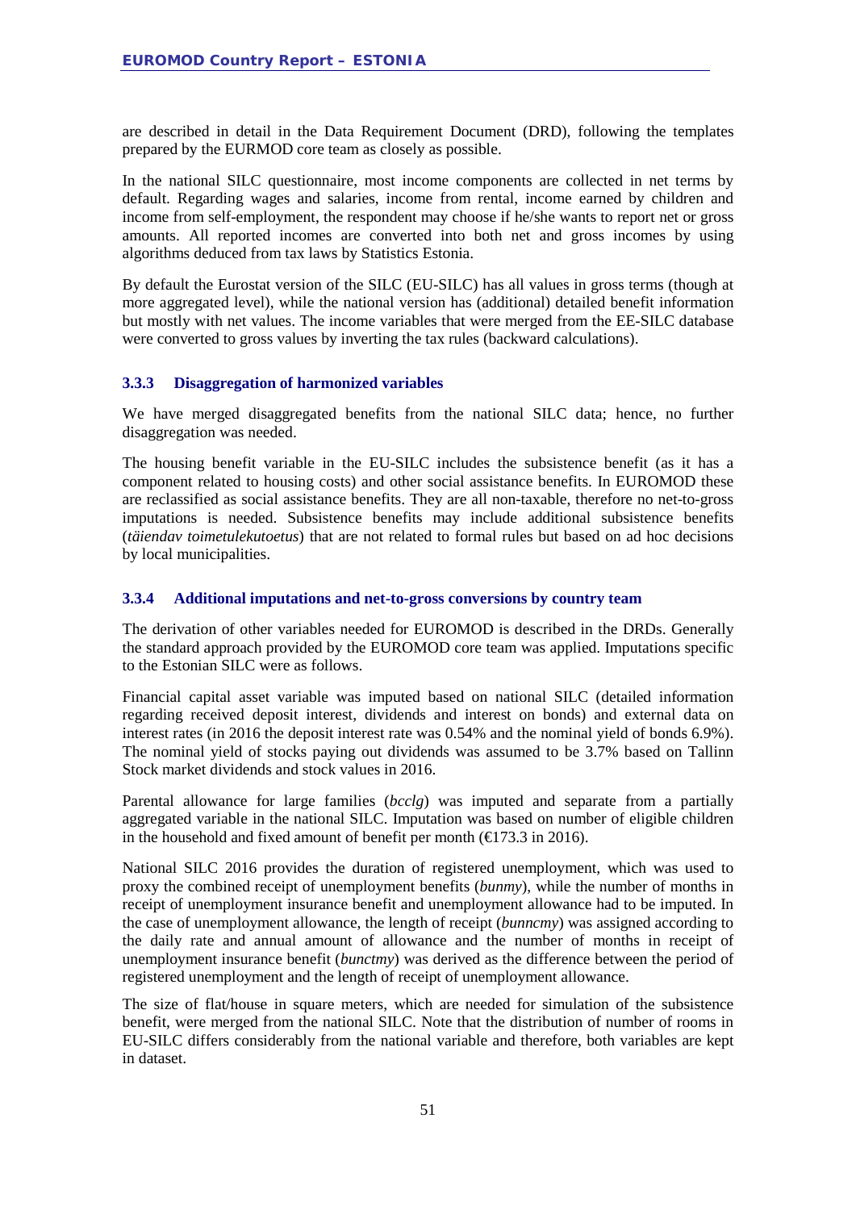are described in detail in the Data Requirement Document (DRD), following the templates prepared by the EURMOD core team as closely as possible.

In the national SILC questionnaire, most income components are collected in net terms by default. Regarding wages and salaries, income from rental, income earned by children and income from self-employment, the respondent may choose if he/she wants to report net or gross amounts. All reported incomes are converted into both net and gross incomes by using algorithms deduced from tax laws by Statistics Estonia.

By default the Eurostat version of the SILC (EU-SILC) has all values in gross terms (though at more aggregated level), while the national version has (additional) detailed benefit information but mostly with net values. The income variables that were merged from the EE-SILC database were converted to gross values by inverting the tax rules (backward calculations).

### 3.3.3 Disaggregation of harmonized variables

We have merged disaggregated benefits from the national SILC data; hence, no further disaggregation was needed.

The housing benefit variable in the EU-SILC includes the subsistence benefit (as it has a component related to housing costs) and other social assistance benefits. In EUROMOD these are reclassified as social assistance benefits. They are all non-taxable, therefore no net-to-gross imputations is needed. Subsistence benefits may include additional subsistence benefits (*täiendav toimetulekutoetus*) that are not related to formal rules but based on ad hoc decisions by local municipalities.

### 3.3.4 Additional imputations and net-to-gross conversions by country team

The derivation of other variables needed for EUROMOD is described in the DRDs. Generally the standard approach provided by the EUROMOD core team was applied. Imputations specific to the Estonian SILC were as follows.

Financial capital asset variable was imputed based on national SILC (detailed information regarding received deposit interest, dividends and interest on bonds) and external data on interest rates (in 2016 the deposit interest rate was 0.54% and the nominal yield of bonds 6.9%). The nominal yield of stocks paying out dividends was assumed to be 3.7% based on Tallinn Stock market dividends and stock values in 2016.

Parental allowance for large families (*bcclg*) was imputed and separate from a partially aggregated variable in the national SILC. Imputation was based on number of eligible children in the household and fixed amount of benefit per month (€173.3 in 2016).

National SILC 2016 provides the duration of registered unemployment, which was used to proxy the combined receipt of unemployment benefits (*bunmy*), while the number of months in receipt of unemployment insurance benefit and unemployment allowance had to be imputed. In the case of unemployment allowance, the length of receipt (*bunncmy*) was assigned according to the daily rate and annual amount of allowance and the number of months in receipt of unemployment insurance benefit (*bunctmy*) was derived as the difference between the period of registered unemployment and the length of receipt of unemployment allowance.

The size of flat/house in square meters, which are needed for simulation of the subsistence benefit, were merged from the national SILC. Note that the distribution of number of rooms in EU-SILC differs considerably from the national variable and therefore, both variables are kept in dataset.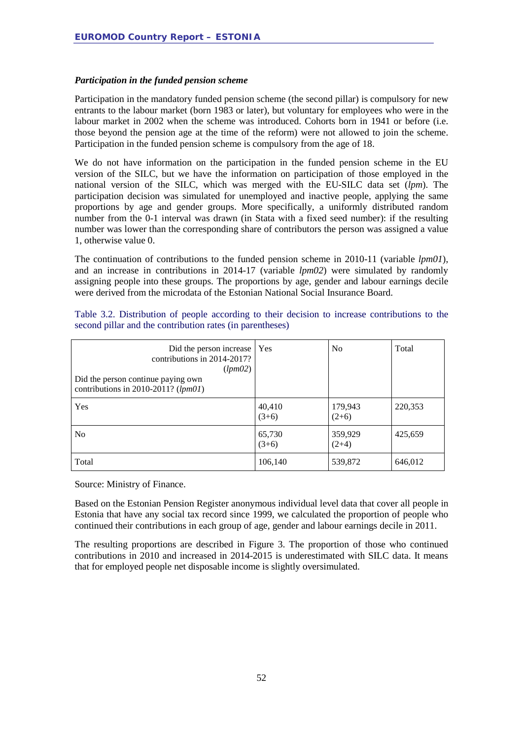### *Participation in the funded pension scheme*

Participation in the mandatory funded pension scheme (the second pillar) is compulsory for new entrants to the labour market (born 1983 or later), but voluntary for employees who were in the labour market in 2002 when the scheme was introduced. Cohorts born in 1941 or before (i.e. those beyond the pension age at the time of the reform) were not allowed to join the scheme. Participation in the funded pension scheme is compulsory from the age of 18.

We do not have information on the participation in the funded pension scheme in the EU version of the SILC, but we have the information on participation of those employed in the national version of the SILC, which was merged with the EU-SILC data set (*lpm*). The participation decision was simulated for unemployed and inactive people, applying the same proportions by age and gender groups. More specifically, a uniformly distributed random number from the 0-1 interval was drawn (in Stata with a fixed seed number): if the resulting number was lower than the corresponding share of contributors the person was assigned a value 1, otherwise value 0.

The continuation of contributions to the funded pension scheme in 2010-11 (variable *lpm01*), and an increase in contributions in 2014-17 (variable *lpm02*) were simulated by randomly assigning people into these groups. The proportions by age, gender and labour earnings decile were derived from the microdata of the Estonian National Social Insurance Board.

Table 3.2. Distribution of people according to their decision to increase contributions to the second pillar and the contribution rates (in parentheses)

| Did the person increase contributions in 2014-2017? (*lpm02*) / Did the person continue paying own contributions in 2010-2011? (*lpm01*) | Yes | No | Total |
|---|---|---|---|
| Yes | 40,410 (3+6) | 179,943 (2+6) | 220,353 |
| No | 65,730 (3+6) | 359,929 (2+4) | 425,659 |
| Total | 106,140 | 539,872 | 646,012 |

Source: Ministry of Finance.

Based on the Estonian Pension Register anonymous individual level data that cover all people in Estonia that have any social tax record since 1999, we calculated the proportion of people who continued their contributions in each group of age, gender and labour earnings decile in 2011.

The resulting proportions are described in Figure 3. The proportion of those who continued contributions in 2010 and increased in 2014-2015 is underestimated with SILC data. It means that for employed people net disposable income is slightly oversimulated.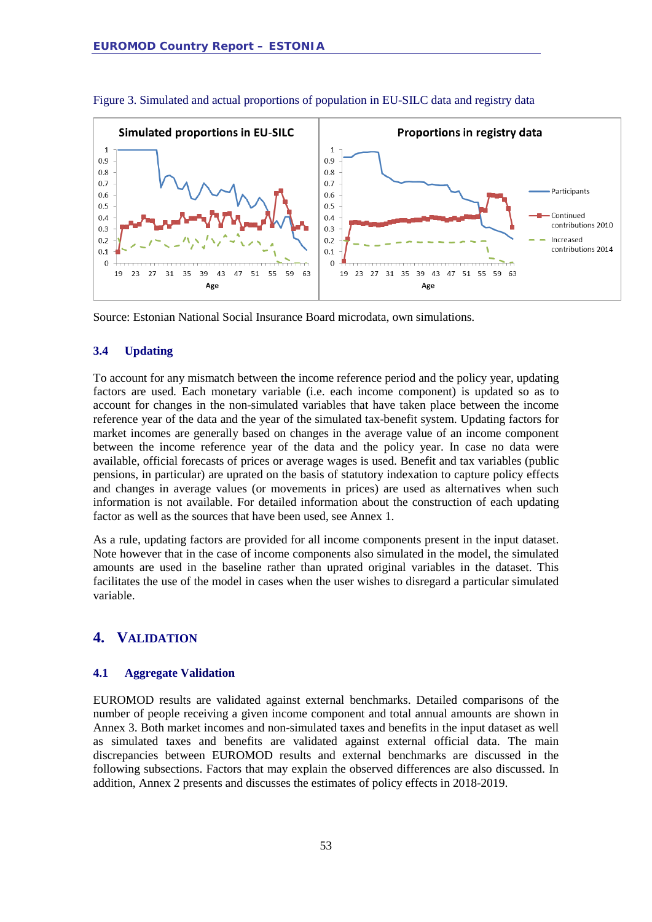Figure 3. Simulated and actual proportions of population in EU-SILC data and registry data

Source: Estonian National Social Insurance Board microdata, own simulations.

### 3.4 Updating

To account for any mismatch between the income reference period and the policy year, updating factors are used. Each monetary variable (i.e. each income component) is updated so as to account for changes in the non-simulated variables that have taken place between the income reference year of the data and the year of the simulated tax-benefit system. Updating factors for market incomes are generally based on changes in the average value of an income component between the income reference year of the data and the policy year. In case no data were available, official forecasts of prices or average wages is used. Benefit and tax variables (public pensions, in particular) are uprated on the basis of statutory indexation to capture policy effects and changes in average values (or movements in prices) are used as alternatives when such information is not available. For detailed information about the construction of each updating factor as well as the sources that have been used, see Annex 1.

As a rule, updating factors are provided for all income components present in the input dataset. Note however that in the case of income components also simulated in the model, the simulated amounts are used in the baseline rather than uprated original variables in the dataset. This facilitates the use of the model in cases when the user wishes to disregard a particular simulated variable.

## 4. VALIDATION

### 4.1 Aggregate Validation

EUROMOD results are validated against external benchmarks. Detailed comparisons of the number of people receiving a given income component and total annual amounts are shown in Annex 3. Both market incomes and non-simulated taxes and benefits in the input dataset as well as simulated taxes and benefits are validated against external official data. The main discrepancies between EUROMOD results and external benchmarks are discussed in the following subsections. Factors that may explain the observed differences are also discussed. In addition, Annex 2 presents and discusses the estimates of policy effects in 2018-2019.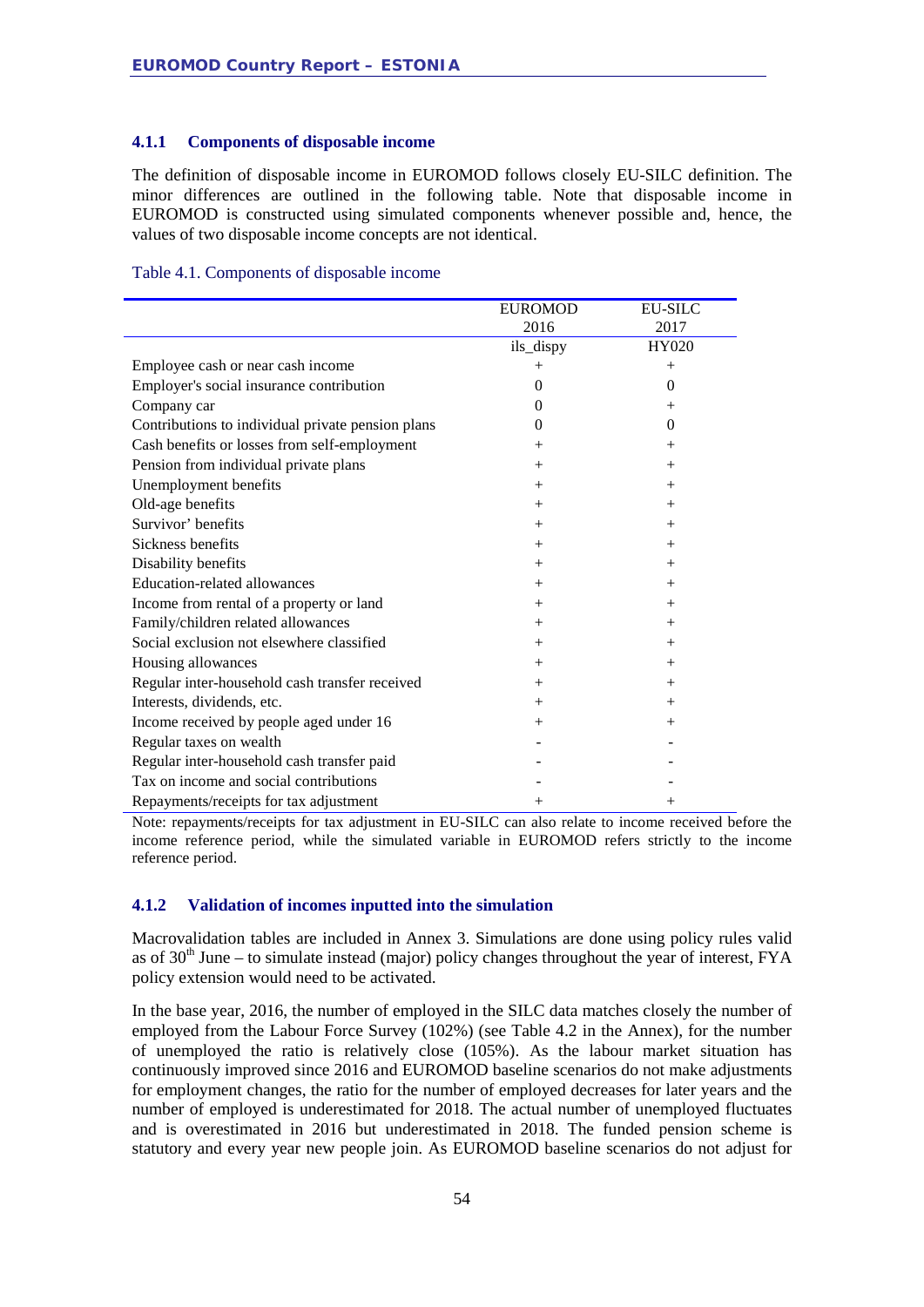### 4.1.1 Components of disposable income

The definition of disposable income in EUROMOD follows closely EU-SILC definition. The minor differences are outlined in the following table. Note that disposable income in EUROMOD is constructed using simulated components whenever possible and, hence, the values of two disposable income concepts are not identical.

Table 4.1. Components of disposable income

| | EUROMOD 2016 | EU-SILC 2017 |
|---|---|---|
| | ils_dispy | HY020 |
| Employee cash or near cash income | + | + |
| Employer's social insurance contribution | 0 | 0 |
| Company car | 0 | + |
| Contributions to individual private pension plans | 0 | 0 |
| Cash benefits or losses from self-employment | + | + |
| Pension from individual private plans | + | + |
| Unemployment benefits | + | + |
| Old-age benefits | + | + |
| Survivor' benefits | + | + |
| Sickness benefits | + | + |
| Disability benefits | + | + |
| Education-related allowances | + | + |
| Income from rental of a property or land | + | + |
| Family/children related allowances | + | + |
| Social exclusion not elsewhere classified | + | + |
| Housing allowances | + | + |
| Regular inter-household cash transfer received | + | + |
| Interests, dividends, etc. | + | + |
| Income received by people aged under 16 | + | + |
| Regular taxes on wealth | - | - |
| Regular inter-household cash transfer paid | - | - |
| Tax on income and social contributions | - | - |
| Repayments/receipts for tax adjustment | + | + |

Note: repayments/receipts for tax adjustment in EU-SILC can also relate to income received before the income reference period, while the simulated variable in EUROMOD refers strictly to the income reference period.

### 4.1.2 Validation of incomes inputted into the simulation

Macrovalidation tables are included in Annex 3. Simulations are done using policy rules valid as of 30th June – to simulate instead (major) policy changes throughout the year of interest, FYA policy extension would need to be activated.

In the base year, 2016, the number of employed in the SILC data matches closely the number of employed from the Labour Force Survey (102%) (see Table 4.2 in the Annex), for the number of unemployed the ratio is relatively close (105%). As the labour market situation has continuously improved since 2016 and EUROMOD baseline scenarios do not make adjustments for employment changes, the ratio for the number of employed decreases for later years and the number of employed is underestimated for 2018. The actual number of unemployed fluctuates and is overestimated in 2016 but underestimated in 2018. The funded pension scheme is statutory and every year new people join. As EUROMOD baseline scenarios do not adjust for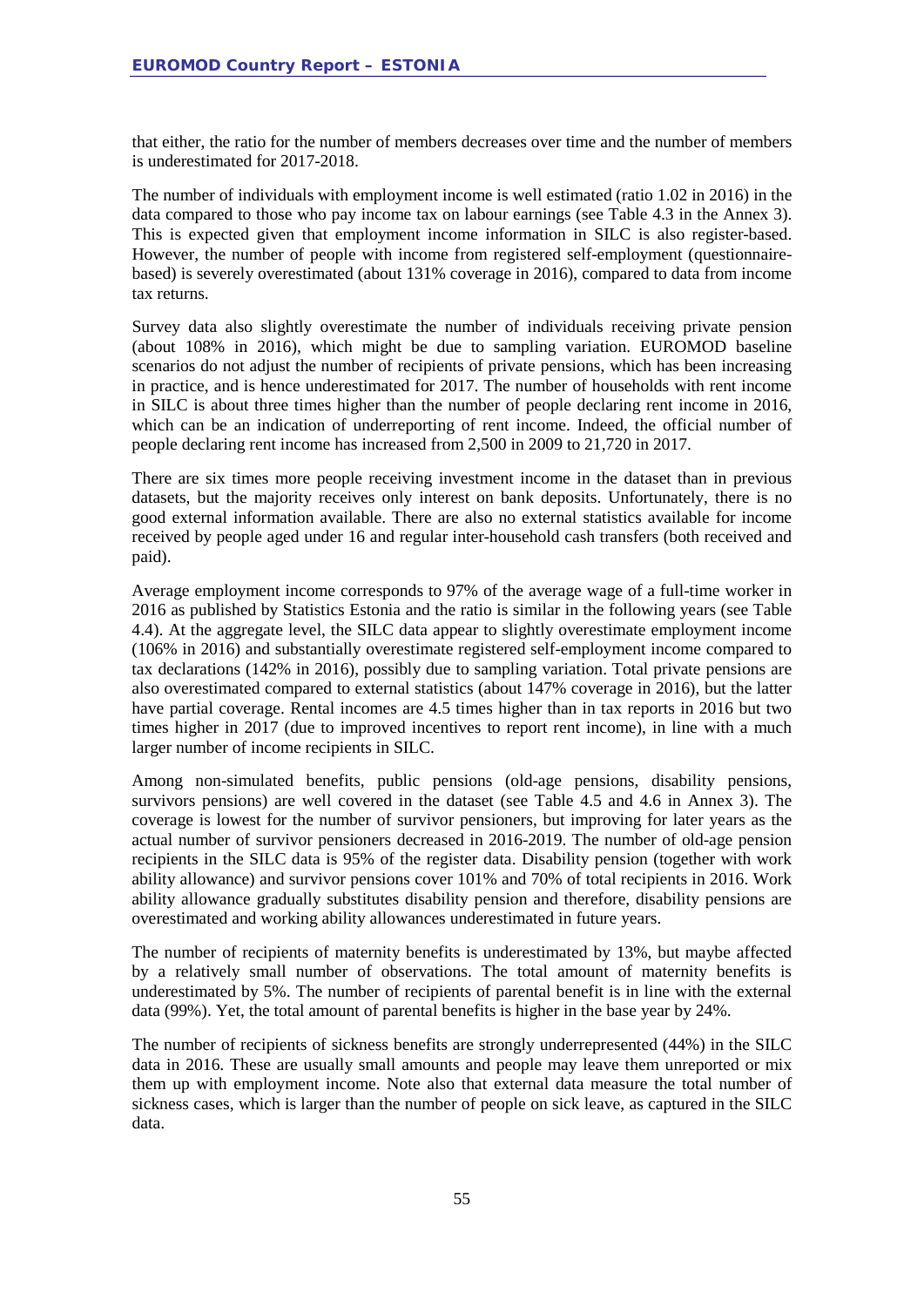that either, the ratio for the number of members decreases over time and the number of members is underestimated for 2017-2018.

The number of individuals with employment income is well estimated (ratio 1.02 in 2016) in the data compared to those who pay income tax on labour earnings (see Table 4.3 in the Annex 3). This is expected given that employment income information in SILC is also register-based. However, the number of people with income from registered self-employment (questionnaire-based) is severely overestimated (about 131% coverage in 2016), compared to data from income tax returns.

Survey data also slightly overestimate the number of individuals receiving private pension (about 108% in 2016), which might be due to sampling variation. EUROMOD baseline scenarios do not adjust the number of recipients of private pensions, which has been increasing in practice, and is hence underestimated for 2017. The number of households with rent income in SILC is about three times higher than the number of people declaring rent income in 2016, which can be an indication of underreporting of rent income. Indeed, the official number of people declaring rent income has increased from 2,500 in 2009 to 21,720 in 2017.

There are six times more people receiving investment income in the dataset than in previous datasets, but the majority receives only interest on bank deposits. Unfortunately, there is no good external information available. There are also no external statistics available for income received by people aged under 16 and regular inter-household cash transfers (both received and paid).

Average employment income corresponds to 97% of the average wage of a full-time worker in 2016 as published by Statistics Estonia and the ratio is similar in the following years (see Table 4.4). At the aggregate level, the SILC data appear to slightly overestimate employment income (106% in 2016) and substantially overestimate registered self-employment income compared to tax declarations (142% in 2016), possibly due to sampling variation. Total private pensions are also overestimated compared to external statistics (about 147% coverage in 2016), but the latter have partial coverage. Rental incomes are 4.5 times higher than in tax reports in 2016 but two times higher in 2017 (due to improved incentives to report rent income), in line with a much larger number of income recipients in SILC.

Among non-simulated benefits, public pensions (old-age pensions, disability pensions, survivors pensions) are well covered in the dataset (see Table 4.5 and 4.6 in Annex 3). The coverage is lowest for the number of survivor pensioners, but improving for later years as the actual number of survivor pensioners decreased in 2016-2019. The number of old-age pension recipients in the SILC data is 95% of the register data. Disability pension (together with work ability allowance) and survivor pensions cover 101% and 70% of total recipients in 2016. Work ability allowance gradually substitutes disability pension and therefore, disability pensions are overestimated and working ability allowances underestimated in future years.

The number of recipients of maternity benefits is underestimated by 13%, but maybe affected by a relatively small number of observations. The total amount of maternity benefits is underestimated by 5%. The number of recipients of parental benefit is in line with the external data (99%). Yet, the total amount of parental benefits is higher in the base year by 24%.

The number of recipients of sickness benefits are strongly underrepresented (44%) in the SILC data in 2016. These are usually small amounts and people may leave them unreported or mix them up with employment income. Note also that external data measure the total number of sickness cases, which is larger than the number of people on sick leave, as captured in the SILC data.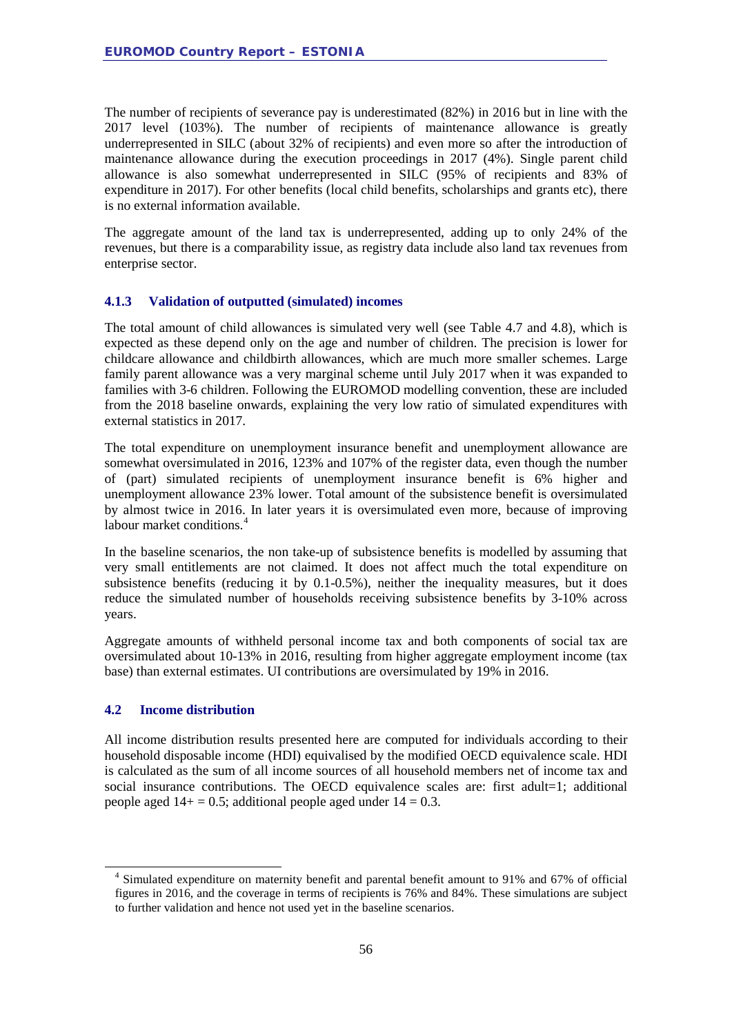The number of recipients of severance pay is underestimated (82%) in 2016 but in line with the 2017 level (103%). The number of recipients of maintenance allowance is greatly underrepresented in SILC (about 32% of recipients) and even more so after the introduction of maintenance allowance during the execution proceedings in 2017 (4%). Single parent child allowance is also somewhat underrepresented in SILC (95% of recipients and 83% of expenditure in 2017). For other benefits (local child benefits, scholarships and grants etc), there is no external information available.

The aggregate amount of the land tax is underrepresented, adding up to only 24% of the revenues, but there is a comparability issue, as registry data include also land tax revenues from enterprise sector.

### 4.1.3 Validation of outputted (simulated) incomes

The total amount of child allowances is simulated very well (see Table 4.7 and 4.8), which is expected as these depend only on the age and number of children. The precision is lower for childcare allowance and childbirth allowances, which are much more smaller schemes. Large family parent allowance was a very marginal scheme until July 2017 when it was expanded to families with 3-6 children. Following the EUROMOD modelling convention, these are included from the 2018 baseline onwards, explaining the very low ratio of simulated expenditures with external statistics in 2017.

The total expenditure on unemployment insurance benefit and unemployment allowance are somewhat oversimulated in 2016, 123% and 107% of the register data, even though the number of (part) simulated recipients of unemployment insurance benefit is 6% higher and unemployment allowance 23% lower. Total amount of the subsistence benefit is oversimulated by almost twice in 2016. In later years it is oversimulated even more, because of improving labour market conditions.[4]

In the baseline scenarios, the non take-up of subsistence benefits is modelled by assuming that very small entitlements are not claimed. It does not affect much the total expenditure on subsistence benefits (reducing it by 0.1-0.5%), neither the inequality measures, but it does reduce the simulated number of households receiving subsistence benefits by 3-10% across years.

Aggregate amounts of withheld personal income tax and both components of social tax are oversimulated about 10-13% in 2016, resulting from higher aggregate employment income (tax base) than external estimates. UI contributions are oversimulated by 19% in 2016.

## 4.2 Income distribution

All income distribution results presented here are computed for individuals according to their household disposable income (HDI) equivalised by the modified OECD equivalence scale. HDI is calculated as the sum of all income sources of all household members net of income tax and social insurance contributions. The OECD equivalence scales are: first adult=1; additional people aged 14+ = 0.5; additional people aged under 14 = 0.3.

[4] Simulated expenditure on maternity benefit and parental benefit amount to 91% and 67% of official figures in 2016, and the coverage in terms of recipients is 76% and 84%. These simulations are subject to further validation and hence not used yet in the baseline scenarios.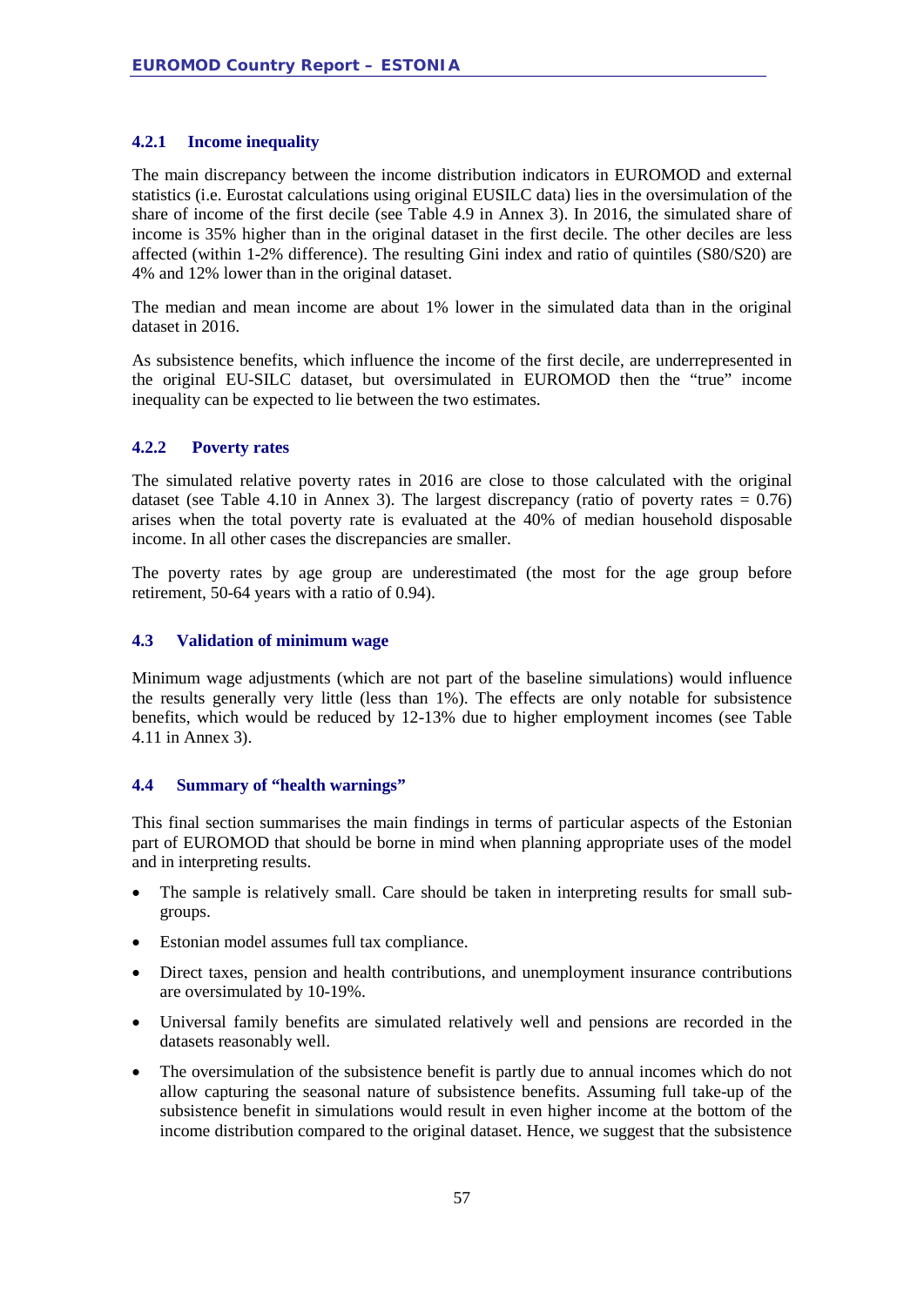### 4.2.1 Income inequality

The main discrepancy between the income distribution indicators in EUROMOD and external statistics (i.e. Eurostat calculations using original EUSILC data) lies in the oversimulation of the share of income of the first decile (see Table 4.9 in Annex 3). In 2016, the simulated share of income is 35% higher than in the original dataset in the first decile. The other deciles are less affected (within 1-2% difference). The resulting Gini index and ratio of quintiles (S80/S20) are 4% and 12% lower than in the original dataset.

The median and mean income are about 1% lower in the simulated data than in the original dataset in 2016.

As subsistence benefits, which influence the income of the first decile, are underrepresented in the original EU-SILC dataset, but oversimulated in EUROMOD then the "true" income inequality can be expected to lie between the two estimates.

### 4.2.2 Poverty rates

The simulated relative poverty rates in 2016 are close to those calculated with the original dataset (see Table 4.10 in Annex 3). The largest discrepancy (ratio of poverty rates = 0.76) arises when the total poverty rate is evaluated at the 40% of median household disposable income. In all other cases the discrepancies are smaller.

The poverty rates by age group are underestimated (the most for the age group before retirement, 50-64 years with a ratio of 0.94).

## 4.3 Validation of minimum wage

Minimum wage adjustments (which are not part of the baseline simulations) would influence the results generally very little (less than 1%). The effects are only notable for subsistence benefits, which would be reduced by 12-13% due to higher employment incomes (see Table 4.11 in Annex 3).

## 4.4 Summary of "health warnings"

This final section summarises the main findings in terms of particular aspects of the Estonian part of EUROMOD that should be borne in mind when planning appropriate uses of the model and in interpreting results.

- The sample is relatively small. Care should be taken in interpreting results for small sub-groups.
- Estonian model assumes full tax compliance.
- Direct taxes, pension and health contributions, and unemployment insurance contributions are oversimulated by 10-19%.
- Universal family benefits are simulated relatively well and pensions are recorded in the datasets reasonably well.
- The oversimulation of the subsistence benefit is partly due to annual incomes which do not allow capturing the seasonal nature of subsistence benefits. Assuming full take-up of the subsistence benefit in simulations would result in even higher income at the bottom of the income distribution compared to the original dataset. Hence, we suggest that the subsistence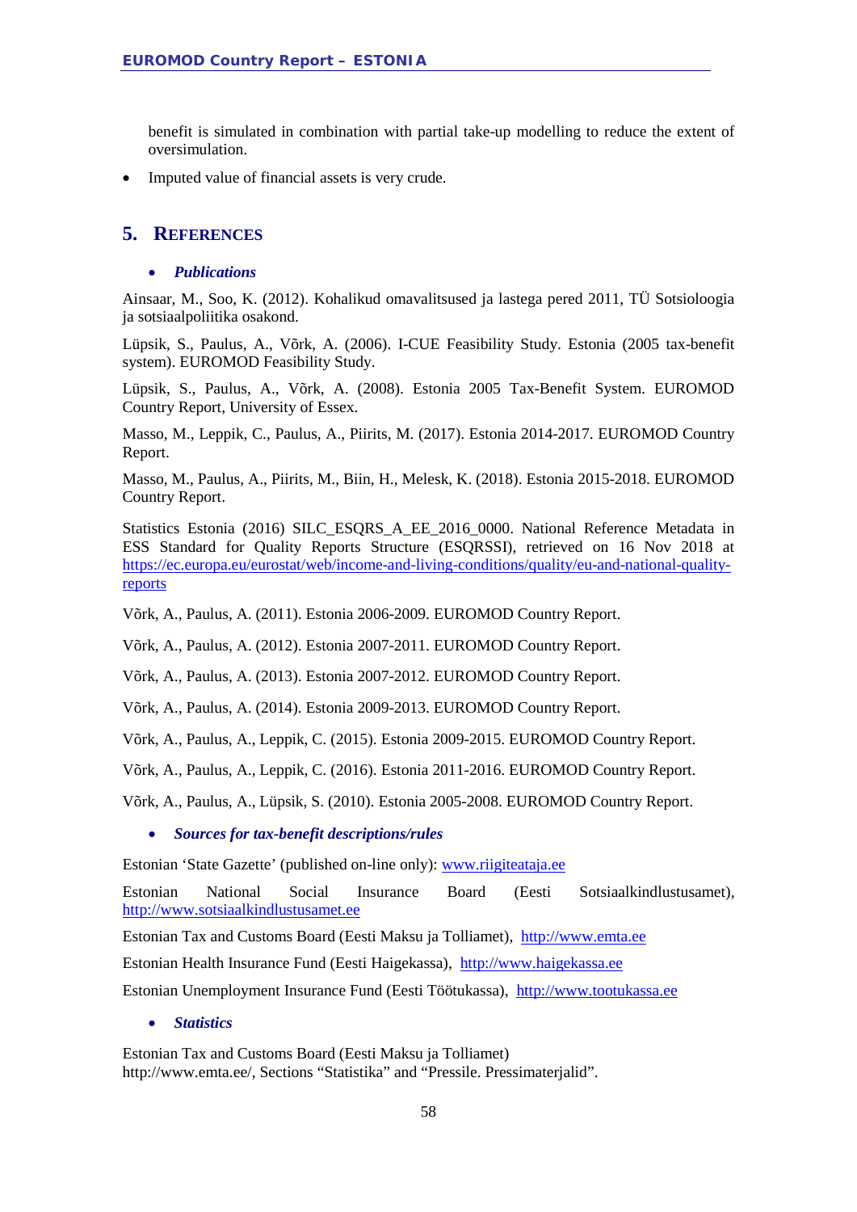benefit is simulated in combination with partial take-up modelling to reduce the extent of oversimulation.

- Imputed value of financial assets is very crude.

## 5. References

- ***Publications***

Ainsaar, M., Soo, K. (2012). Kohalikud omavalitsused ja lastega pered 2011, TÜ Sotsioloogia ja sotsiaalpoliitika osakond.

Lüpsik, S., Paulus, A., Võrk, A. (2006). I-CUE Feasibility Study. Estonia (2005 tax-benefit system). EUROMOD Feasibility Study.

Lüpsik, S., Paulus, A., Võrk, A. (2008). Estonia 2005 Tax-Benefit System. EUROMOD Country Report, University of Essex.

Masso, M., Leppik, C., Paulus, A., Piirits, M. (2017). Estonia 2014-2017. EUROMOD Country Report.

Masso, M., Paulus, A., Piirits, M., Biin, H., Melesk, K. (2018). Estonia 2015-2018. EUROMOD Country Report.

Statistics Estonia (2016) SILC_ESQRS_A_EE_2016_0000. National Reference Metadata in ESS Standard for Quality Reports Structure (ESQRSSI), retrieved on 16 Nov 2018 at https://ec.europa.eu/eurostat/web/income-and-living-conditions/quality/eu-and-national-quality-reports

Võrk, A., Paulus, A. (2011). Estonia 2006-2009. EUROMOD Country Report.

Võrk, A., Paulus, A. (2012). Estonia 2007-2011. EUROMOD Country Report.

Võrk, A., Paulus, A. (2013). Estonia 2007-2012. EUROMOD Country Report.

Võrk, A., Paulus, A. (2014). Estonia 2009-2013. EUROMOD Country Report.

Võrk, A., Paulus, A., Leppik, C. (2015). Estonia 2009-2015. EUROMOD Country Report.

Võrk, A., Paulus, A., Leppik, C. (2016). Estonia 2011-2016. EUROMOD Country Report.

Võrk, A., Paulus, A., Lüpsik, S. (2010). Estonia 2005-2008. EUROMOD Country Report.

- ***Sources for tax-benefit descriptions/rules***

Estonian 'State Gazette' (published on-line only): www.riigiteataja.ee

Estonian National Social Insurance Board (Eesti Sotsiaalkindlustusamet), http://www.sotsiaalkindlustusamet.ee

Estonian Tax and Customs Board (Eesti Maksu ja Tolliamet), http://www.emta.ee

Estonian Health Insurance Fund (Eesti Haigekassa), http://www.haigekassa.ee

Estonian Unemployment Insurance Fund (Eesti Töötukassa), http://www.tootukassa.ee

- ***Statistics***

Estonian Tax and Customs Board (Eesti Maksu ja Tolliamet)
http://www.emta.ee/, Sections "Statistika" and "Pressile. Pressimaterjalid".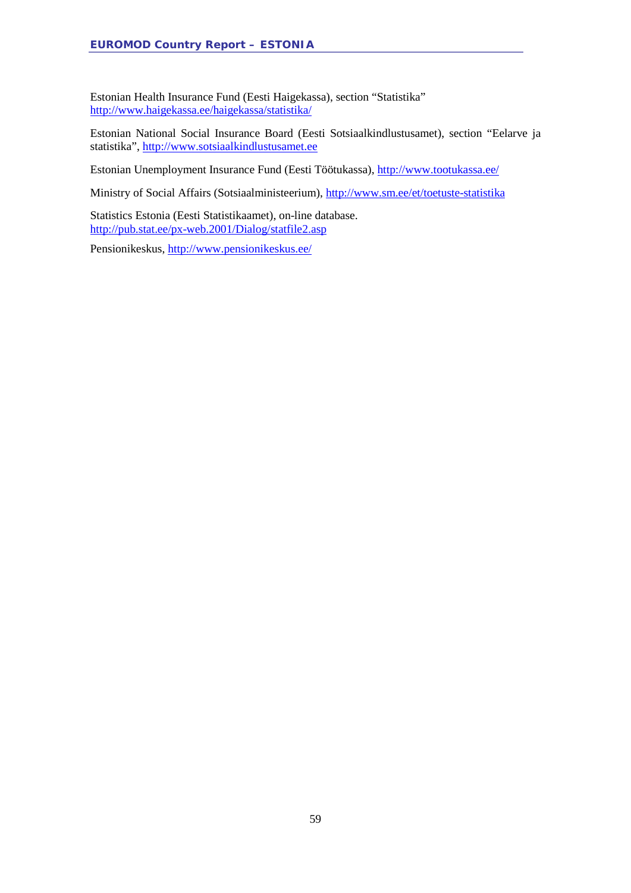Estonian Health Insurance Fund (Eesti Haigekassa), section “Statistika” http://www.haigekassa.ee/haigekassa/statistika/

Estonian National Social Insurance Board (Eesti Sotsiaalkindlustusamet), section “Eelarve ja statistika”, http://www.sotsiaalkindlustusamet.ee

Estonian Unemployment Insurance Fund (Eesti Töötukassa), http://www.tootukassa.ee/

Ministry of Social Affairs (Sotsiaalministeerium), http://www.sm.ee/et/toetuste-statistika

Statistics Estonia (Eesti Statistikaamet), on-line database. http://pub.stat.ee/px-web.2001/Dialog/statfile2.asp

Pensionikeskus, http://www.pensionikeskus.ee/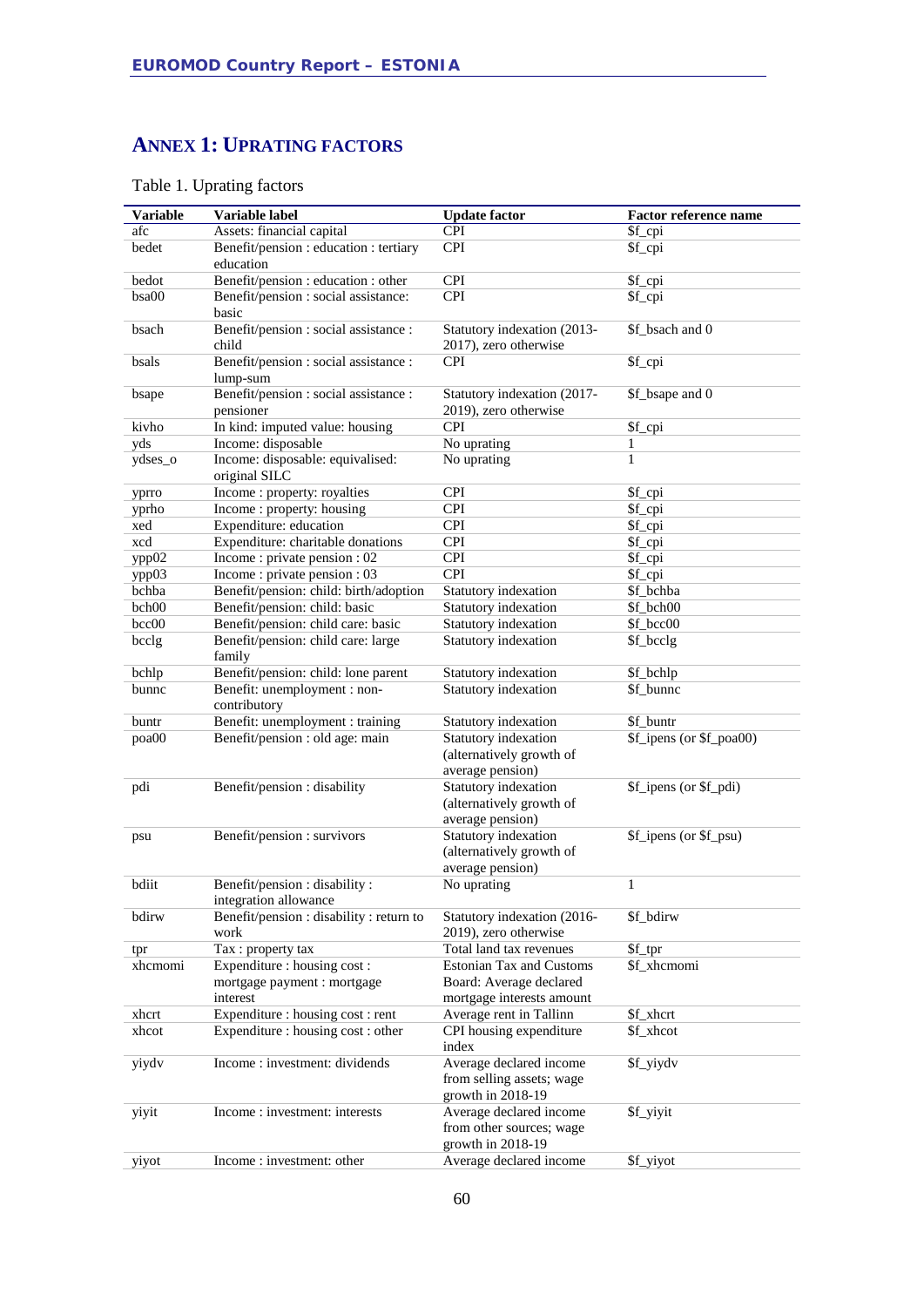## ANNEX 1: UPRATING FACTORS

Table 1. Uprating factors

| Variable | Variable label | Update factor | Factor reference name |
|---|---|---|---|
| afc | Assets: financial capital | CPI | $f_cpi |
| bedet | Benefit/pension : education : tertiary education | CPI | $f_cpi |
| bedot | Benefit/pension : education : other | CPI | $f_cpi |
| bsa00 | Benefit/pension : social assistance: basic | CPI | $f_cpi |
| bsach | Benefit/pension : social assistance : child | Statutory indexation (2013-2017), zero otherwise | $f_bsach and 0 |
| bsals | Benefit/pension : social assistance : lump-sum | CPI | $f_cpi |
| bsape | Benefit/pension : social assistance : pensioner | Statutory indexation (2017-2019), zero otherwise | $f_bsape and 0 |
| kivho | In kind: imputed value: housing | CPI | $f_cpi |
| yds | Income: disposable | No uprating | 1 |
| ydses_o | Income: disposable: equivalised: original SILC | No uprating | 1 |
| yprro | Income : property: royalties | CPI | $f_cpi |
| yprho | Income : property: housing | CPI | $f_cpi |
| xed | Expenditure: education | CPI | $f_cpi |
| xcd | Expenditure: charitable donations | CPI | $f_cpi |
| ypp02 | Income : private pension : 02 | CPI | $f_cpi |
| ypp03 | Income : private pension : 03 | CPI | $f_cpi |
| bchba | Benefit/pension: child: birth/adoption | Statutory indexation | $f_bchba |
| bch00 | Benefit/pension: child: basic | Statutory indexation | $f_bch00 |
| bcc00 | Benefit/pension: child care: basic | Statutory indexation | $f_bcc00 |
| bcclg | Benefit/pension: child care: large family | Statutory indexation | $f_bcclg |
| bchlp | Benefit/pension: child: lone parent | Statutory indexation | $f_bchlp |
| bunnc | Benefit: unemployment : non-contributory | Statutory indexation | $f_bunnc |
| buntr | Benefit: unemployment : training | Statutory indexation | $f_buntr |
| poa00 | Benefit/pension : old age: main | Statutory indexation (alternatively growth of average pension) | $f_ipens (or $f_poa00) |
| pdi | Benefit/pension : disability | Statutory indexation (alternatively growth of average pension) | $f_ipens (or $f_pdi) |
| psu | Benefit/pension : survivors | Statutory indexation (alternatively growth of average pension) | $f_ipens (or $f_psu) |
| bdiit | Benefit/pension : disability : integration allowance | No uprating | 1 |
| bdirw | Benefit/pension : disability : return to work | Statutory indexation (2016-2019), zero otherwise | $f_bdirw |
| tpr | Tax : property tax | Total land tax revenues | $f_tpr |
| xhcmomi | Expenditure : housing cost : mortgage payment : mortgage interest | Estonian Tax and Customs Board: Average declared mortgage interests amount | $f_xhcmomi |
| xhcrt | Expenditure : housing cost : rent | Average rent in Tallinn | $f_xhcrt |
| xhcot | Expenditure : housing cost : other | CPI housing expenditure index | $f_xhcot |
| yiydv | Income : investment: dividends | Average declared income from selling assets; wage growth in 2018-19 | $f_yiydv |
| yiyit | Income : investment: interests | Average declared income from other sources; wage growth in 2018-19 | $f_yiyit |
| yiyot | Income : investment: other | Average declared income | $f_yiyot |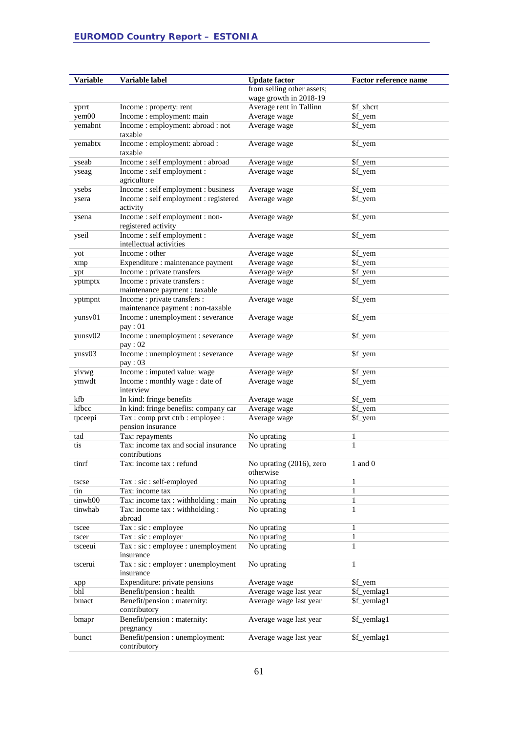| Variable | Variable label | Update factor | Factor reference name |
|---|---|---|---|
| | | from selling other assets; wage growth in 2018-19 | |
| yprrt | Income : property: rent | Average rent in Tallinn | $f_xhcrt |
| yem00 | Income : employment: main | Average wage | $f_yem |
| yemabnt | Income : employment: abroad : not taxable | Average wage | $f_yem |
| yemabtx | Income : employment: abroad : taxable | Average wage | $f_yem |
| yseab | Income : self employment : abroad | Average wage | $f_yem |
| yseag | Income : self employment : agriculture | Average wage | $f_yem |
| ysebs | Income : self employment : business | Average wage | $f_yem |
| ysera | Income : self employment : registered activity | Average wage | $f_yem |
| ysena | Income : self employment : non-registered activity | Average wage | $f_yem |
| yseil | Income : self employment : intellectual activities | Average wage | $f_yem |
| yot | Income : other | Average wage | $f_yem |
| xmp | Expenditure : maintenance payment | Average wage | $f_yem |
| ypt | Income : private transfers | Average wage | $f_yem |
| yptmptx | Income : private transfers : maintenance payment : taxable | Average wage | $f_yem |
| yptmpnt | Income : private transfers : maintenance payment : non-taxable | Average wage | $f_yem |
| yunsv01 | Income : unemployment : severance pay : 01 | Average wage | $f_yem |
| yunsv02 | Income : unemployment : severance pay : 02 | Average wage | $f_yem |
| ynsv03 | Income : unemployment : severance pay : 03 | Average wage | $f_yem |
| yivwg | Income : imputed value: wage | Average wage | $f_yem |
| ymwdt | Income : monthly wage : date of interview | Average wage | $f_yem |
| kfb | In kind: fringe benefits | Average wage | $f_yem |
| kfbcc | In kind: fringe benefits: company car | Average wage | $f_yem |
| tpceepi | Tax : comp prvt ctrb : employee : pension insurance | Average wage | $f_yem |
| tad | Tax: repayments | No uprating | 1 |
| tis | Tax: income tax and social insurance contributions | No uprating | 1 |
| tinrf | Tax: income tax : refund | No uprating (2016), zero otherwise | 1 and 0 |
| tscse | Tax : sic : self-employed | No uprating | 1 |
| tin | Tax: income tax | No uprating | 1 |
| tinwh00 | Tax: income tax : withholding : main | No uprating | 1 |
| tinwhab | Tax: income tax : withholding : abroad | No uprating | 1 |
| tscee | Tax : sic : employee | No uprating | 1 |
| tscer | Tax : sic : employer | No uprating | 1 |
| tsceeui | Tax : sic : employee : unemployment insurance | No uprating | 1 |
| tscerui | Tax : sic : employer : unemployment insurance | No uprating | 1 |
| xpp | Expenditure: private pensions | Average wage | $f_yem |
| bhl | Benefit/pension : health | Average wage last year | $f_yemlag1 |
| bmact | Benefit/pension : maternity: contributory | Average wage last year | $f_yemlag1 |
| bmapr | Benefit/pension : maternity: pregnancy | Average wage last year | $f_yemlag1 |
| bunct | Benefit/pension : unemployment: contributory | Average wage last year | $f_yemlag1 |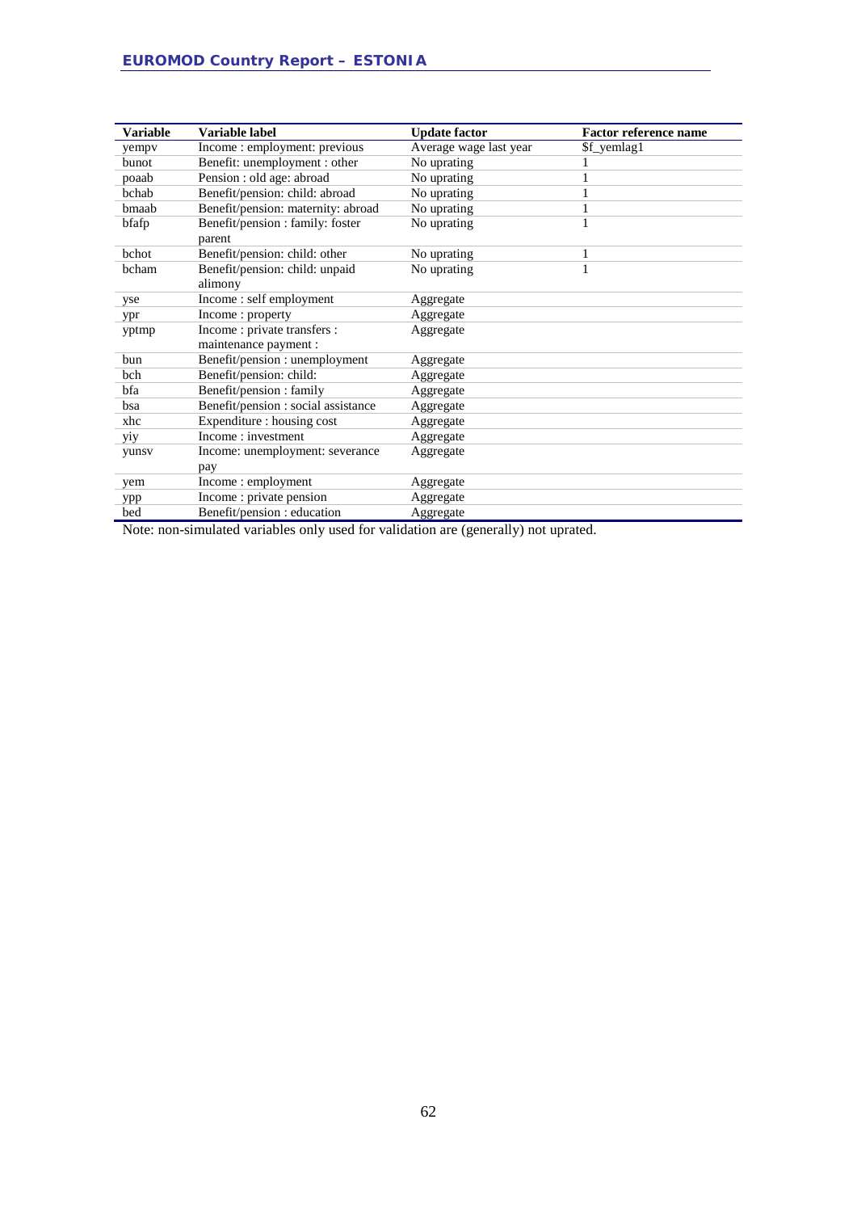| Variable | Variable label | Update factor | Factor reference name |
|---|---|---|---|
| yempv | Income : employment: previous | Average wage last year | $f_yemlag1 |
| bunot | Benefit: unemployment : other | No uprating | 1 |
| poaab | Pension : old age: abroad | No uprating | 1 |
| bchab | Benefit/pension: child: abroad | No uprating | 1 |
| bmaab | Benefit/pension: maternity: abroad | No uprating | 1 |
| bfafp | Benefit/pension : family: foster parent | No uprating | 1 |
| bchot | Benefit/pension: child: other | No uprating | 1 |
| bcham | Benefit/pension: child: unpaid alimony | No uprating | 1 |
| yse | Income : self employment | Aggregate | |
| ypr | Income : property | Aggregate | |
| yptmp | Income : private transfers : maintenance payment : | Aggregate | |
| bun | Benefit/pension : unemployment | Aggregate | |
| bch | Benefit/pension: child: | Aggregate | |
| bfa | Benefit/pension : family | Aggregate | |
| bsa | Benefit/pension : social assistance | Aggregate | |
| xhc | Expenditure : housing cost | Aggregate | |
| yiy | Income : investment | Aggregate | |
| yunsv | Income: unemployment: severance pay | Aggregate | |
| yem | Income : employment | Aggregate | |
| ypp | Income : private pension | Aggregate | |
| bed | Benefit/pension : education | Aggregate | |

Note: non-simulated variables only used for validation are (generally) not uprated.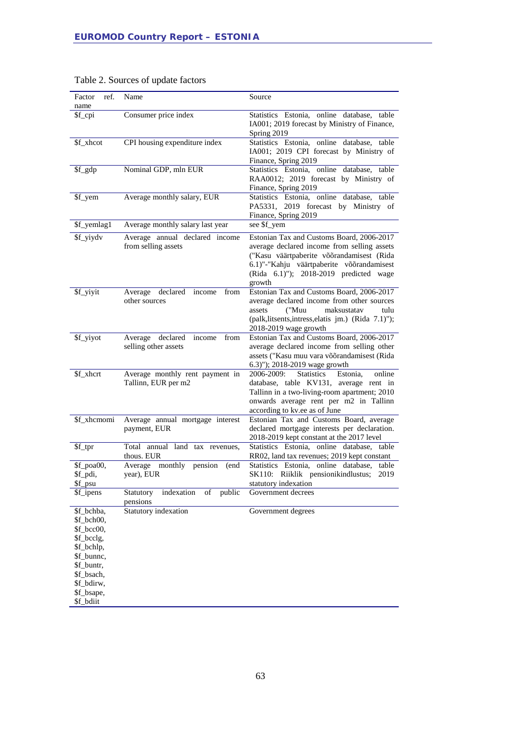Table 2. Sources of update factors

| Factor ref. name | Name | Source |
|---|---|---|
| $f_cpi | Consumer price index | Statistics Estonia, online database, table IA001; 2019 forecast by Ministry of Finance, Spring 2019 |
| $f_xhcot | CPI housing expenditure index | Statistics Estonia, online database, table IA001; 2019 CPI forecast by Ministry of Finance, Spring 2019 |
| $f_gdp | Nominal GDP, mln EUR | Statistics Estonia, online database, table RAA0012; 2019 forecast by Ministry of Finance, Spring 2019 |
| $f_yem | Average monthly salary, EUR | Statistics Estonia, online database, table PA5331, 2019 forecast by Ministry of Finance, Spring 2019 |
| $f_yemlag1 | Average monthly salary last year | see $f_yem |
| $f_yiydv | Average annual declared income from selling assets | Estonian Tax and Customs Board, 2006-2017 average declared income from selling assets ("Kasu väärtpaberite võõrandamisest (Rida 6.1)"-"Kahju väärtpaberite võõrandamisest (Rida 6.1)"); 2018-2019 predicted wage growth |
| $f_yiyit | Average declared income from other sources | Estonian Tax and Customs Board, 2006-2017 average declared income from other sources assets ("Muu maksustatav tulu (palk,litsents,intress,elatis jm.) (Rida 7.1)"); 2018-2019 wage growth |
| $f_yiyot | Average declared income from selling other assets | Estonian Tax and Customs Board, 2006-2017 average declared income from selling other assets ("Kasu muu vara võõrandamisest (Rida 6.3)"); 2018-2019 wage growth |
| $f_xhcrt | Average monthly rent payment in Tallinn, EUR per m2 | 2006-2009: Statistics Estonia, online database, table KV131, average rent in Tallinn in a two-living-room apartment; 2010 onwards average rent per m2 in Tallinn according to kv.ee as of June |
| $f_xhcmomi | Average annual mortgage interest payment, EUR | Estonian Tax and Customs Board, average declared mortgage interests per declaration. 2018-2019 kept constant at the 2017 level |
| $f_tpr | Total annual land tax revenues, thous. EUR | Statistics Estonia, online database, table RR02, land tax revenues; 2019 kept constant |
| $f_poa00, $f_pdi, $f_psu | Average monthly pension (end year), EUR | Statistics Estonia, online database, table SK110: Riiklik pensionikindlustus; 2019 statutory indexation |
| $f_ipens | Statutory indexation of public pensions | Government decrees |
| $f_bchba, $f_bch00, $f_bcc00, $f_bcclg, $f_bchlp, $f_bunnc, $f_buntr, $f_bsach, $f_bdirw, $f_bsape, $f_bdiit | Statutory indexation | Government degrees |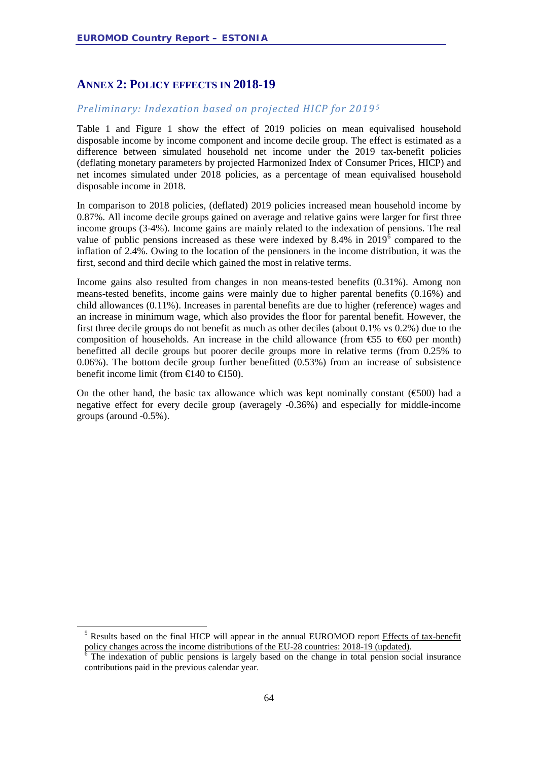## ANNEX 2: POLICY EFFECTS IN 2018-19

### *Preliminary: Indexation based on projected HICP for 2019*[5]

Table 1 and Figure 1 show the effect of 2019 policies on mean equivalised household disposable income by income component and income decile group. The effect is estimated as a difference between simulated household net income under the 2019 tax-benefit policies (deflating monetary parameters by projected Harmonized Index of Consumer Prices, HICP) and net incomes simulated under 2018 policies, as a percentage of mean equivalised household disposable income in 2018.

In comparison to 2018 policies, (deflated) 2019 policies increased mean household income by 0.87%. All income decile groups gained on average and relative gains were larger for first three income groups (3-4%). Income gains are mainly related to the indexation of pensions. The real value of public pensions increased as these were indexed by 8.4% in 2019[6] compared to the inflation of 2.4%. Owing to the location of the pensioners in the income distribution, it was the first, second and third decile which gained the most in relative terms.

Income gains also resulted from changes in non means-tested benefits (0.31%). Among non means-tested benefits, income gains were mainly due to higher parental benefits (0.16%) and child allowances (0.11%). Increases in parental benefits are due to higher (reference) wages and an increase in minimum wage, which also provides the floor for parental benefit. However, the first three decile groups do not benefit as much as other deciles (about 0.1% vs 0.2%) due to the composition of households. An increase in the child allowance (from €55 to €60 per month) benefitted all decile groups but poorer decile groups more in relative terms (from 0.25% to 0.06%). The bottom decile group further benefitted (0.53%) from an increase of subsistence benefit income limit (from €140 to €150).

On the other hand, the basic tax allowance which was kept nominally constant (€500) had a negative effect for every decile group (averagely -0.36%) and especially for middle-income groups (around -0.5%).

---

[5] Results based on the final HICP will appear in the annual EUROMOD report Effects of tax-benefit policy changes across the income distributions of the EU-28 countries: 2018-19 (updated).

[6] The indexation of public pensions is largely based on the change in total pension social insurance contributions paid in the previous calendar year.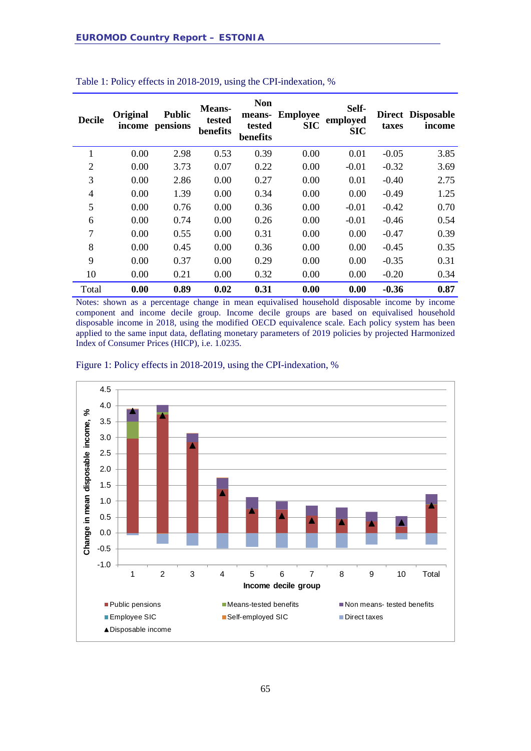Table 1: Policy effects in 2018-2019, using the CPI-indexation, %

| Decile | Original income | Public pensions | Means-tested benefits | Non means-tested benefits | Employee SIC | Self-employed SIC | Direct taxes | Disposable income |
|---|---|---|---|---|---|---|---|---|
| 1 | 0.00 | 2.98 | 0.53 | 0.39 | 0.00 | 0.01 | -0.05 | 3.85 |
| 2 | 0.00 | 3.73 | 0.07 | 0.22 | 0.00 | -0.01 | -0.32 | 3.69 |
| 3 | 0.00 | 2.86 | 0.00 | 0.27 | 0.00 | 0.01 | -0.40 | 2.75 |
| 4 | 0.00 | 1.39 | 0.00 | 0.34 | 0.00 | 0.00 | -0.49 | 1.25 |
| 5 | 0.00 | 0.76 | 0.00 | 0.36 | 0.00 | -0.01 | -0.42 | 0.70 |
| 6 | 0.00 | 0.74 | 0.00 | 0.26 | 0.00 | -0.01 | -0.46 | 0.54 |
| 7 | 0.00 | 0.55 | 0.00 | 0.31 | 0.00 | 0.00 | -0.47 | 0.39 |
| 8 | 0.00 | 0.45 | 0.00 | 0.36 | 0.00 | 0.00 | -0.45 | 0.35 |
| 9 | 0.00 | 0.37 | 0.00 | 0.29 | 0.00 | 0.00 | -0.35 | 0.31 |
| 10 | 0.00 | 0.21 | 0.00 | 0.32 | 0.00 | 0.00 | -0.20 | 0.34 |
| Total | **0.00** | **0.89** | **0.02** | **0.31** | **0.00** | **0.00** | **-0.36** | **0.87** |

Notes: shown as a percentage change in mean equivalised household disposable income by income component and income decile group. Income decile groups are based on equivalised household disposable income in 2018, using the modified OECD equivalence scale. Each policy system has been applied to the same input data, deflating monetary parameters of 2019 policies by projected Harmonized Index of Consumer Prices (HICP), i.e. 1.0235.

Figure 1: Policy effects in 2018-2019, using the CPI-indexation, %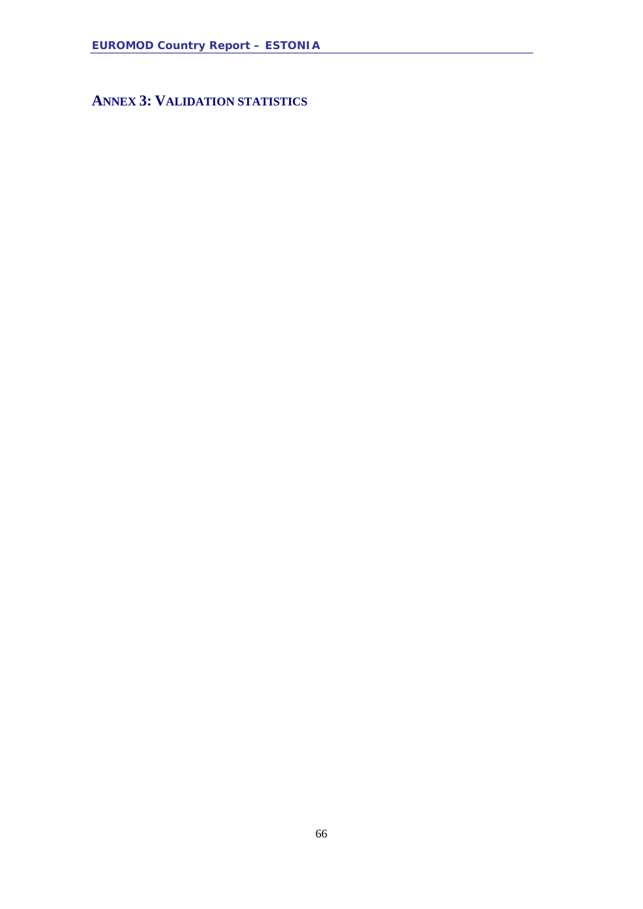# ANNEX 3: VALIDATION STATISTICS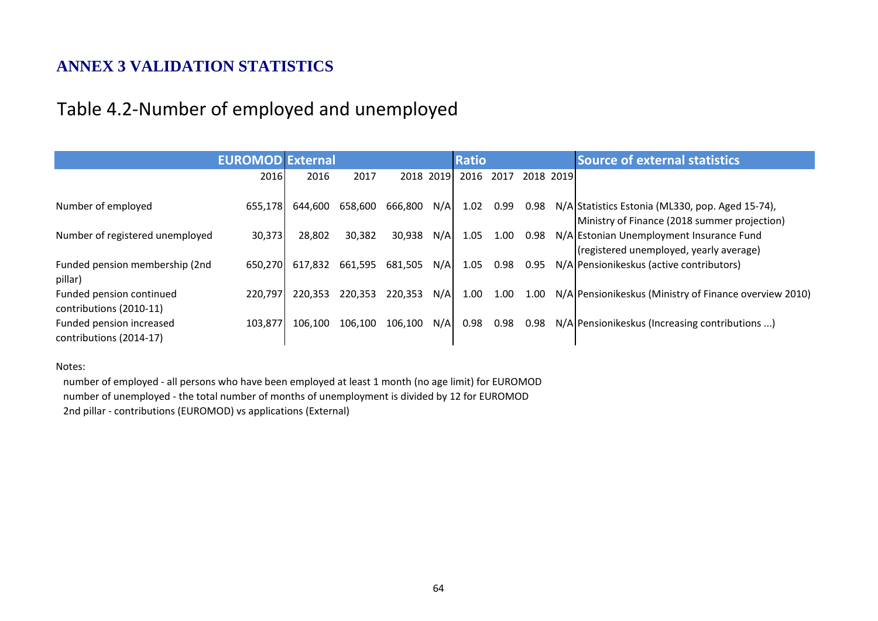## ANNEX 3 VALIDATION STATISTICS

# Table 4.2-Number of employed and unemployed

| | EUROMOD | External | | | | Ratio | | | | Source of external statistics |
|---|---|---|---|---|---|---|---|---|---|---|
| | 2016 | 2016 | 2017 | 2018 | 2019 | 2016 | 2017 | 2018 | 2019 | |
| Number of employed | 655,178 | 644,600 | 658,600 | 666,800 | N/A | 1.02 | 0.99 | 0.98 | N/A | Statistics Estonia (ML330, pop. Aged 15-74), Ministry of Finance (2018 summer projection) |
| Number of registered unemployed | 30,373 | 28,802 | 30,382 | 30,938 | N/A | 1.05 | 1.00 | 0.98 | N/A | Estonian Unemployment Insurance Fund (registered unemployed, yearly average) |
| Funded pension membership (2nd pillar) | 650,270 | 617,832 | 661,595 | 681,505 | N/A | 1.05 | 0.98 | 0.95 | N/A | Pensionikeskus (active contributors) |
| Funded pension continued contributions (2010-11) | 220,797 | 220,353 | 220,353 | 220,353 | N/A | 1.00 | 1.00 | 1.00 | N/A | Pensionikeskus (Ministry of Finance overview 2010) |
| Funded pension increased contributions (2014-17) | 103,877 | 106,100 | 106,100 | 106,100 | N/A | 0.98 | 0.98 | 0.98 | N/A | Pensionikeskus (Increasing contributions ...) |

Notes:

number of employed - all persons who have been employed at least 1 month (no age limit) for EUROMOD
number of unemployed - the total number of months of unemployment is divided by 12 for EUROMOD
2nd pillar - contributions (EUROMOD) vs applications (External)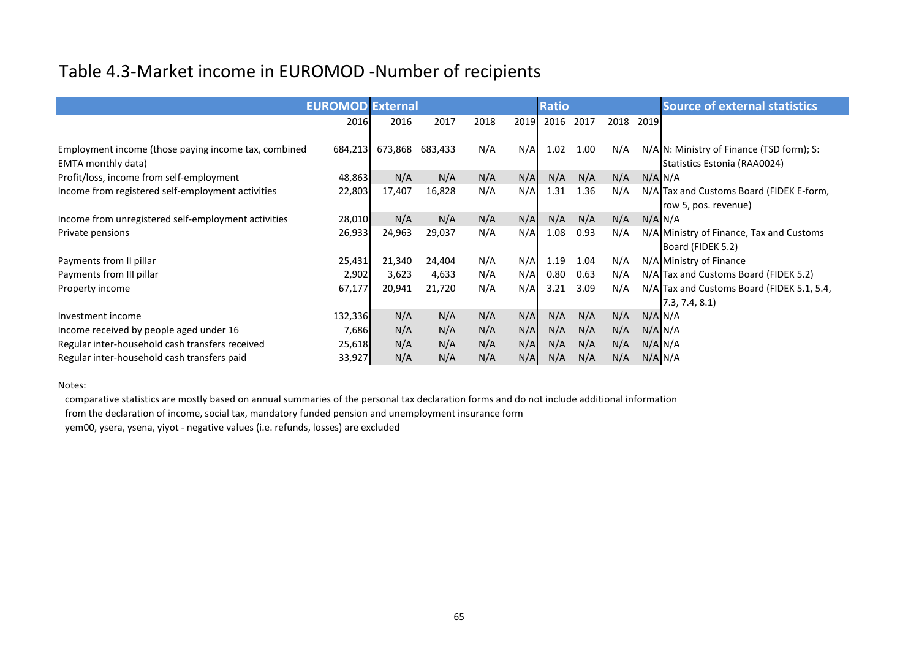# Table 4.3-Market income in EUROMOD -Number of recipients

| | EUROMOD | External | | | | Ratio | | | | Source of external statistics |
|---|---|---|---|---|---|---|---|---|---|---|
| | 2016 | 2016 | 2017 | 2018 | 2019 | 2016 | 2017 | 2018 | 2019 | |
| Employment income (those paying income tax, combined EMTA monthly data) | 684,213 | 673,868 | 683,433 | N/A | N/A | 1.02 | 1.00 | N/A | N/A | N: Ministry of Finance (TSD form); S: Statistics Estonia (RAA0024) |
| Profit/loss, income from self-employment | 48,863 | N/A | N/A | N/A | N/A | N/A | N/A | N/A | N/A | N/A |
| Income from registered self-employment activities | 22,803 | 17,407 | 16,828 | N/A | N/A | 1.31 | 1.36 | N/A | N/A | Tax and Customs Board (FIDEK E-form, row 5, pos. revenue) |
| Income from unregistered self-employment activities | 28,010 | N/A | N/A | N/A | N/A | N/A | N/A | N/A | N/A | N/A |
| Private pensions | 26,933 | 24,963 | 29,037 | N/A | N/A | 1.08 | 0.93 | N/A | N/A | Ministry of Finance, Tax and Customs Board (FIDEK 5.2) |
| Payments from II pillar | 25,431 | 21,340 | 24,404 | N/A | N/A | 1.19 | 1.04 | N/A | N/A | Ministry of Finance |
| Payments from III pillar | 2,902 | 3,623 | 4,633 | N/A | N/A | 0.80 | 0.63 | N/A | N/A | Tax and Customs Board (FIDEK 5.2) |
| Property income | 67,177 | 20,941 | 21,720 | N/A | N/A | 3.21 | 3.09 | N/A | N/A | Tax and Customs Board (FIDEK 5.1, 5.4, 7.3, 7.4, 8.1) |
| Investment income | 132,336 | N/A | N/A | N/A | N/A | N/A | N/A | N/A | N/A | N/A |
| Income received by people aged under 16 | 7,686 | N/A | N/A | N/A | N/A | N/A | N/A | N/A | N/A | N/A |
| Regular inter-household cash transfers received | 25,618 | N/A | N/A | N/A | N/A | N/A | N/A | N/A | N/A | N/A |
| Regular inter-household cash transfers paid | 33,927 | N/A | N/A | N/A | N/A | N/A | N/A | N/A | N/A | N/A |

Notes:

comparative statistics are mostly based on annual summaries of the personal tax declaration forms and do not include additional information from the declaration of income, social tax, mandatory funded pension and unemployment insurance form

yem00, ysera, ysena, yiyot - negative values (i.e. refunds, losses) are excluded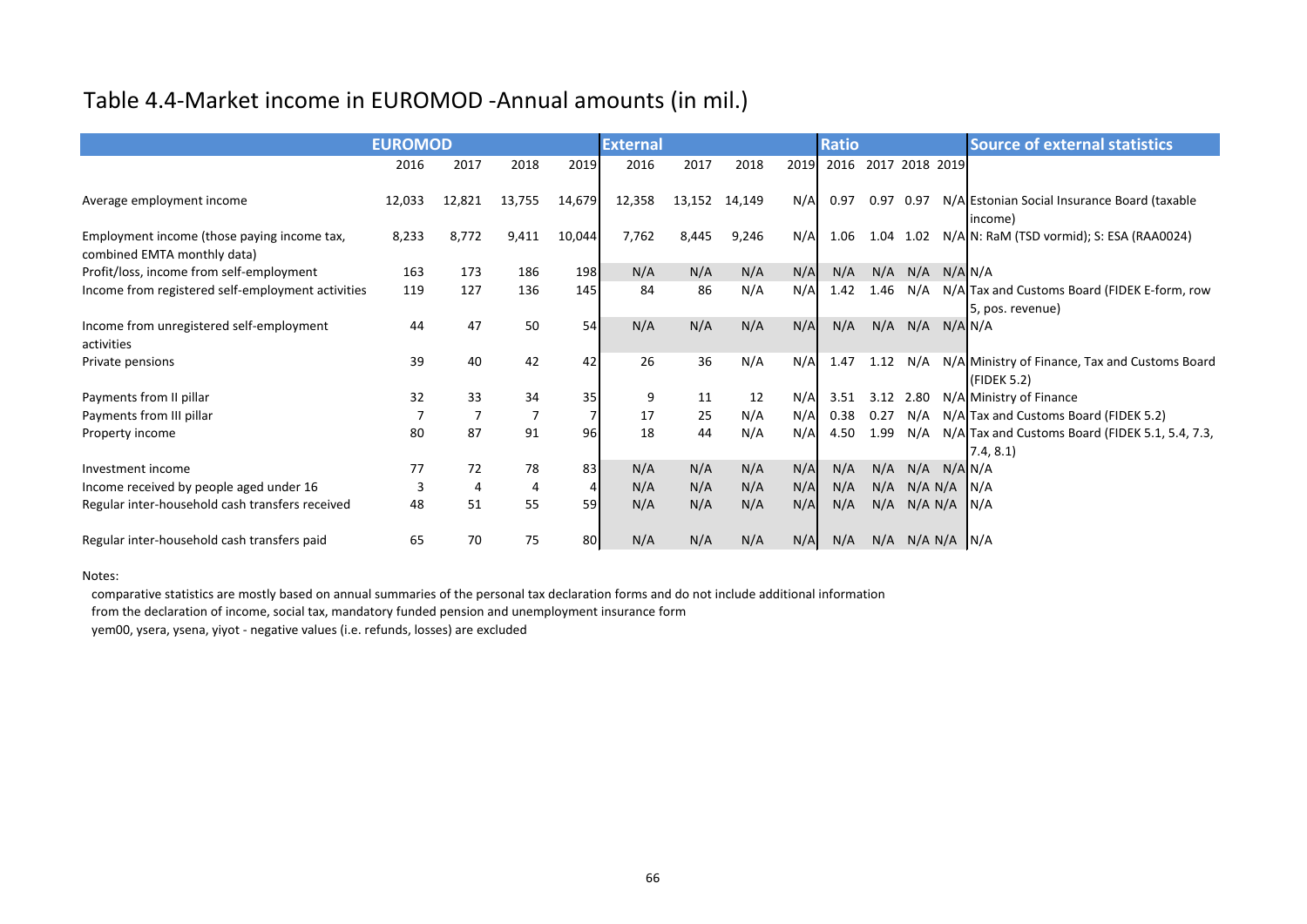# Table 4.4-Market income in EUROMOD -Annual amounts (in mil.)

| | EUROMOD | | | | External | | | | Ratio | | | | Source of external statistics |
|---|---|---|---|---|---|---|---|---|---|---|---|---|---|
| | 2016 | 2017 | 2018 | 2019 | 2016 | 2017 | 2018 | 2019 | 2016 | 2017 | 2018 | 2019 | |
| Average employment income | 12,033 | 12,821 | 13,755 | 14,679 | 12,358 | 13,152 | 14,149 | N/A | 0.97 | 0.97 | 0.97 | N/A | Estonian Social Insurance Board (taxable income) |
| Employment income (those paying income tax, combined EMTA monthly data) | 8,233 | 8,772 | 9,411 | 10,044 | 7,762 | 8,445 | 9,246 | N/A | 1.06 | 1.04 | 1.02 | N/A | N: RaM (TSD vormid); S: ESA (RAA0024) |
| Profit/loss, income from self-employment | 163 | 173 | 186 | 198 | N/A | N/A | N/A | N/A | N/A | N/A | N/A | N/A | N/A |
| Income from registered self-employment activities | 119 | 127 | 136 | 145 | 84 | 86 | N/A | N/A | 1.42 | 1.46 | N/A | N/A | Tax and Customs Board (FIDEK E-form, row 5, pos. revenue) |
| Income from unregistered self-employment activities | 44 | 47 | 50 | 54 | N/A | N/A | N/A | N/A | N/A | N/A | N/A | N/A | N/A |
| Private pensions | 39 | 40 | 42 | 42 | 26 | 36 | N/A | N/A | 1.47 | 1.12 | N/A | N/A | Ministry of Finance, Tax and Customs Board (FIDEK 5.2) |
| Payments from II pillar | 32 | 33 | 34 | 35 | 9 | 11 | 12 | N/A | 3.51 | 3.12 | 2.80 | N/A | Ministry of Finance |
| Payments from III pillar | 7 | 7 | 7 | 7 | 17 | 25 | N/A | N/A | 0.38 | 0.27 | N/A | N/A | Tax and Customs Board (FIDEK 5.2) |
| Property income | 80 | 87 | 91 | 96 | 18 | 44 | N/A | N/A | 4.50 | 1.99 | N/A | N/A | Tax and Customs Board (FIDEK 5.1, 5.4, 7.3, 7.4, 8.1) |
| Investment income | 77 | 72 | 78 | 83 | N/A | N/A | N/A | N/A | N/A | N/A | N/A | N/A | N/A |
| Income received by people aged under 16 | 3 | 4 | 4 | 4 | N/A | N/A | N/A | N/A | N/A | N/A | N/A | N/A | N/A |
| Regular inter-household cash transfers received | 48 | 51 | 55 | 59 | N/A | N/A | N/A | N/A | N/A | N/A | N/A | N/A | N/A |
| Regular inter-household cash transfers paid | 65 | 70 | 75 | 80 | N/A | N/A | N/A | N/A | N/A | N/A | N/A | N/A | N/A |

Notes:

comparative statistics are mostly based on annual summaries of the personal tax declaration forms and do not include additional information from the declaration of income, social tax, mandatory funded pension and unemployment insurance form

yem00, ysera, ysena, yiyot - negative values (i.e. refunds, losses) are excluded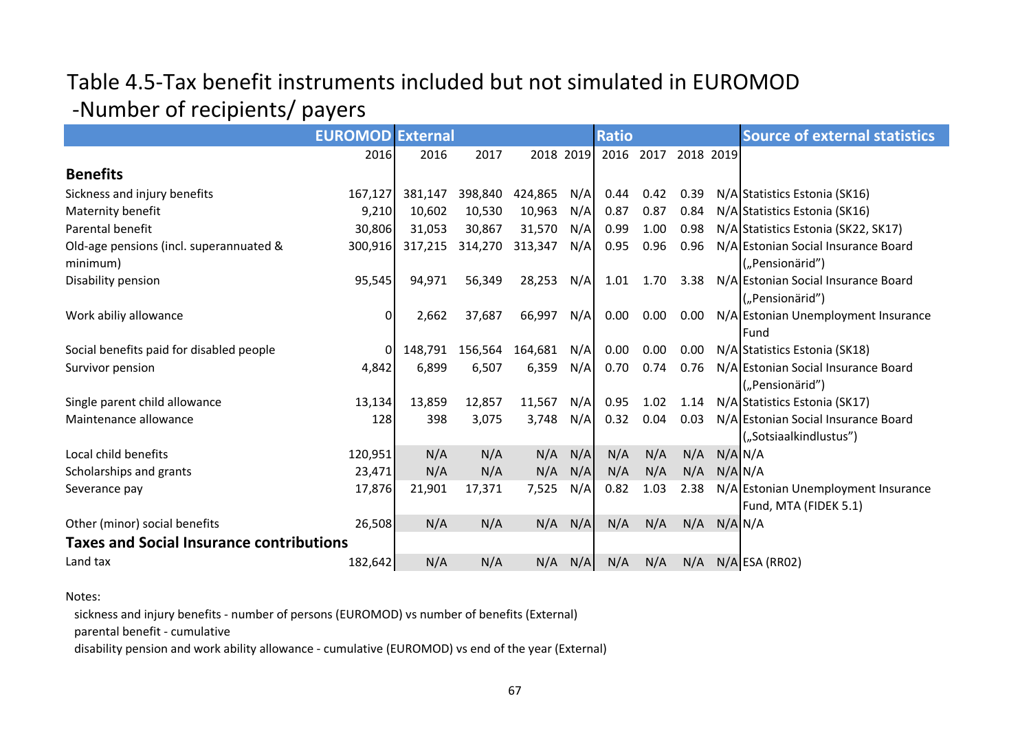## Table 4.5-Tax benefit instruments included but not simulated in EUROMOD -Number of recipients/ payers

| | EUROMOD | External | | | | Ratio | | | | Source of external statistics |
|---|---|---|---|---|---|---|---|---|---|---|
| | 2016 | 2016 | 2017 | 2018 | 2019 | 2016 | 2017 | 2018 | 2019 | |
| **Benefits** | | | | | | | | | | |
| Sickness and injury benefits | 167,127 | 381,147 | 398,840 | 424,865 | N/A | 0.44 | 0.42 | 0.39 | N/A | Statistics Estonia (SK16) |
| Maternity benefit | 9,210 | 10,602 | 10,530 | 10,963 | N/A | 0.87 | 0.87 | 0.84 | N/A | Statistics Estonia (SK16) |
| Parental benefit | 30,806 | 31,053 | 30,867 | 31,570 | N/A | 0.99 | 1.00 | 0.98 | N/A | Statistics Estonia (SK22, SK17) |
| Old-age pensions (incl. superannuated & minimum) | 300,916 | 317,215 | 314,270 | 313,347 | N/A | 0.95 | 0.96 | 0.96 | N/A | Estonian Social Insurance Board („Pensionärid") |
| Disability pension | 95,545 | 94,971 | 56,349 | 28,253 | N/A | 1.01 | 1.70 | 3.38 | N/A | Estonian Social Insurance Board („Pensionärid") |
| Work abiliy allowance | 0 | 2,662 | 37,687 | 66,997 | N/A | 0.00 | 0.00 | 0.00 | N/A | Estonian Unemployment Insurance Fund |
| Social benefits paid for disabled people | 0 | 148,791 | 156,564 | 164,681 | N/A | 0.00 | 0.00 | 0.00 | N/A | Statistics Estonia (SK18) |
| Survivor pension | 4,842 | 6,899 | 6,507 | 6,359 | N/A | 0.70 | 0.74 | 0.76 | N/A | Estonian Social Insurance Board („Pensionärid") |
| Single parent child allowance | 13,134 | 13,859 | 12,857 | 11,567 | N/A | 0.95 | 1.02 | 1.14 | N/A | Statistics Estonia (SK17) |
| Maintenance allowance | 128 | 398 | 3,075 | 3,748 | N/A | 0.32 | 0.04 | 0.03 | N/A | Estonian Social Insurance Board („Sotsiaalkindlustus") |
| Local child benefits | 120,951 | N/A | N/A | N/A | N/A | N/A | N/A | N/A | N/A | N/A |
| Scholarships and grants | 23,471 | N/A | N/A | N/A | N/A | N/A | N/A | N/A | N/A | N/A |
| Severance pay | 17,876 | 21,901 | 17,371 | 7,525 | N/A | 0.82 | 1.03 | 2.38 | N/A | Estonian Unemployment Insurance Fund, MTA (FIDEK 5.1) |
| Other (minor) social benefits | 26,508 | N/A | N/A | N/A | N/A | N/A | N/A | N/A | N/A | N/A |
| **Taxes and Social Insurance contributions** | | | | | | | | | | |
| Land tax | 182,642 | N/A | N/A | N/A | N/A | N/A | N/A | N/A | N/A | ESA (RR02) |

Notes:

sickness and injury benefits - number of persons (EUROMOD) vs number of benefits (External)

parental benefit - cumulative

disability pension and work ability allowance - cumulative (EUROMOD) vs end of the year (External)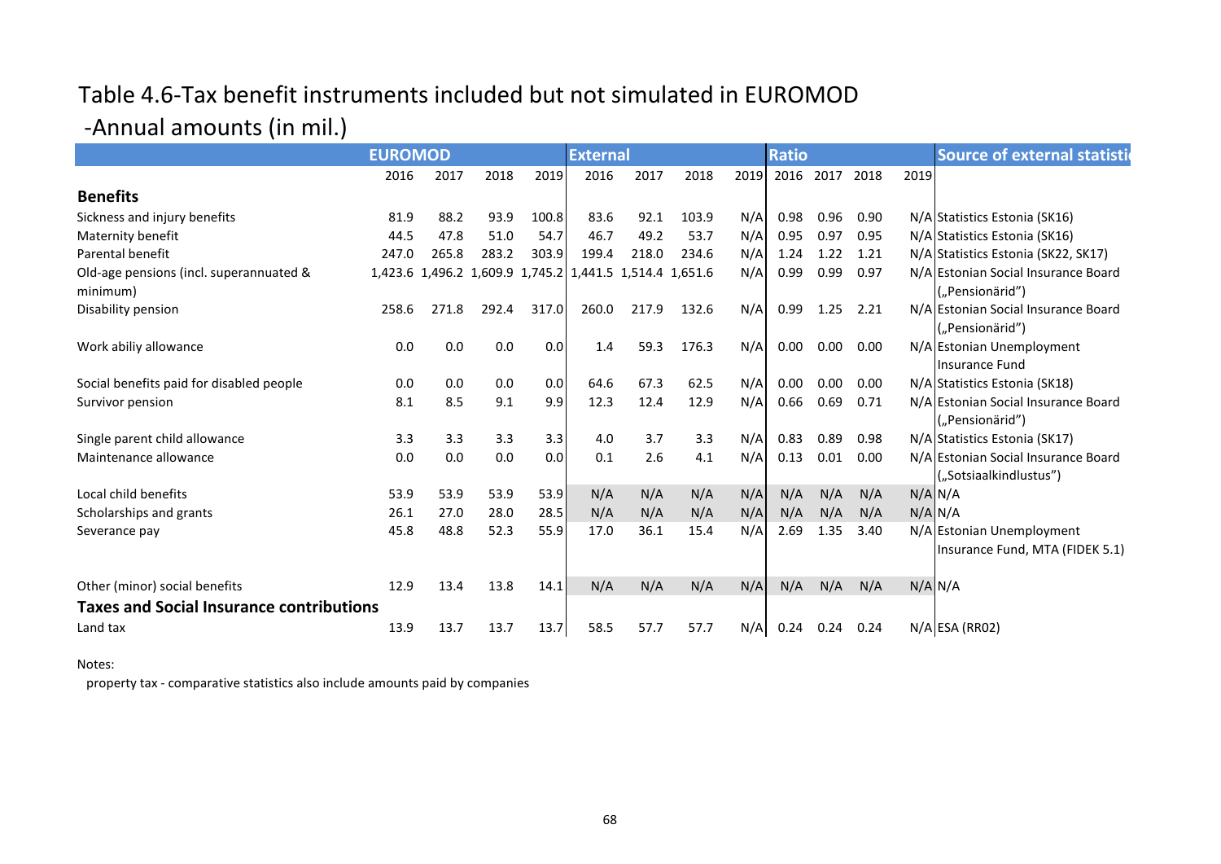# Table 4.6-Tax benefit instruments included but not simulated in EUROMOD

## -Annual amounts (in mil.)

| | EUROMOD | | | | External | | | | Ratio | | | | Source of external statistics |
|---|---|---|---|---|---|---|---|---|---|---|---|---|---|
| | 2016 | 2017 | 2018 | 2019 | 2016 | 2017 | 2018 | 2019 | 2016 | 2017 | 2018 | 2019 | |
| **Benefits** | | | | | | | | | | | | | |
| Sickness and injury benefits | 81.9 | 88.2 | 93.9 | 100.8 | 83.6 | 92.1 | 103.9 | N/A | 0.98 | 0.96 | 0.90 | N/A | Statistics Estonia (SK16) |
| Maternity benefit | 44.5 | 47.8 | 51.0 | 54.7 | 46.7 | 49.2 | 53.7 | N/A | 0.95 | 0.97 | 0.95 | N/A | Statistics Estonia (SK16) |
| Parental benefit | 247.0 | 265.8 | 283.2 | 303.9 | 199.4 | 218.0 | 234.6 | N/A | 1.24 | 1.22 | 1.21 | N/A | Statistics Estonia (SK22, SK17) |
| Old-age pensions (incl. superannuated & minimum) | 1,423.6 | 1,496.2 | 1,609.9 | 1,745.2 | 1,441.5 | 1,514.4 | 1,651.6 | N/A | 0.99 | 0.99 | 0.97 | N/A | Estonian Social Insurance Board („Pensionärid") |
| Disability pension | 258.6 | 271.8 | 292.4 | 317.0 | 260.0 | 217.9 | 132.6 | N/A | 0.99 | 1.25 | 2.21 | N/A | Estonian Social Insurance Board („Pensionärid") |
| Work abiliy allowance | 0.0 | 0.0 | 0.0 | 0.0 | 1.4 | 59.3 | 176.3 | N/A | 0.00 | 0.00 | 0.00 | N/A | Estonian Unemployment Insurance Fund |
| Social benefits paid for disabled people | 0.0 | 0.0 | 0.0 | 0.0 | 64.6 | 67.3 | 62.5 | N/A | 0.00 | 0.00 | 0.00 | N/A | Statistics Estonia (SK18) |
| Survivor pension | 8.1 | 8.5 | 9.1 | 9.9 | 12.3 | 12.4 | 12.9 | N/A | 0.66 | 0.69 | 0.71 | N/A | Estonian Social Insurance Board („Pensionärid") |
| Single parent child allowance | 3.3 | 3.3 | 3.3 | 3.3 | 4.0 | 3.7 | 3.3 | N/A | 0.83 | 0.89 | 0.98 | N/A | Statistics Estonia (SK17) |
| Maintenance allowance | 0.0 | 0.0 | 0.0 | 0.0 | 0.1 | 2.6 | 4.1 | N/A | 0.13 | 0.01 | 0.00 | N/A | Estonian Social Insurance Board („Sotsiaalkindlustus") |
| Local child benefits | 53.9 | 53.9 | 53.9 | 53.9 | N/A | N/A | N/A | N/A | N/A | N/A | N/A | N/A | N/A |
| Scholarships and grants | 26.1 | 27.0 | 28.0 | 28.5 | N/A | N/A | N/A | N/A | N/A | N/A | N/A | N/A | N/A |
| Severance pay | 45.8 | 48.8 | 52.3 | 55.9 | 17.0 | 36.1 | 15.4 | N/A | 2.69 | 1.35 | 3.40 | N/A | Estonian Unemployment Insurance Fund, MTA (FIDEK 5.1) |
| Other (minor) social benefits | 12.9 | 13.4 | 13.8 | 14.1 | N/A | N/A | N/A | N/A | N/A | N/A | N/A | N/A | N/A |
| **Taxes and Social Insurance contributions** | | | | | | | | | | | | | |
| Land tax | 13.9 | 13.7 | 13.7 | 13.7 | 58.5 | 57.7 | 57.7 | N/A | 0.24 | 0.24 | 0.24 | N/A | ESA (RR02) |

Notes:

property tax - comparative statistics also include amounts paid by companies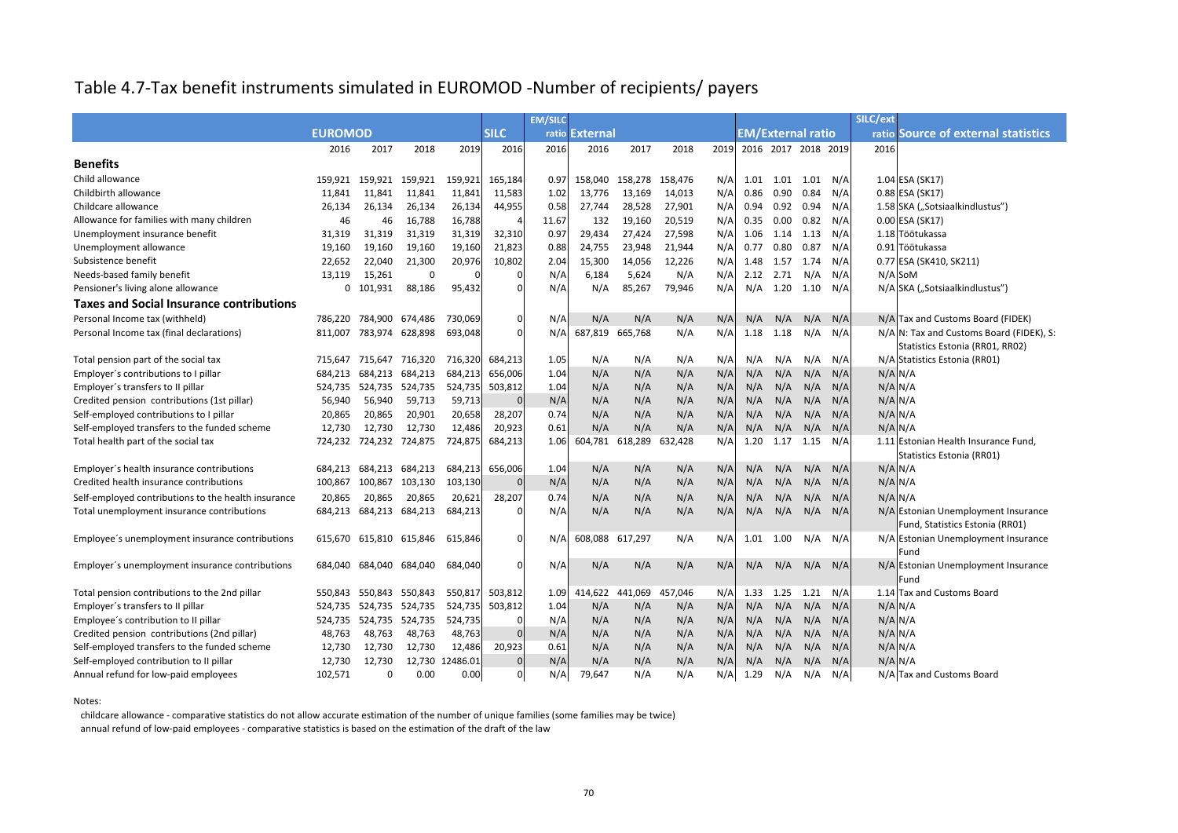# Table 4.7-Tax benefit instruments simulated in EUROMOD -Number of recipients/ payers

| | EUROMOD | | | | SILC | EM/SILC ratio | External | | | | EM/External ratio | | | | SILC/ext ratio | Source of external statistics |
|---|---|---|---|---|---|---|---|---|---|---|---|---|---|---|---|---|
| | 2016 | 2017 | 2018 | 2019 | 2016 | 2016 | 2016 | 2017 | 2018 | 2019 | 2016 | 2017 | 2018 | 2019 | 2016 | |
| **Benefits** | | | | | | | | | | | | | | | | |
| Child allowance | 159,921 | 159,921 | 159,921 | 159,921 | 165,184 | 0.97 | 158,040 | 158,278 | 158,476 | N/A | 1.01 | 1.01 | 1.01 | N/A | 1.04 | ESA (SK17) |
| Childbirth allowance | 11,841 | 11,841 | 11,841 | 11,841 | 11,583 | 1.02 | 13,776 | 13,169 | 14,013 | N/A | 0.86 | 0.90 | 0.84 | N/A | 0.88 | ESA (SK17) |
| Childcare allowance | 26,134 | 26,134 | 26,134 | 26,134 | 44,955 | 0.58 | 27,744 | 28,528 | 27,901 | N/A | 0.94 | 0.92 | 0.94 | N/A | 1.58 | SKA („Sotsiaalkindlustus") |
| Allowance for families with many children | 46 | 46 | 16,788 | 16,788 | 4 | 11.67 | 132 | 19,160 | 20,519 | N/A | 0.35 | 0.00 | 0.82 | N/A | 0.00 | ESA (SK17) |
| Unemployment insurance benefit | 31,319 | 31,319 | 31,319 | 31,319 | 32,310 | 0.97 | 29,434 | 27,424 | 27,598 | N/A | 1.06 | 1.14 | 1.13 | N/A | 1.18 | Töötukassa |
| Unemployment allowance | 19,160 | 19,160 | 19,160 | 19,160 | 21,823 | 0.88 | 24,755 | 23,948 | 21,944 | N/A | 0.77 | 0.80 | 0.87 | N/A | 0.91 | Töötukassa |
| Subsistence benefit | 22,652 | 22,040 | 21,300 | 20,976 | 10,802 | 2.04 | 15,300 | 14,056 | 12,226 | N/A | 1.48 | 1.57 | 1.74 | N/A | 0.77 | ESA (SK410, SK211) |
| Needs-based family benefit | 13,119 | 15,261 | 0 | 0 | 0 | N/A | 6,184 | 5,624 | N/A | N/A | 2.12 | 2.71 | N/A | N/A | N/A | SoM |
| Pensioner's living alone allowance | 0 | 101,931 | 88,186 | 95,432 | 0 | N/A | N/A | 85,267 | 79,946 | N/A | N/A | 1.20 | 1.10 | N/A | N/A | SKA („Sotsiaalkindlustus") |
| **Taxes and Social Insurance contributions** | | | | | | | | | | | | | | | | |
| Personal Income tax (withheld) | 786,220 | 784,900 | 674,486 | 730,069 | 0 | N/A | N/A | N/A | N/A | N/A | N/A | N/A | N/A | N/A | N/A | Tax and Customs Board (FIDEK) |
| Personal Income tax (final declarations) | 811,007 | 783,974 | 628,898 | 693,048 | 0 | N/A | 687,819 | 665,768 | N/A | N/A | 1.18 | 1.18 | N/A | N/A | N/A | N: Tax and Customs Board (FIDEK), S: Statistics Estonia (RR01, RR02) |
| Total pension part of the social tax | 715,647 | 715,647 | 716,320 | 716,320 | 684,213 | 1.05 | N/A | N/A | N/A | N/A | N/A | N/A | N/A | N/A | N/A | Statistics Estonia (RR01) |
| Employer´s contributions to I pillar | 684,213 | 684,213 | 684,213 | 684,213 | 656,006 | 1.04 | N/A | N/A | N/A | N/A | N/A | N/A | N/A | N/A | N/A | N/A |
| Employer´s transfers to II pillar | 524,735 | 524,735 | 524,735 | 524,735 | 503,812 | 1.04 | N/A | N/A | N/A | N/A | N/A | N/A | N/A | N/A | N/A | N/A |
| Credited pension contributions (1st pillar) | 56,940 | 56,940 | 59,713 | 59,713 | 0 | N/A | N/A | N/A | N/A | N/A | N/A | N/A | N/A | N/A | N/A | N/A |
| Self-employed contributions to I pillar | 20,865 | 20,865 | 20,901 | 20,658 | 28,207 | 0.74 | N/A | N/A | N/A | N/A | N/A | N/A | N/A | N/A | N/A | N/A |
| Self-employed transfers to the funded scheme | 12,730 | 12,730 | 12,730 | 12,486 | 20,923 | 0.61 | N/A | N/A | N/A | N/A | N/A | N/A | N/A | N/A | N/A | N/A |
| Total health part of the social tax | 724,232 | 724,232 | 724,875 | 724,875 | 684,213 | 1.06 | 604,781 | 618,289 | 632,428 | N/A | 1.20 | 1.17 | 1.15 | N/A | 1.11 | Estonian Health Insurance Fund, Statistics Estonia (RR01) |
| Employer´s health insurance contributions | 684,213 | 684,213 | 684,213 | 684,213 | 656,006 | 1.04 | N/A | N/A | N/A | N/A | N/A | N/A | N/A | N/A | N/A | N/A |
| Credited health insurance contributions | 100,867 | 100,867 | 103,130 | 103,130 | 0 | N/A | N/A | N/A | N/A | N/A | N/A | N/A | N/A | N/A | N/A | N/A |
| Self-employed contributions to the health insurance | 20,865 | 20,865 | 20,865 | 20,621 | 28,207 | 0.74 | N/A | N/A | N/A | N/A | N/A | N/A | N/A | N/A | N/A | N/A |
| Total unemployment insurance contributions | 684,213 | 684,213 | 684,213 | 684,213 | 0 | N/A | N/A | N/A | N/A | N/A | N/A | N/A | N/A | N/A | N/A | Estonian Unemployment Insurance Fund, Statistics Estonia (RR01) |
| Employee´s unemployment insurance contributions | 615,670 | 615,810 | 615,846 | 615,846 | 0 | N/A | 608,088 | 617,297 | N/A | N/A | 1.01 | 1.00 | N/A | N/A | N/A | Estonian Unemployment Insurance Fund |
| Employer´s unemployment insurance contributions | 684,040 | 684,040 | 684,040 | 684,040 | 0 | N/A | N/A | N/A | N/A | N/A | N/A | N/A | N/A | N/A | N/A | Estonian Unemployment Insurance Fund |
| Total pension contributions to the 2nd pillar | 550,843 | 550,843 | 550,843 | 550,817 | 503,812 | 1.09 | 414,622 | 441,069 | 457,046 | N/A | 1.33 | 1.25 | 1.21 | N/A | 1.14 | Tax and Customs Board |
| Employer´s transfers to II pillar | 524,735 | 524,735 | 524,735 | 524,735 | 503,812 | 1.04 | N/A | N/A | N/A | N/A | N/A | N/A | N/A | N/A | N/A | N/A |
| Employee´s contribution to II pillar | 524,735 | 524,735 | 524,735 | 524,735 | 0 | N/A | N/A | N/A | N/A | N/A | N/A | N/A | N/A | N/A | N/A | N/A |
| Credited pension contributions (2nd pillar) | 48,763 | 48,763 | 48,763 | 48,763 | 0 | N/A | N/A | N/A | N/A | N/A | N/A | N/A | N/A | N/A | N/A | N/A |
| Self-employed transfers to the funded scheme | 12,730 | 12,730 | 12,730 | 12,486 | 20,923 | 0.61 | N/A | N/A | N/A | N/A | N/A | N/A | N/A | N/A | N/A | N/A |
| Self-employed contribution to II pillar | 12,730 | 12,730 | 12,730 | 12486.01 | 0 | N/A | N/A | N/A | N/A | N/A | N/A | N/A | N/A | N/A | N/A | N/A |
| Annual refund for low-paid employees | 102,571 | 0 | 0.00 | 0.00 | 0 | N/A | 79,647 | N/A | N/A | N/A | 1.29 | N/A | N/A | N/A | N/A | Tax and Customs Board |

Notes:

childcare allowance - comparative statistics do not allow accurate estimation of the number of unique families (some families may be twice)

annual refund of low-paid employees - comparative statistics is based on the estimation of the draft of the law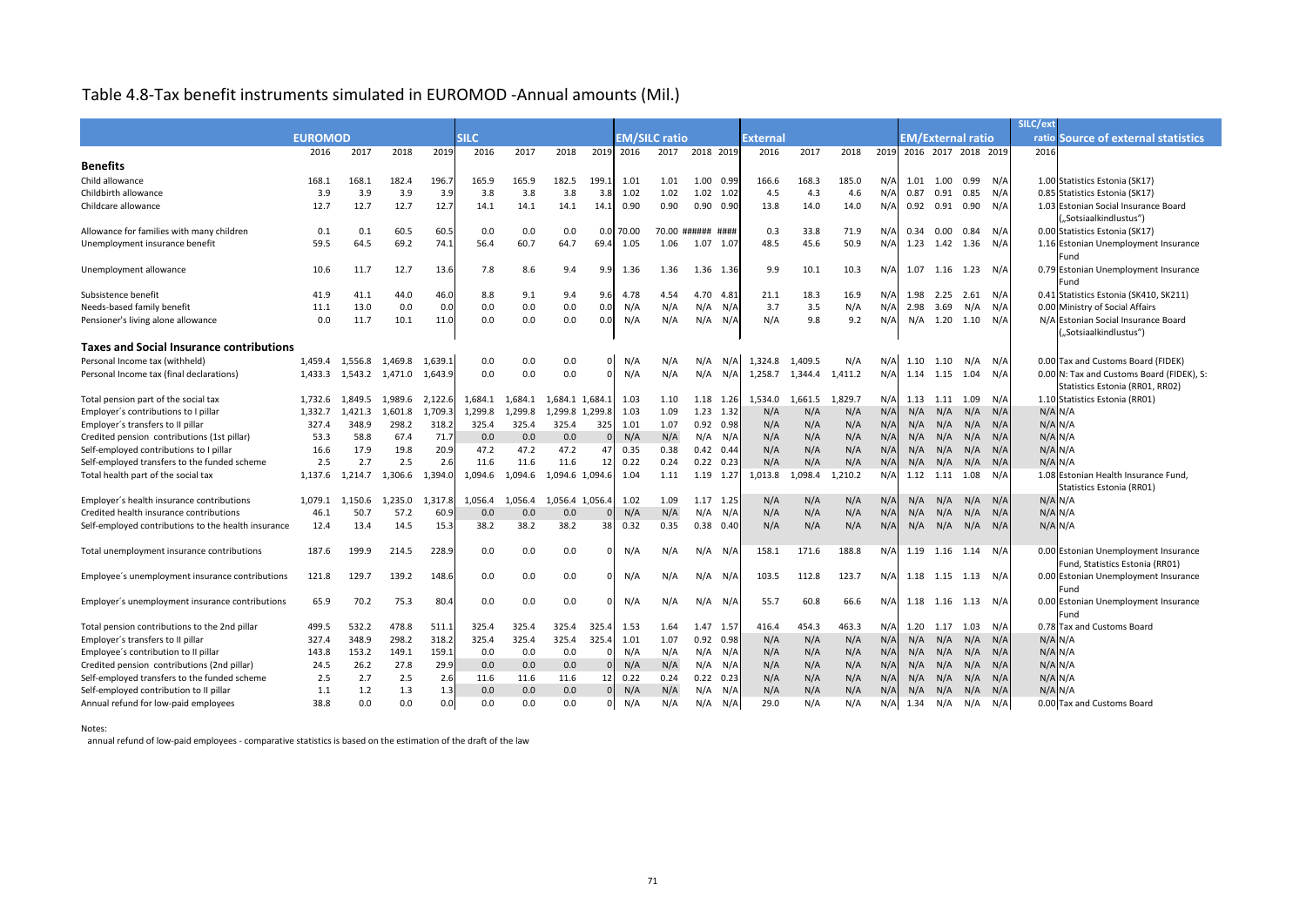# Table 4.8-Tax benefit instruments simulated in EUROMOD -Annual amounts (Mil.)

| | EUROMOD | | | | SILC | | | | EM/SILC ratio | | | | External | | | | EM/External ratio | | | | SILC/ext ratio | Source of external statistics |
|---|---|---|---|---|---|---|---|---|---|---|---|---|---|---|---|---|---|---|---|---|---|---|
| | 2016 | 2017 | 2018 | 2019 | 2016 | 2017 | 2018 | 2019 | 2016 | 2017 | 2018 | 2019 | 2016 | 2017 | 2018 | 2019 | 2016 | 2017 | 2018 | 2019 | 2016 | |
| **Benefits** | | | | | | | | | | | | | | | | | | | | | | |
| Child allowance | 168.1 | 168.1 | 182.4 | 196.7 | 165.9 | 165.9 | 182.5 | 199.1 | 1.01 | 1.01 | 1.00 | 0.99 | 166.6 | 168.3 | 185.0 | N/A | 1.01 | 1.00 | 0.99 | N/A | 1.00 | Statistics Estonia (SK17) |
| Childbirth allowance | 3.9 | 3.9 | 3.9 | 3.9 | 3.8 | 3.8 | 3.8 | 3.8 | 1.02 | 1.02 | 1.02 | 1.02 | 4.5 | 4.3 | 4.6 | N/A | 0.87 | 0.91 | 0.85 | N/A | 0.85 | Statistics Estonia (SK17) |
| Childcare allowance | 12.7 | 12.7 | 12.7 | 12.7 | 14.1 | 14.1 | 14.1 | 14.1 | 0.90 | 0.90 | 0.90 | 0.90 | 13.8 | 14.0 | 14.0 | N/A | 0.92 | 0.91 | 0.90 | N/A | 1.03 | Estonian Social Insurance Board („Sotsiaalkindlustus") |
| Allowance for families with many children | 0.1 | 0.1 | 60.5 | 60.5 | 0.0 | 0.0 | 0.0 | 0.0 | 70.00 | 70.00 | ###### | #### | 0.3 | 33.8 | 71.9 | N/A | 0.34 | 0.00 | 0.84 | N/A | 0.00 | Statistics Estonia (SK17) |
| Unemployment insurance benefit | 59.5 | 64.5 | 69.2 | 74.1 | 56.4 | 60.7 | 64.7 | 69.4 | 1.05 | 1.06 | 1.07 | 1.07 | 48.5 | 45.6 | 50.9 | N/A | 1.23 | 1.42 | 1.36 | N/A | 1.16 | Estonian Unemployment Insurance Fund |
| Unemployment allowance | 10.6 | 11.7 | 12.7 | 13.6 | 7.8 | 8.6 | 9.4 | 9.9 | 1.36 | 1.36 | 1.36 | 1.36 | 9.9 | 10.1 | 10.3 | N/A | 1.07 | 1.16 | 1.23 | N/A | 0.79 | Estonian Unemployment Insurance Fund |
| Subsistence benefit | 41.9 | 41.1 | 44.0 | 46.0 | 8.8 | 9.1 | 9.4 | 9.6 | 4.78 | 4.54 | 4.70 | 4.81 | 21.1 | 18.3 | 16.9 | N/A | 1.98 | 2.25 | 2.61 | N/A | 0.41 | Statistics Estonia (SK410, SK211) |
| Needs-based family benefit | 11.1 | 13.0 | 0.0 | 0.0 | 0.0 | 0.0 | 0.0 | 0.0 | N/A | N/A | N/A | N/A | 3.7 | 3.5 | N/A | N/A | 2.98 | 3.69 | N/A | N/A | 0.00 | Ministry of Social Affairs |
| Pensioner's living alone allowance | 0.0 | 11.7 | 10.1 | 11.0 | 0.0 | 0.0 | 0.0 | 0.0 | N/A | N/A | N/A | N/A | N/A | 9.8 | 9.2 | N/A | N/A | 1.20 | 1.10 | N/A | N/A | Estonian Social Insurance Board („Sotsiaalkindlustus") |
| **Taxes and Social Insurance contributions** | | | | | | | | | | | | | | | | | | | | | | |
| Personal Income tax (withheld) | 1,459.4 | 1,556.8 | 1,469.8 | 1,639.1 | 0.0 | 0.0 | 0.0 | 0 | N/A | N/A | N/A | N/A | 1,324.8 | 1,409.5 | N/A | N/A | 1.10 | 1.10 | N/A | N/A | 0.00 | Tax and Customs Board (FIDEK) |
| Personal Income tax (final declarations) | 1,433.3 | 1,543.2 | 1,471.0 | 1,643.9 | 0.0 | 0.0 | 0.0 | 0 | N/A | N/A | N/A | N/A | 1,258.7 | 1,344.4 | 1,411.2 | N/A | 1.14 | 1.15 | 1.04 | N/A | 0.00 | N: Tax and Customs Board (FIDEK), S: Statistics Estonia (RR01, RR02) |
| Total pension part of the social tax | 1,732.6 | 1,849.5 | 1,989.6 | 2,122.6 | 1,684.1 | 1,684.1 | 1,684.1 | 1,684.1 | 1.03 | 1.10 | 1.18 | 1.26 | 1,534.0 | 1,661.5 | 1,829.7 | N/A | 1.13 | 1.11 | 1.09 | N/A | 1.10 | Statistics Estonia (RR01) |
| Employer´s contributions to I pillar | 1,332.7 | 1,421.3 | 1,601.8 | 1,709.3 | 1,299.8 | 1,299.8 | 1,299.8 | 1,299.8 | 1.03 | 1.09 | 1.23 | 1.32 | N/A | N/A | N/A | N/A | N/A | N/A | N/A | N/A | N/A | N/A |
| Employer´s transfers to II pillar | 327.4 | 348.9 | 298.2 | 318.2 | 325.4 | 325.4 | 325.4 | 325 | 1.01 | 1.07 | 0.92 | 0.98 | N/A | N/A | N/A | N/A | N/A | N/A | N/A | N/A | N/A | N/A |
| Credited pension contributions (1st pillar) | 53.3 | 58.8 | 67.4 | 71.7 | 0.0 | 0.0 | 0.0 | 0 | N/A | N/A | N/A | N/A | N/A | N/A | N/A | N/A | N/A | N/A | N/A | N/A | N/A | N/A |
| Self-employed contributions to I pillar | 16.6 | 17.9 | 19.8 | 20.9 | 47.2 | 47.2 | 47.2 | 47 | 0.35 | 0.38 | 0.42 | 0.44 | N/A | N/A | N/A | N/A | N/A | N/A | N/A | N/A | N/A | N/A |
| Self-employed transfers to the funded scheme | 2.5 | 2.7 | 2.5 | 2.6 | 11.6 | 11.6 | 11.6 | 12 | 0.22 | 0.24 | 0.22 | 0.23 | N/A | N/A | N/A | N/A | N/A | N/A | N/A | N/A | N/A | N/A |
| Total health part of the social tax | 1,137.6 | 1,214.7 | 1,306.6 | 1,394.0 | 1,094.6 | 1,094.6 | 1,094.6 | 1,094.6 | 1.04 | 1.11 | 1.19 | 1.27 | 1,013.8 | 1,098.4 | 1,210.2 | N/A | 1.12 | 1.11 | 1.08 | N/A | 1.08 | Estonian Health Insurance Fund, Statistics Estonia (RR01) |
| Employer´s health insurance contributions | 1,079.1 | 1,150.6 | 1,235.0 | 1,317.8 | 1,056.4 | 1,056.4 | 1,056.4 | 1,056.4 | 1.02 | 1.09 | 1.17 | 1.25 | N/A | N/A | N/A | N/A | N/A | N/A | N/A | N/A | N/A | N/A |
| Credited health insurance contributions | 46.1 | 50.7 | 57.2 | 60.9 | 0.0 | 0.0 | 0.0 | 0 | N/A | N/A | N/A | N/A | N/A | N/A | N/A | N/A | N/A | N/A | N/A | N/A | N/A | N/A |
| Self-employed contributions to the health insurance | 12.4 | 13.4 | 14.5 | 15.3 | 38.2 | 38.2 | 38.2 | 38 | 0.32 | 0.35 | 0.38 | 0.40 | N/A | N/A | N/A | N/A | N/A | N/A | N/A | N/A | N/A | N/A |
| Total unemployment insurance contributions | 187.6 | 199.9 | 214.5 | 228.9 | 0.0 | 0.0 | 0.0 | 0 | N/A | N/A | N/A | N/A | 158.1 | 171.6 | 188.8 | N/A | 1.19 | 1.16 | 1.14 | N/A | 0.00 | Estonian Unemployment Insurance Fund, Statistics Estonia (RR01) |
| Employee´s unemployment insurance contributions | 121.8 | 129.7 | 139.2 | 148.6 | 0.0 | 0.0 | 0.0 | 0 | N/A | N/A | N/A | N/A | 103.5 | 112.8 | 123.7 | N/A | 1.18 | 1.15 | 1.13 | N/A | 0.00 | Estonian Unemployment Insurance Fund |
| Employer´s unemployment insurance contributions | 65.9 | 70.2 | 75.3 | 80.4 | 0.0 | 0.0 | 0.0 | 0 | N/A | N/A | N/A | N/A | 55.7 | 60.8 | 66.6 | N/A | 1.18 | 1.16 | 1.13 | N/A | 0.00 | Estonian Unemployment Insurance Fund |
| Total pension contributions to the 2nd pillar | 499.5 | 532.2 | 478.8 | 511.1 | 325.4 | 325.4 | 325.4 | 325.4 | 1.53 | 1.64 | 1.47 | 1.57 | 416.4 | 454.3 | 463.3 | N/A | 1.20 | 1.17 | 1.03 | N/A | 0.78 | Tax and Customs Board |
| Employer´s transfers to II pillar | 327.4 | 348.9 | 298.2 | 318.2 | 325.4 | 325.4 | 325.4 | 325.4 | 1.01 | 1.07 | 0.92 | 0.98 | N/A | N/A | N/A | N/A | N/A | N/A | N/A | N/A | N/A | N/A |
| Employee´s contribution to II pillar | 143.8 | 153.2 | 149.1 | 159.1 | 0.0 | 0.0 | 0.0 | 0 | N/A | N/A | N/A | N/A | N/A | N/A | N/A | N/A | N/A | N/A | N/A | N/A | N/A | N/A |
| Credited pension contributions (2nd pillar) | 24.5 | 26.2 | 27.8 | 29.9 | 0.0 | 0.0 | 0.0 | 0 | N/A | N/A | N/A | N/A | N/A | N/A | N/A | N/A | N/A | N/A | N/A | N/A | N/A | N/A |
| Self-employed transfers to the funded scheme | 2.5 | 2.7 | 2.5 | 2.6 | 11.6 | 11.6 | 11.6 | 12 | 0.22 | 0.24 | 0.22 | 0.23 | N/A | N/A | N/A | N/A | N/A | N/A | N/A | N/A | N/A | N/A |
| Self-employed contribution to II pillar | 1.1 | 1.2 | 1.3 | 1.3 | 0.0 | 0.0 | 0.0 | 0 | N/A | N/A | N/A | N/A | N/A | N/A | N/A | N/A | N/A | N/A | N/A | N/A | N/A | N/A |
| Annual refund for low-paid employees | 38.8 | 0.0 | 0.0 | 0.0 | 0.0 | 0.0 | 0.0 | 0 | N/A | N/A | N/A | N/A | 29.0 | N/A | N/A | N/A | 1.34 | N/A | N/A | N/A | 0.00 | Tax and Customs Board |

Notes:

annual refund of low-paid employees - comparative statistics is based on the estimation of the draft of the law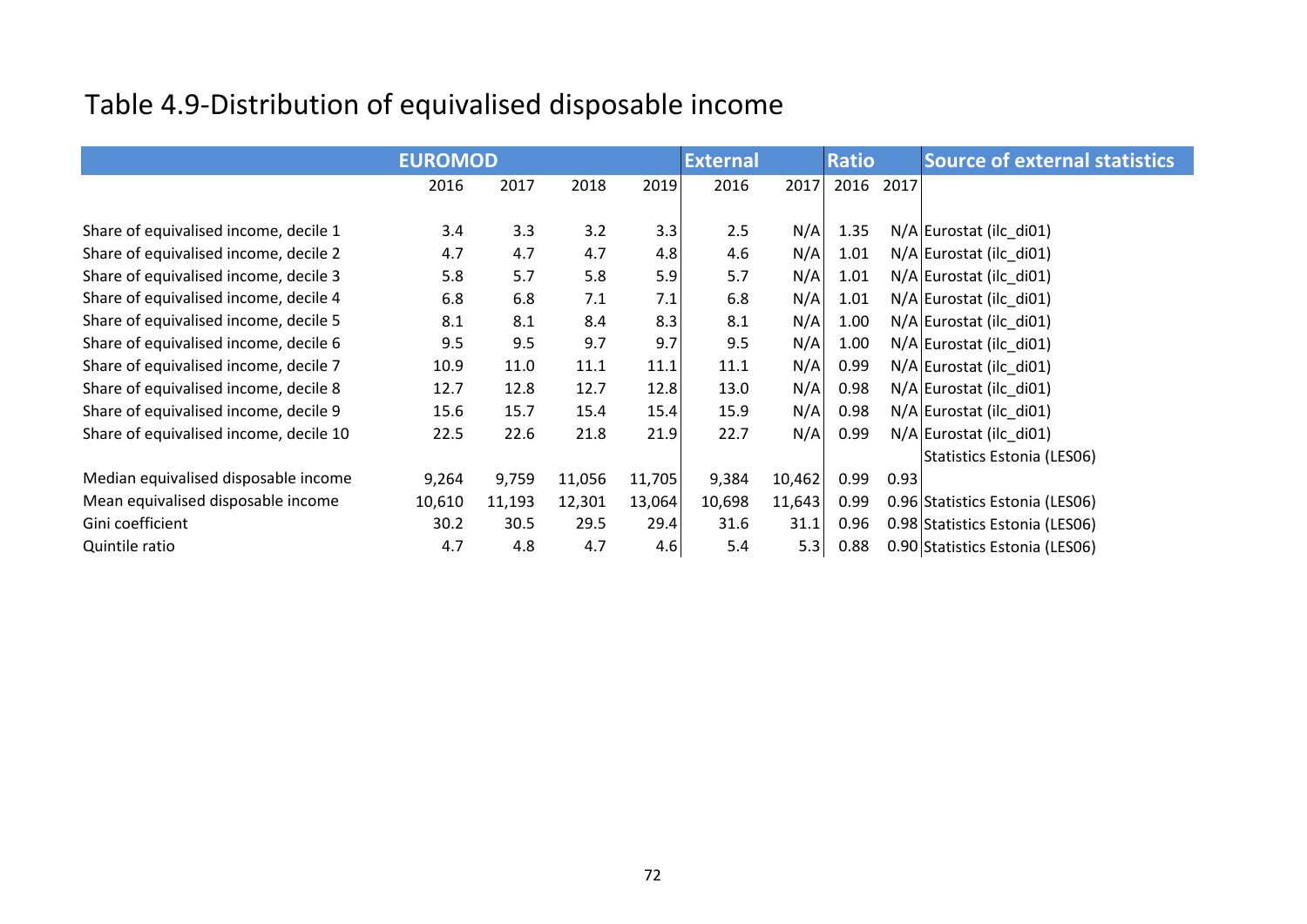# Table 4.9-Distribution of equivalised disposable income

| | EUROMOD | | | | External | | Ratio | | Source of external statistics |
|---|---|---|---|---|---|---|---|---|---|
| | 2016 | 2017 | 2018 | 2019 | 2016 | 2017 | 2016 | 2017 | |
| Share of equivalised income, decile 1 | 3.4 | 3.3 | 3.2 | 3.3 | 2.5 | N/A | 1.35 | N/A | Eurostat (ilc_di01) |
| Share of equivalised income, decile 2 | 4.7 | 4.7 | 4.7 | 4.8 | 4.6 | N/A | 1.01 | N/A | Eurostat (ilc_di01) |
| Share of equivalised income, decile 3 | 5.8 | 5.7 | 5.8 | 5.9 | 5.7 | N/A | 1.01 | N/A | Eurostat (ilc_di01) |
| Share of equivalised income, decile 4 | 6.8 | 6.8 | 7.1 | 7.1 | 6.8 | N/A | 1.01 | N/A | Eurostat (ilc_di01) |
| Share of equivalised income, decile 5 | 8.1 | 8.1 | 8.4 | 8.3 | 8.1 | N/A | 1.00 | N/A | Eurostat (ilc_di01) |
| Share of equivalised income, decile 6 | 9.5 | 9.5 | 9.7 | 9.7 | 9.5 | N/A | 1.00 | N/A | Eurostat (ilc_di01) |
| Share of equivalised income, decile 7 | 10.9 | 11.0 | 11.1 | 11.1 | 11.1 | N/A | 0.99 | N/A | Eurostat (ilc_di01) |
| Share of equivalised income, decile 8 | 12.7 | 12.8 | 12.7 | 12.8 | 13.0 | N/A | 0.98 | N/A | Eurostat (ilc_di01) |
| Share of equivalised income, decile 9 | 15.6 | 15.7 | 15.4 | 15.4 | 15.9 | N/A | 0.98 | N/A | Eurostat (ilc_di01) |
| Share of equivalised income, decile 10 | 22.5 | 22.6 | 21.8 | 21.9 | 22.7 | N/A | 0.99 | N/A | Eurostat (ilc_di01) |
| | | | | | | | | | Statistics Estonia (LES06) |
| Median equivalised disposable income | 9,264 | 9,759 | 11,056 | 11,705 | 9,384 | 10,462 | 0.99 | 0.93 | |
| Mean equivalised disposable income | 10,610 | 11,193 | 12,301 | 13,064 | 10,698 | 11,643 | 0.99 | 0.96 | Statistics Estonia (LES06) |
| Gini coefficient | 30.2 | 30.5 | 29.5 | 29.4 | 31.6 | 31.1 | 0.96 | 0.98 | Statistics Estonia (LES06) |
| Quintile ratio | 4.7 | 4.8 | 4.7 | 4.6 | 5.4 | 5.3 | 0.88 | 0.90 | Statistics Estonia (LES06) |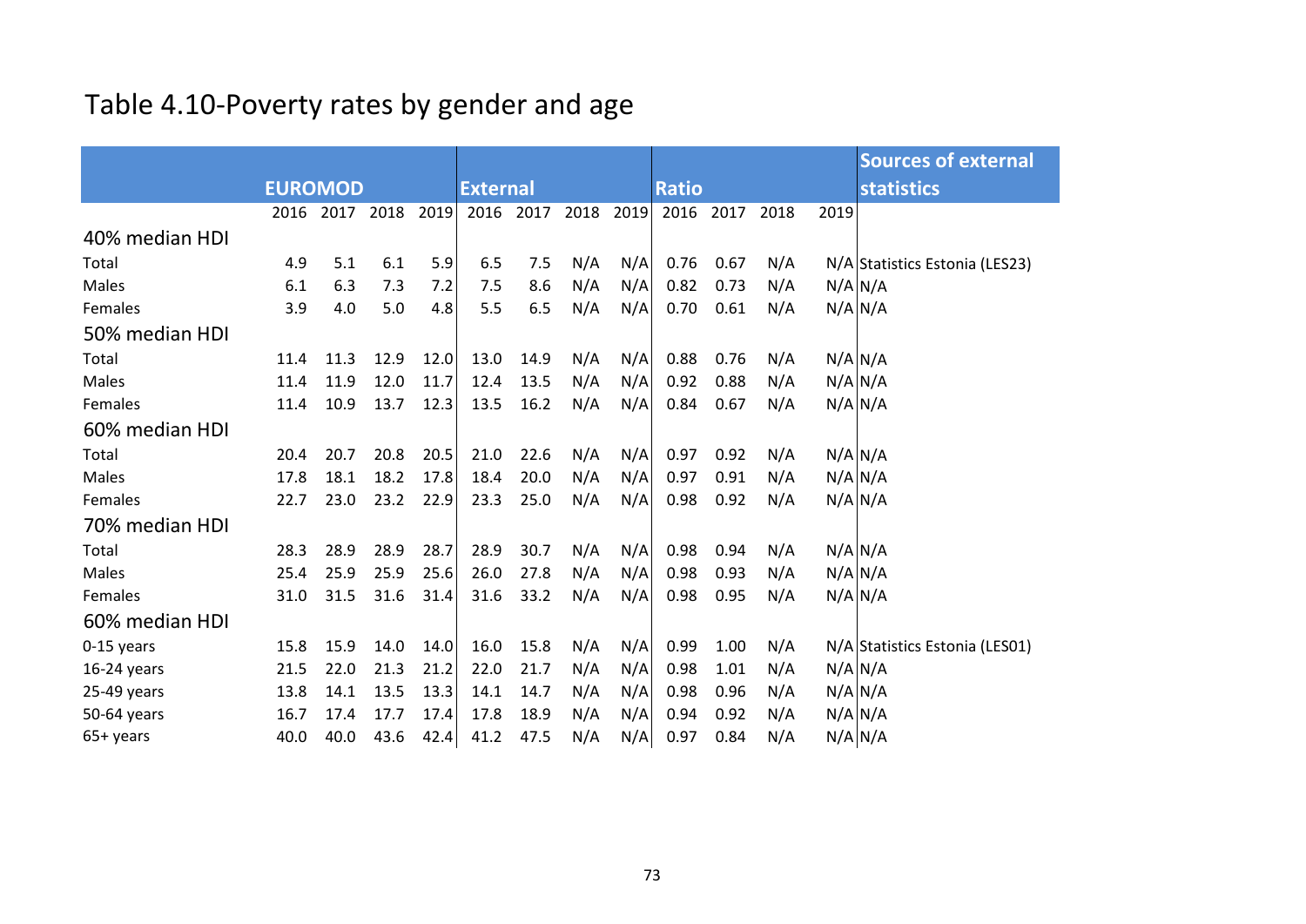# Table 4.10-Poverty rates by gender and age

| | EUROMOD | | | | External | | | | Ratio | | | | Sources of external statistics |
|---|---|---|---|---|---|---|---|---|---|---|---|---|---|
| | 2016 | 2017 | 2018 | 2019 | 2016 | 2017 | 2018 | 2019 | 2016 | 2017 | 2018 | 2019 | |
| **40% median HDI** | | | | | | | | | | | | | |
| Total | 4.9 | 5.1 | 6.1 | 5.9 | 6.5 | 7.5 | N/A | N/A | 0.76 | 0.67 | N/A | N/A | Statistics Estonia (LES23) |
| Males | 6.1 | 6.3 | 7.3 | 7.2 | 7.5 | 8.6 | N/A | N/A | 0.82 | 0.73 | N/A | N/A | N/A |
| Females | 3.9 | 4.0 | 5.0 | 4.8 | 5.5 | 6.5 | N/A | N/A | 0.70 | 0.61 | N/A | N/A | N/A |
| **50% median HDI** | | | | | | | | | | | | | |
| Total | 11.4 | 11.3 | 12.9 | 12.0 | 13.0 | 14.9 | N/A | N/A | 0.88 | 0.76 | N/A | N/A | N/A |
| Males | 11.4 | 11.9 | 12.0 | 11.7 | 12.4 | 13.5 | N/A | N/A | 0.92 | 0.88 | N/A | N/A | N/A |
| Females | 11.4 | 10.9 | 13.7 | 12.3 | 13.5 | 16.2 | N/A | N/A | 0.84 | 0.67 | N/A | N/A | N/A |
| **60% median HDI** | | | | | | | | | | | | | |
| Total | 20.4 | 20.7 | 20.8 | 20.5 | 21.0 | 22.6 | N/A | N/A | 0.97 | 0.92 | N/A | N/A | N/A |
| Males | 17.8 | 18.1 | 18.2 | 17.8 | 18.4 | 20.0 | N/A | N/A | 0.97 | 0.91 | N/A | N/A | N/A |
| Females | 22.7 | 23.0 | 23.2 | 22.9 | 23.3 | 25.0 | N/A | N/A | 0.98 | 0.92 | N/A | N/A | N/A |
| **70% median HDI** | | | | | | | | | | | | | |
| Total | 28.3 | 28.9 | 28.9 | 28.7 | 28.9 | 30.7 | N/A | N/A | 0.98 | 0.94 | N/A | N/A | N/A |
| Males | 25.4 | 25.9 | 25.9 | 25.6 | 26.0 | 27.8 | N/A | N/A | 0.98 | 0.93 | N/A | N/A | N/A |
| Females | 31.0 | 31.5 | 31.6 | 31.4 | 31.6 | 33.2 | N/A | N/A | 0.98 | 0.95 | N/A | N/A | N/A |
| **60% median HDI** | | | | | | | | | | | | | |
| 0-15 years | 15.8 | 15.9 | 14.0 | 14.0 | 16.0 | 15.8 | N/A | N/A | 0.99 | 1.00 | N/A | N/A | Statistics Estonia (LES01) |
| 16-24 years | 21.5 | 22.0 | 21.3 | 21.2 | 22.0 | 21.7 | N/A | N/A | 0.98 | 1.01 | N/A | N/A | N/A |
| 25-49 years | 13.8 | 14.1 | 13.5 | 13.3 | 14.1 | 14.7 | N/A | N/A | 0.98 | 0.96 | N/A | N/A | N/A |
| 50-64 years | 16.7 | 17.4 | 17.7 | 17.4 | 17.8 | 18.9 | N/A | N/A | 0.94 | 0.92 | N/A | N/A | N/A |
| 65+ years | 40.0 | 40.0 | 43.6 | 42.4 | 41.2 | 47.5 | N/A | N/A | 0.97 | 0.84 | N/A | N/A | N/A |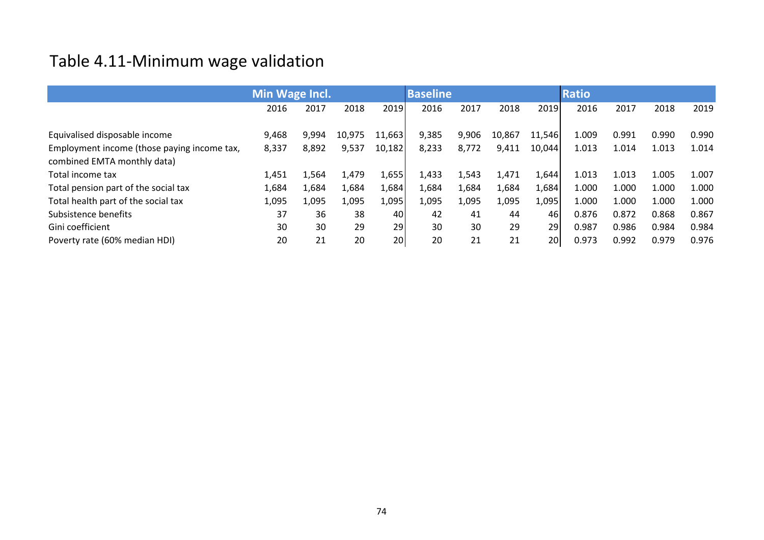# Table 4.11-Minimum wage validation

| | Min Wage Incl. | | | | Baseline | | | | Ratio | | | |
|---|---|---|---|---|---|---|---|---|---|---|---|---|
| | 2016 | 2017 | 2018 | 2019 | 2016 | 2017 | 2018 | 2019 | 2016 | 2017 | 2018 | 2019 |
| Equivalised disposable income | 9,468 | 9,994 | 10,975 | 11,663 | 9,385 | 9,906 | 10,867 | 11,546 | 1.009 | 0.991 | 0.990 | 0.990 |
| Employment income (those paying income tax, combined EMTA monthly data) | 8,337 | 8,892 | 9,537 | 10,182 | 8,233 | 8,772 | 9,411 | 10,044 | 1.013 | 1.014 | 1.013 | 1.014 |
| Total income tax | 1,451 | 1,564 | 1,479 | 1,655 | 1,433 | 1,543 | 1,471 | 1,644 | 1.013 | 1.013 | 1.005 | 1.007 |
| Total pension part of the social tax | 1,684 | 1,684 | 1,684 | 1,684 | 1,684 | 1,684 | 1,684 | 1,684 | 1.000 | 1.000 | 1.000 | 1.000 |
| Total health part of the social tax | 1,095 | 1,095 | 1,095 | 1,095 | 1,095 | 1,095 | 1,095 | 1,095 | 1.000 | 1.000 | 1.000 | 1.000 |
| Subsistence benefits | 37 | 36 | 38 | 40 | 42 | 41 | 44 | 46 | 0.876 | 0.872 | 0.868 | 0.867 |
| Gini coefficient | 30 | 30 | 29 | 29 | 30 | 30 | 29 | 29 | 0.987 | 0.986 | 0.984 | 0.984 |
| Poverty rate (60% median HDI) | 20 | 21 | 20 | 20 | 20 | 21 | 21 | 20 | 0.973 | 0.992 | 0.979 | 0.976 |